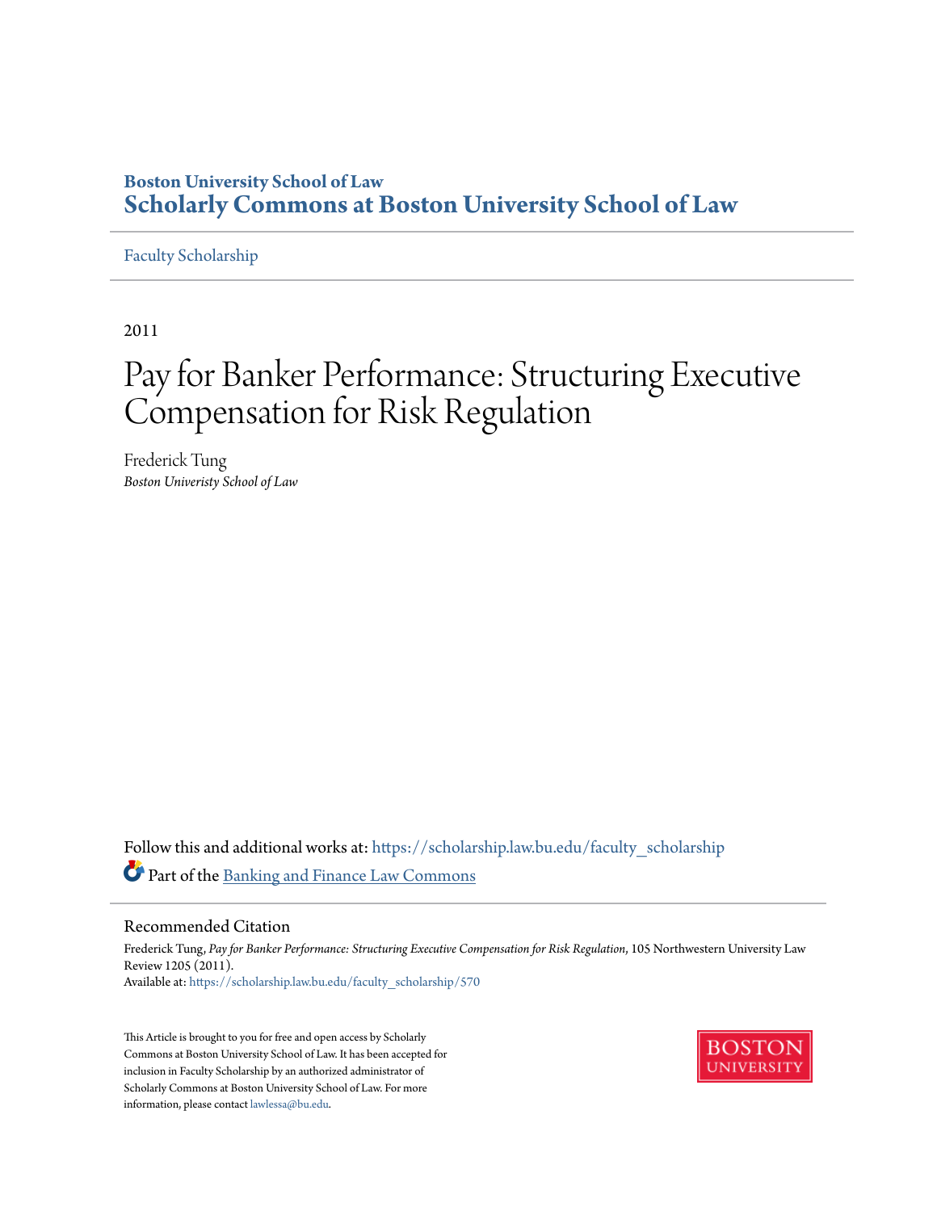Boston University School of Law

**Scholarly Commons at Boston University School of Law**

Faculty Scholarship

2011

# Pay for Banker Performance: Structuring Executive Compensation for Risk Regulation

Frederick Tung

*Boston Univeristy School of Law*

Follow this and additional works at: https://scholarship.law.bu.edu/faculty_scholarship

Part of the Banking and Finance Law Commons

## Recommended Citation

Frederick Tung, *Pay for Banker Performance: Structuring Executive Compensation for Risk Regulation*, 105 Northwestern University Law Review 1205 (2011).

Available at: https://scholarship.law.bu.edu/faculty_scholarship/570

This Article is brought to you for free and open access by Scholarly Commons at Boston University School of Law. It has been accepted for inclusion in Faculty Scholarship by an authorized administrator of Scholarly Commons at Boston University School of Law. For more information, please contact lawlessa@bu.edu.

BOSTON UNIVERSITY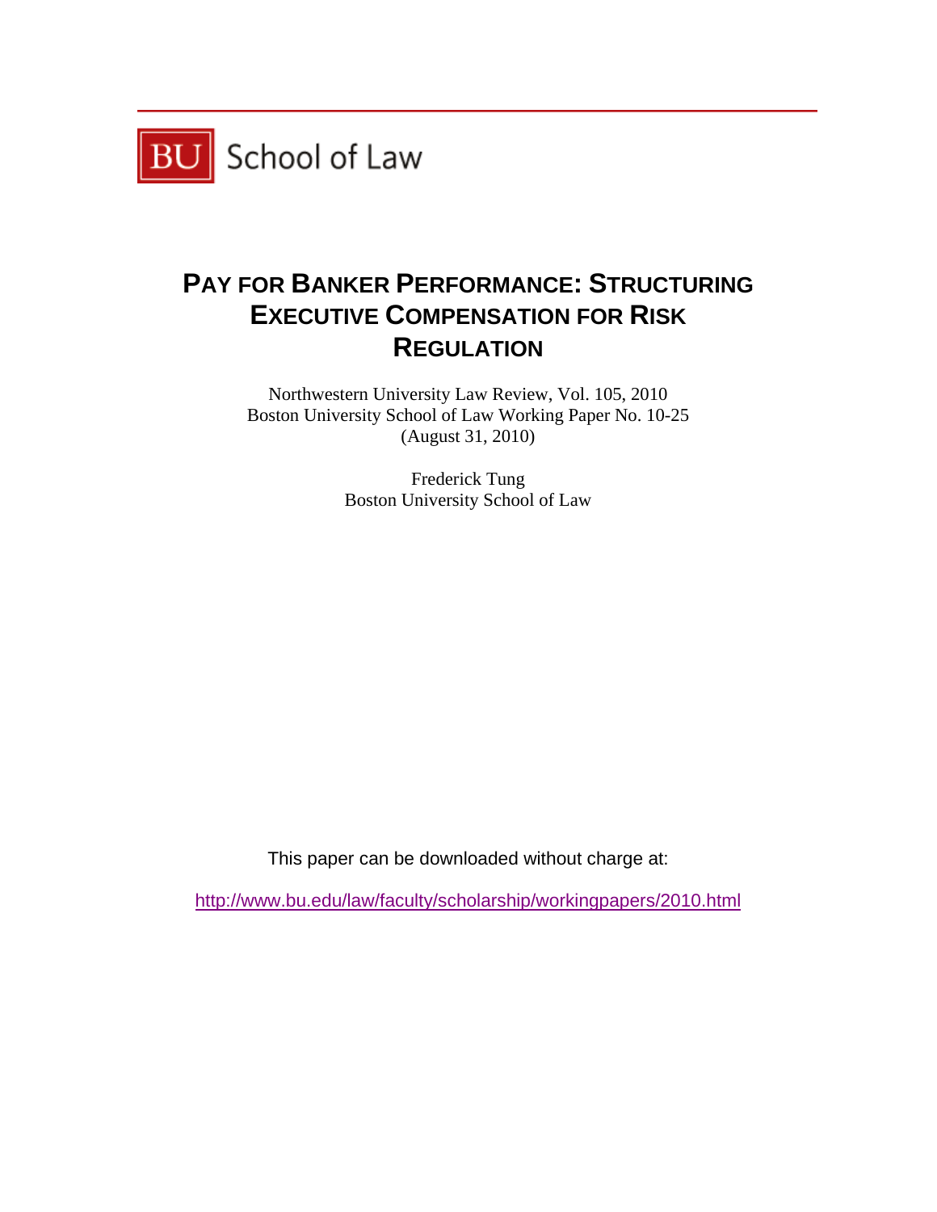BU School of Law

# PAY FOR BANKER PERFORMANCE: STRUCTURING EXECUTIVE COMPENSATION FOR RISK REGULATION

Northwestern University Law Review, Vol. 105, 2010
Boston University School of Law Working Paper No. 10-25
(August 31, 2010)

Frederick Tung
Boston University School of Law

This paper can be downloaded without charge at:

http://www.bu.edu/law/faculty/scholarship/workingpapers/2010.html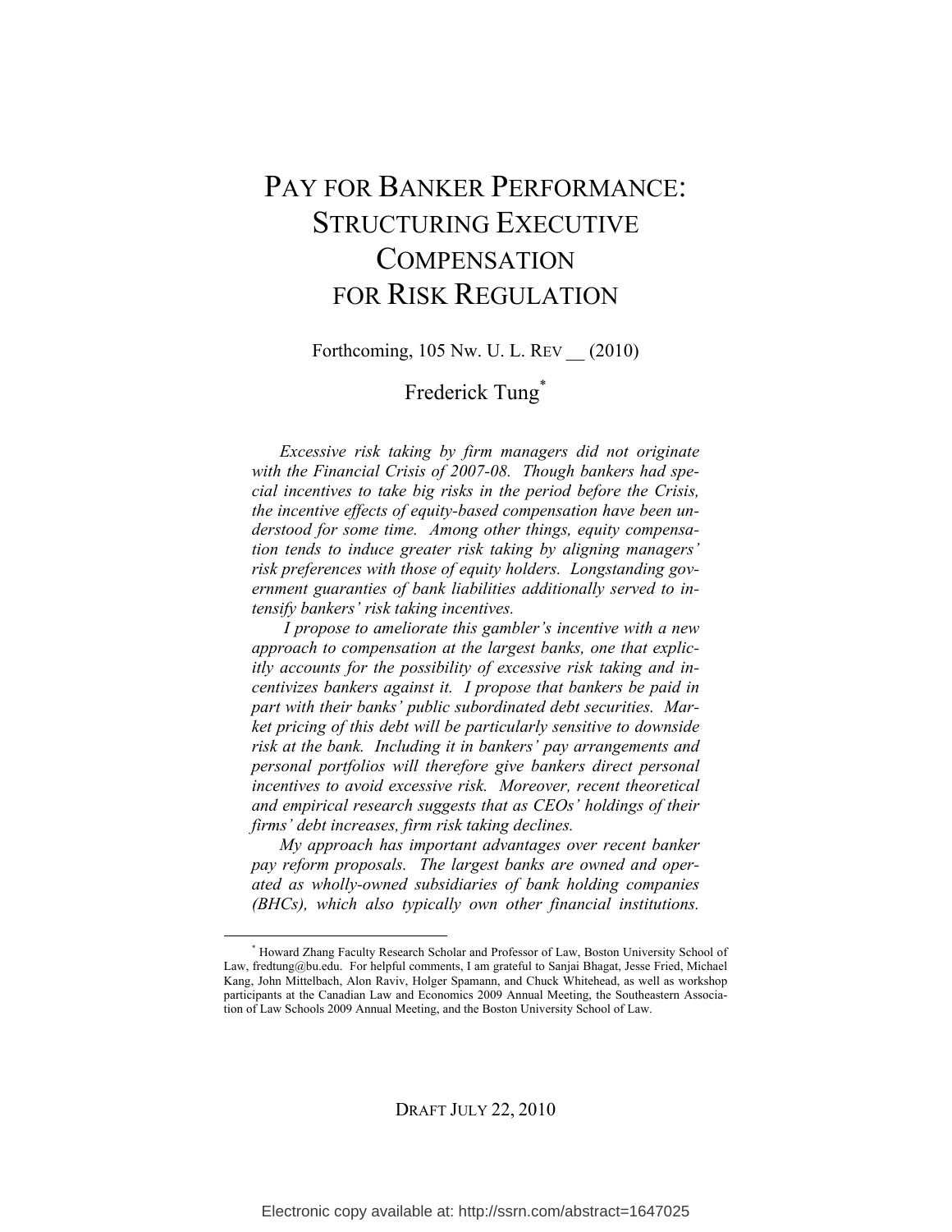# PAY FOR BANKER PERFORMANCE: STRUCTURING EXECUTIVE COMPENSATION FOR RISK REGULATION

Forthcoming, 105 NW. U. L. REV __ (2010)

Frederick Tung*

*Excessive risk taking by firm managers did not originate with the Financial Crisis of 2007-08. Though bankers had special incentives to take big risks in the period before the Crisis, the incentive effects of equity-based compensation have been understood for some time. Among other things, equity compensation tends to induce greater risk taking by aligning managers' risk preferences with those of equity holders. Longstanding government guaranties of bank liabilities additionally served to intensify bankers' risk taking incentives.*

*I propose to ameliorate this gambler's incentive with a new approach to compensation at the largest banks, one that explicitly accounts for the possibility of excessive risk taking and incentivizes bankers against it. I propose that bankers be paid in part with their banks' public subordinated debt securities. Market pricing of this debt will be particularly sensitive to downside risk at the bank. Including it in bankers' pay arrangements and personal portfolios will therefore give bankers direct personal incentives to avoid excessive risk. Moreover, recent theoretical and empirical research suggests that as CEOs' holdings of their firms' debt increases, firm risk taking declines.*

*My approach has important advantages over recent banker pay reform proposals. The largest banks are owned and operated as wholly-owned subsidiaries of bank holding companies (BHCs), which also typically own other financial institutions.*

\* Howard Zhang Faculty Research Scholar and Professor of Law, Boston University School of Law, fredtung@bu.edu. For helpful comments, I am grateful to Sanjai Bhagat, Jesse Fried, Michael Kang, John Mittelbach, Alon Raviv, Holger Spamann, and Chuck Whitehead, as well as workshop participants at the Canadian Law and Economics 2009 Annual Meeting, the Southeastern Association of Law Schools 2009 Annual Meeting, and the Boston University School of Law.

DRAFT JULY 22, 2010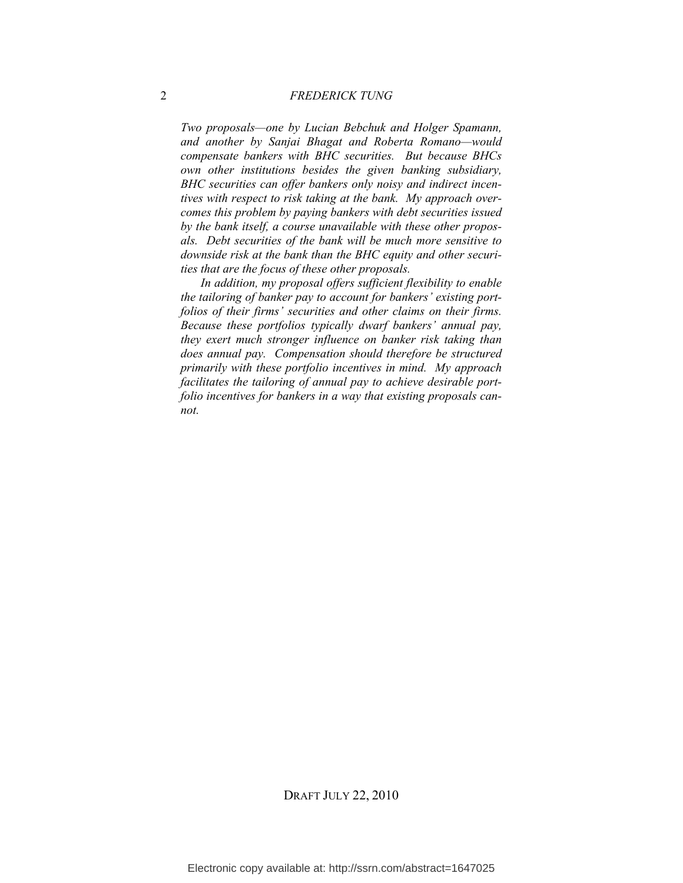*Two proposals—one by Lucian Bebchuk and Holger Spamann, and another by Sanjai Bhagat and Roberta Romano—would compensate bankers with BHC securities. But because BHCs own other institutions besides the given banking subsidiary, BHC securities can offer bankers only noisy and indirect incentives with respect to risk taking at the bank. My approach overcomes this problem by paying bankers with debt securities issued by the bank itself, a course unavailable with these other proposals. Debt securities of the bank will be much more sensitive to downside risk at the bank than the BHC equity and other securities that are the focus of these other proposals.*

*In addition, my proposal offers sufficient flexibility to enable the tailoring of banker pay to account for bankers' existing portfolios of their firms' securities and other claims on their firms. Because these portfolios typically dwarf bankers' annual pay, they exert much stronger influence on banker risk taking than does annual pay. Compensation should therefore be structured primarily with these portfolio incentives in mind. My approach facilitates the tailoring of annual pay to achieve desirable portfolio incentives for bankers in a way that existing proposals cannot.*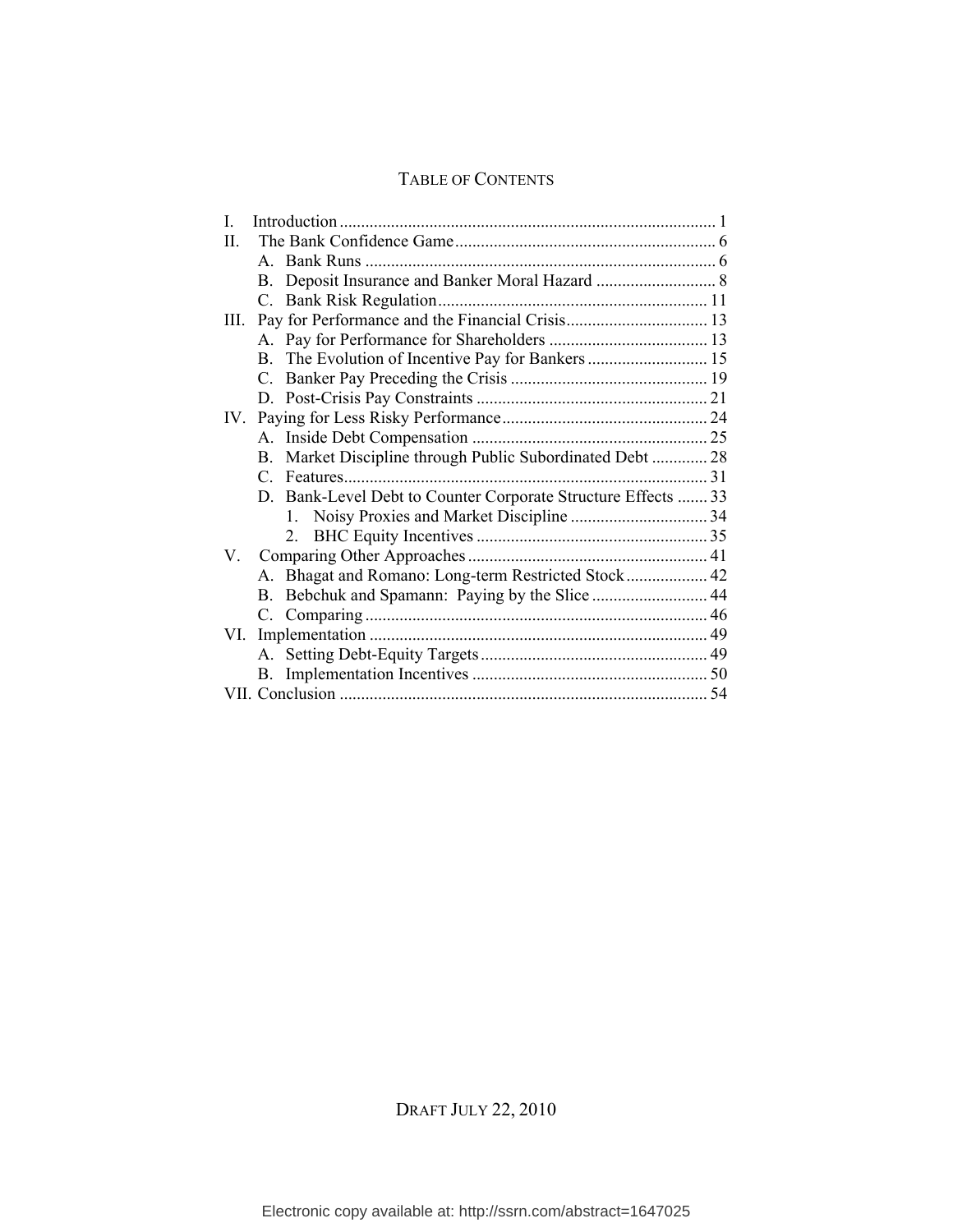# TABLE OF CONTENTS

I. Introduction ........................................................................................ 1
II. The Bank Confidence Game ............................................................ 6
  A. Bank Runs ................................................................................. 6
  B. Deposit Insurance and Banker Moral Hazard ............................ 8
  C. Bank Risk Regulation ............................................................... 11
III. Pay for Performance and the Financial Crisis ................................. 13
  A. Pay for Performance for Shareholders ..................................... 13
  B. The Evolution of Incentive Pay for Bankers ............................ 15
  C. Banker Pay Preceding the Crisis .............................................. 19
  D. Post-Crisis Pay Constraints ...................................................... 21
IV. Paying for Less Risky Performance ................................................ 24
  A. Inside Debt Compensation ....................................................... 25
  B. Market Discipline through Public Subordinated Debt ............. 28
  C. Features .................................................................................... 31
  D. Bank-Level Debt to Counter Corporate Structure Effects ....... 33
    1. Noisy Proxies and Market Discipline ................................ 34
    2. BHC Equity Incentives ...................................................... 35
V. Comparing Other Approaches ........................................................ 41
  A. Bhagat and Romano: Long-term Restricted Stock ................... 42
  B. Bebchuk and Spamann: Paying by the Slice ........................... 44
  C. Comparing ................................................................................ 46
VI. Implementation ............................................................................... 49
  A. Setting Debt-Equity Targets ..................................................... 49
  B. Implementation Incentives ....................................................... 50
VII. Conclusion ..................................................................................... 54

DRAFT JULY 22, 2010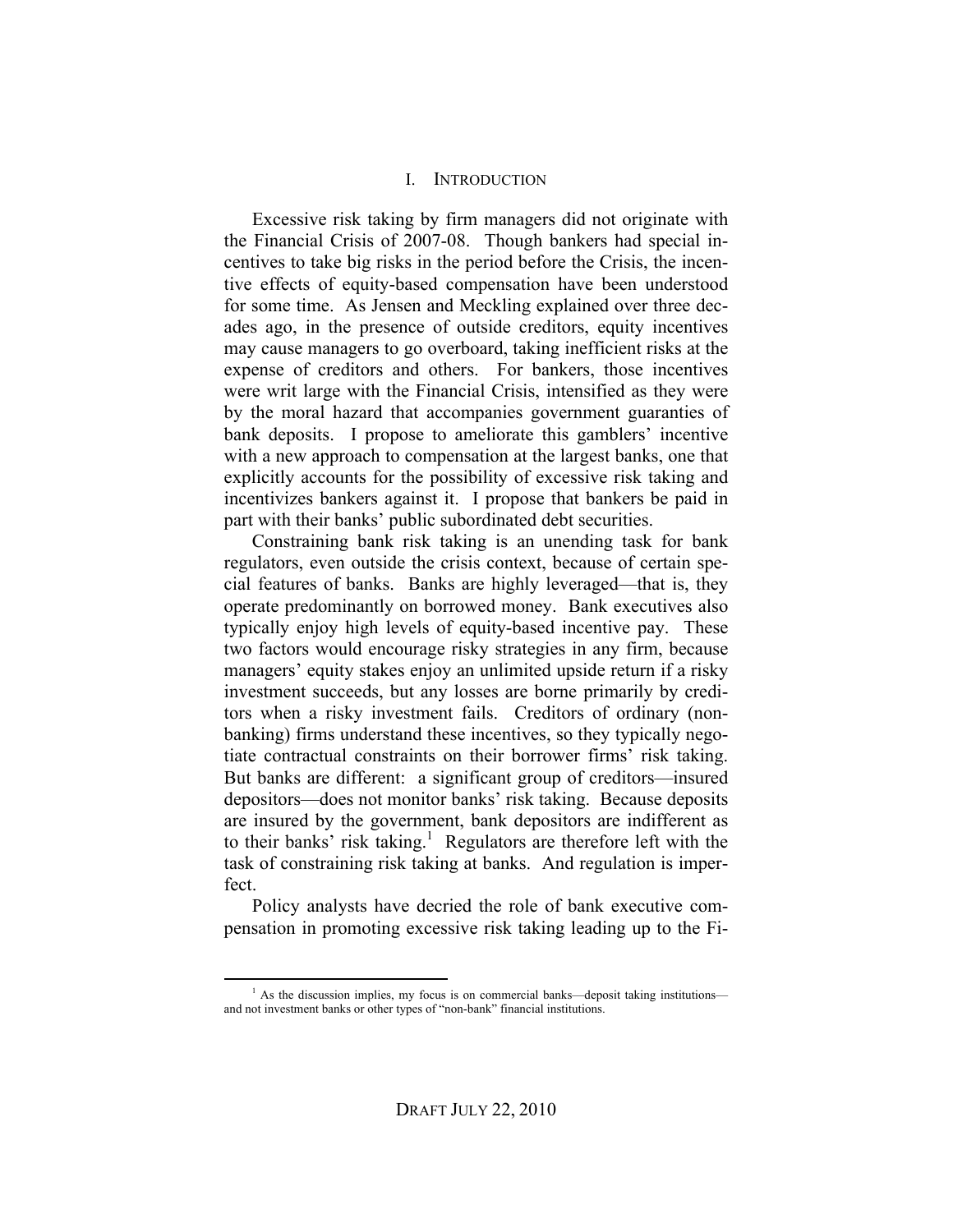# I. INTRODUCTION

Excessive risk taking by firm managers did not originate with the Financial Crisis of 2007-08. Though bankers had special incentives to take big risks in the period before the Crisis, the incentive effects of equity-based compensation have been understood for some time. As Jensen and Meckling explained over three decades ago, in the presence of outside creditors, equity incentives may cause managers to go overboard, taking inefficient risks at the expense of creditors and others. For bankers, those incentives were writ large with the Financial Crisis, intensified as they were by the moral hazard that accompanies government guaranties of bank deposits. I propose to ameliorate this gamblers' incentive with a new approach to compensation at the largest banks, one that explicitly accounts for the possibility of excessive risk taking and incentivizes bankers against it. I propose that bankers be paid in part with their banks' public subordinated debt securities.

Constraining bank risk taking is an unending task for bank regulators, even outside the crisis context, because of certain special features of banks. Banks are highly leveraged—that is, they operate predominantly on borrowed money. Bank executives also typically enjoy high levels of equity-based incentive pay. These two factors would encourage risky strategies in any firm, because managers' equity stakes enjoy an unlimited upside return if a risky investment succeeds, but any losses are borne primarily by creditors when a risky investment fails. Creditors of ordinary (non-banking) firms understand these incentives, so they typically negotiate contractual constraints on their borrower firms' risk taking. But banks are different: a significant group of creditors—insured depositors—does not monitor banks' risk taking. Because deposits are insured by the government, bank depositors are indifferent as to their banks' risk taking.[1] Regulators are therefore left with the task of constraining risk taking at banks. And regulation is imperfect.

Policy analysts have decried the role of bank executive compensation in promoting excessive risk taking leading up to the Fi-

[1] As the discussion implies, my focus is on commercial banks—deposit taking institutions—and not investment banks or other types of "non-bank" financial institutions.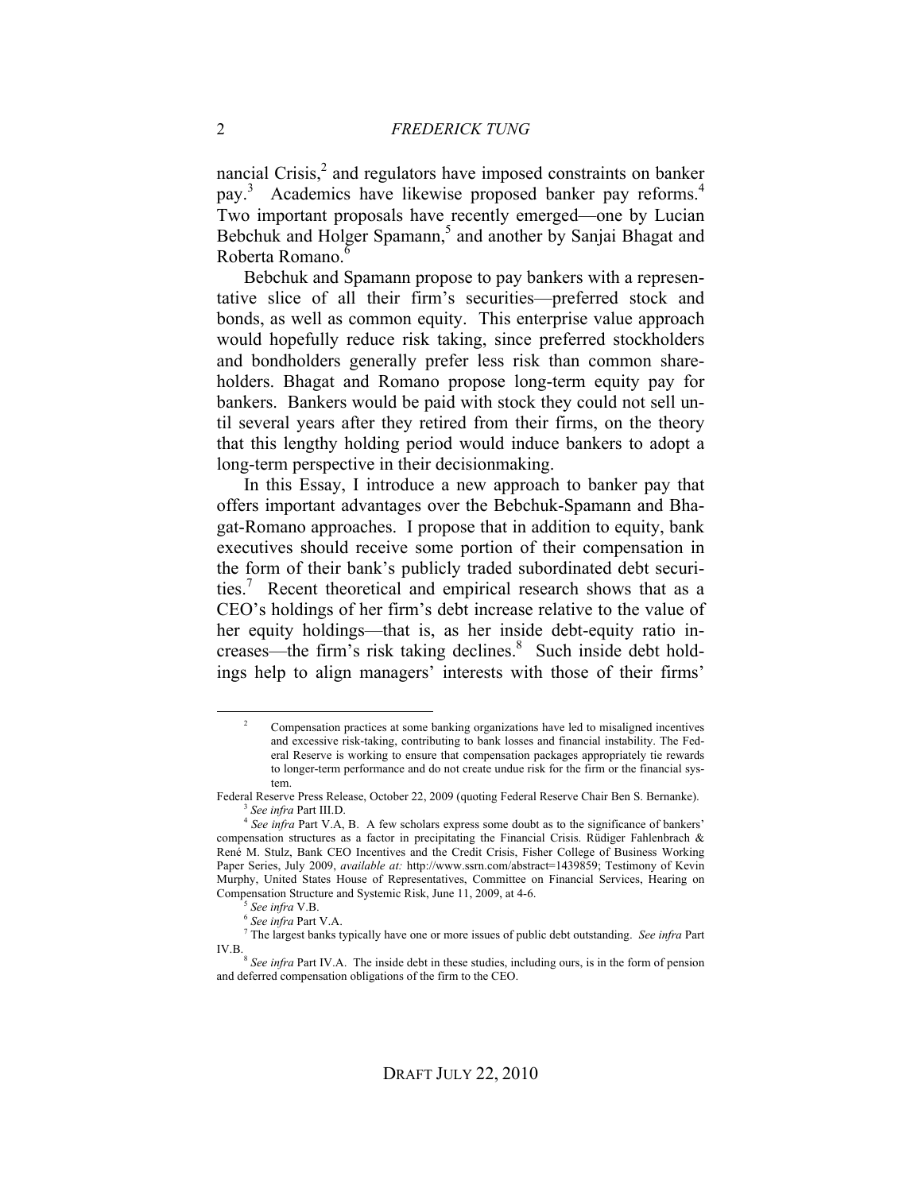nancial Crisis,[2] and regulators have imposed constraints on banker pay.[3] Academics have likewise proposed banker pay reforms.[4] Two important proposals have recently emerged—one by Lucian Bebchuk and Holger Spamann,[5] and another by Sanjai Bhagat and Roberta Romano.[6]

Bebchuk and Spamann propose to pay bankers with a representative slice of all their firm's securities—preferred stock and bonds, as well as common equity. This enterprise value approach would hopefully reduce risk taking, since preferred stockholders and bondholders generally prefer less risk than common shareholders. Bhagat and Romano propose long-term equity pay for bankers. Bankers would be paid with stock they could not sell until several years after they retired from their firms, on the theory that this lengthy holding period would induce bankers to adopt a long-term perspective in their decisionmaking.

In this Essay, I introduce a new approach to banker pay that offers important advantages over the Bebchuk-Spamann and Bhagat-Romano approaches. I propose that in addition to equity, bank executives should receive some portion of their compensation in the form of their bank's publicly traded subordinated debt securities.[7] Recent theoretical and empirical research shows that as a CEO's holdings of her firm's debt increase relative to the value of her equity holdings—that is, as her inside debt-equity ratio increases—the firm's risk taking declines.[8] Such inside debt holdings help to align managers' interests with those of their firms'

---

[2]
> Compensation practices at some banking organizations have led to misaligned incentives and excessive risk-taking, contributing to bank losses and financial instability. The Federal Reserve is working to ensure that compensation packages appropriately tie rewards to longer-term performance and do not create undue risk for the firm or the financial system.

Federal Reserve Press Release, October 22, 2009 (quoting Federal Reserve Chair Ben S. Bernanke).

[3] *See infra* Part III.D.

[4] *See infra* Part V.A, B. A few scholars express some doubt as to the significance of bankers' compensation structures as a factor in precipitating the Financial Crisis. Rüdiger Fahlenbrach & René M. Stulz, Bank CEO Incentives and the Credit Crisis, Fisher College of Business Working Paper Series, July 2009, *available at:* http://www.ssrn.com/abstract=1439859; Testimony of Kevin Murphy, United States House of Representatives, Committee on Financial Services, Hearing on Compensation Structure and Systemic Risk, June 11, 2009, at 4-6.

[5] *See infra* V.B.

[6] *See infra* Part V.A.

[7] The largest banks typically have one or more issues of public debt outstanding. *See infra* Part IV.B.

[8] *See infra* Part IV.A. The inside debt in these studies, including ours, is in the form of pension and deferred compensation obligations of the firm to the CEO.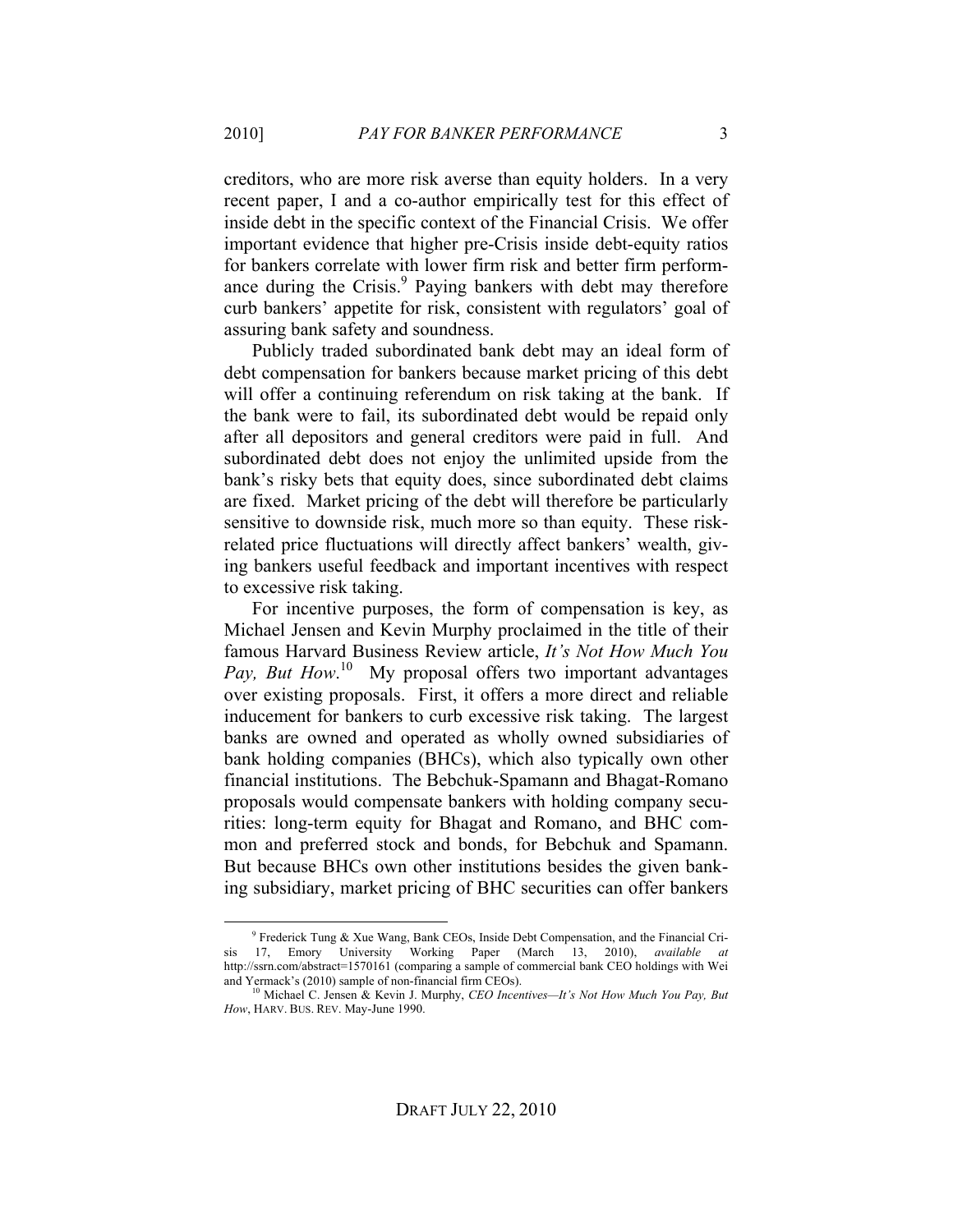creditors, who are more risk averse than equity holders. In a very recent paper, I and a co-author empirically test for this effect of inside debt in the specific context of the Financial Crisis. We offer important evidence that higher pre-Crisis inside debt-equity ratios for bankers correlate with lower firm risk and better firm performance during the Crisis.[9] Paying bankers with debt may therefore curb bankers' appetite for risk, consistent with regulators' goal of assuring bank safety and soundness.

Publicly traded subordinated bank debt may an ideal form of debt compensation for bankers because market pricing of this debt will offer a continuing referendum on risk taking at the bank. If the bank were to fail, its subordinated debt would be repaid only after all depositors and general creditors were paid in full. And subordinated debt does not enjoy the unlimited upside from the bank's risky bets that equity does, since subordinated debt claims are fixed. Market pricing of the debt will therefore be particularly sensitive to downside risk, much more so than equity. These risk-related price fluctuations will directly affect bankers' wealth, giving bankers useful feedback and important incentives with respect to excessive risk taking.

For incentive purposes, the form of compensation is key, as Michael Jensen and Kevin Murphy proclaimed in the title of their famous Harvard Business Review article, *It's Not How Much You Pay, But How*.[10] My proposal offers two important advantages over existing proposals. First, it offers a more direct and reliable inducement for bankers to curb excessive risk taking. The largest banks are owned and operated as wholly owned subsidiaries of bank holding companies (BHCs), which also typically own other financial institutions. The Bebchuk-Spamann and Bhagat-Romano proposals would compensate bankers with holding company securities: long-term equity for Bhagat and Romano, and BHC common and preferred stock and bonds, for Bebchuk and Spamann. But because BHCs own other institutions besides the given banking subsidiary, market pricing of BHC securities can offer bankers

---

[9] Frederick Tung & Xue Wang, Bank CEOs, Inside Debt Compensation, and the Financial Crisis 17, Emory University Working Paper (March 13, 2010), *available at* http://ssrn.com/abstract=1570161 (comparing a sample of commercial bank CEO holdings with Wei and Yermack's (2010) sample of non-financial firm CEOs).

[10] Michael C. Jensen & Kevin J. Murphy, *CEO Incentives—It's Not How Much You Pay, But How*, HARV. BUS. REV. May-June 1990.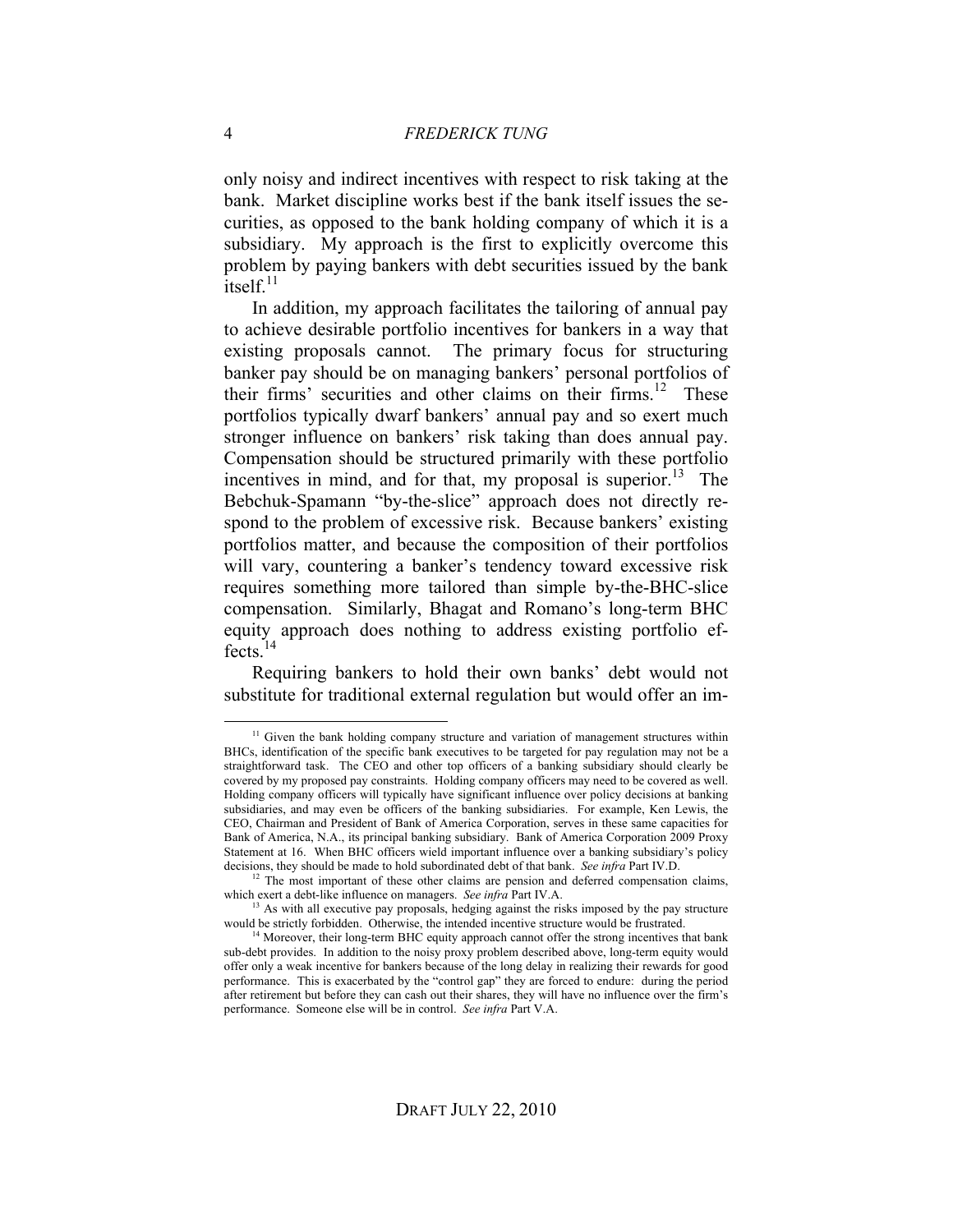only noisy and indirect incentives with respect to risk taking at the bank. Market discipline works best if the bank itself issues the securities, as opposed to the bank holding company of which it is a subsidiary. My approach is the first to explicitly overcome this problem by paying bankers with debt securities issued by the bank itself.[11]

In addition, my approach facilitates the tailoring of annual pay to achieve desirable portfolio incentives for bankers in a way that existing proposals cannot. The primary focus for structuring banker pay should be on managing bankers' personal portfolios of their firms' securities and other claims on their firms.[12] These portfolios typically dwarf bankers' annual pay and so exert much stronger influence on bankers' risk taking than does annual pay. Compensation should be structured primarily with these portfolio incentives in mind, and for that, my proposal is superior.[13] The Bebchuk-Spamann "by-the-slice" approach does not directly respond to the problem of excessive risk. Because bankers' existing portfolios matter, and because the composition of their portfolios will vary, countering a banker's tendency toward excessive risk requires something more tailored than simple by-the-BHC-slice compensation. Similarly, Bhagat and Romano's long-term BHC equity approach does nothing to address existing portfolio effects.[14]

Requiring bankers to hold their own banks' debt would not substitute for traditional external regulation but would offer an im-

---

[11] Given the bank holding company structure and variation of management structures within BHCs, identification of the specific bank executives to be targeted for pay regulation may not be a straightforward task. The CEO and other top officers of a banking subsidiary should clearly be covered by my proposed pay constraints. Holding company officers may need to be covered as well. Holding company officers will typically have significant influence over policy decisions at banking subsidiaries, and may even be officers of the banking subsidiaries. For example, Ken Lewis, the CEO, Chairman and President of Bank of America Corporation, serves in these same capacities for Bank of America, N.A., its principal banking subsidiary. Bank of America Corporation 2009 Proxy Statement at 16. When BHC officers wield important influence over a banking subsidiary's policy decisions, they should be made to hold subordinated debt of that bank. *See infra* Part IV.D.

[12] The most important of these other claims are pension and deferred compensation claims, which exert a debt-like influence on managers. *See infra* Part IV.A.

[13] As with all executive pay proposals, hedging against the risks imposed by the pay structure would be strictly forbidden. Otherwise, the intended incentive structure would be frustrated.

[14] Moreover, their long-term BHC equity approach cannot offer the strong incentives that bank sub-debt provides. In addition to the noisy proxy problem described above, long-term equity would offer only a weak incentive for bankers because of the long delay in realizing their rewards for good performance. This is exacerbated by the "control gap" they are forced to endure: during the period after retirement but before they can cash out their shares, they will have no influence over the firm's performance. Someone else will be in control. *See infra* Part V.A.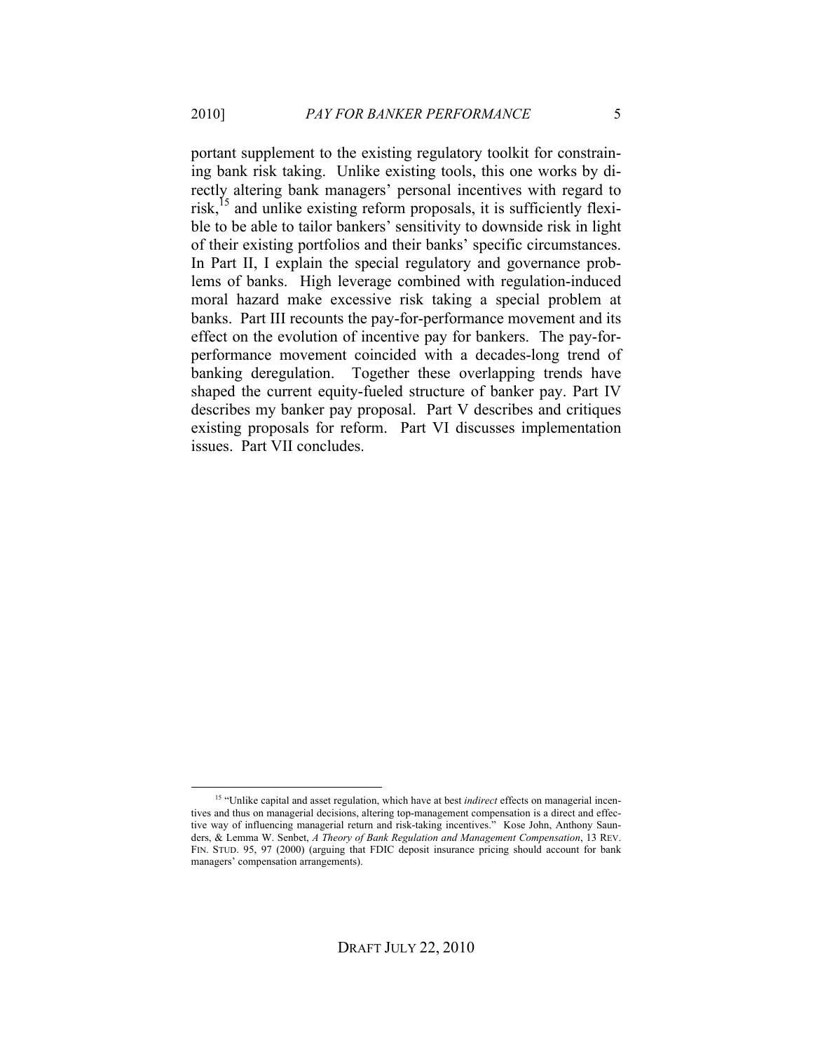portant supplement to the existing regulatory toolkit for constraining bank risk taking. Unlike existing tools, this one works by directly altering bank managers' personal incentives with regard to risk,[15] and unlike existing reform proposals, it is sufficiently flexible to be able to tailor bankers' sensitivity to downside risk in light of their existing portfolios and their banks' specific circumstances. In Part II, I explain the special regulatory and governance problems of banks. High leverage combined with regulation-induced moral hazard make excessive risk taking a special problem at banks. Part III recounts the pay-for-performance movement and its effect on the evolution of incentive pay for bankers. The pay-for-performance movement coincided with a decades-long trend of banking deregulation. Together these overlapping trends have shaped the current equity-fueled structure of banker pay. Part IV describes my banker pay proposal. Part V describes and critiques existing proposals for reform. Part VI discusses implementation issues. Part VII concludes.

---

[15] "Unlike capital and asset regulation, which have at best *indirect* effects on managerial incentives and thus on managerial decisions, altering top-management compensation is a direct and effective way of influencing managerial return and risk-taking incentives." Kose John, Anthony Saunders, & Lemma W. Senbet, *A Theory of Bank Regulation and Management Compensation*, 13 REV. FIN. STUD. 95, 97 (2000) (arguing that FDIC deposit insurance pricing should account for bank managers' compensation arrangements).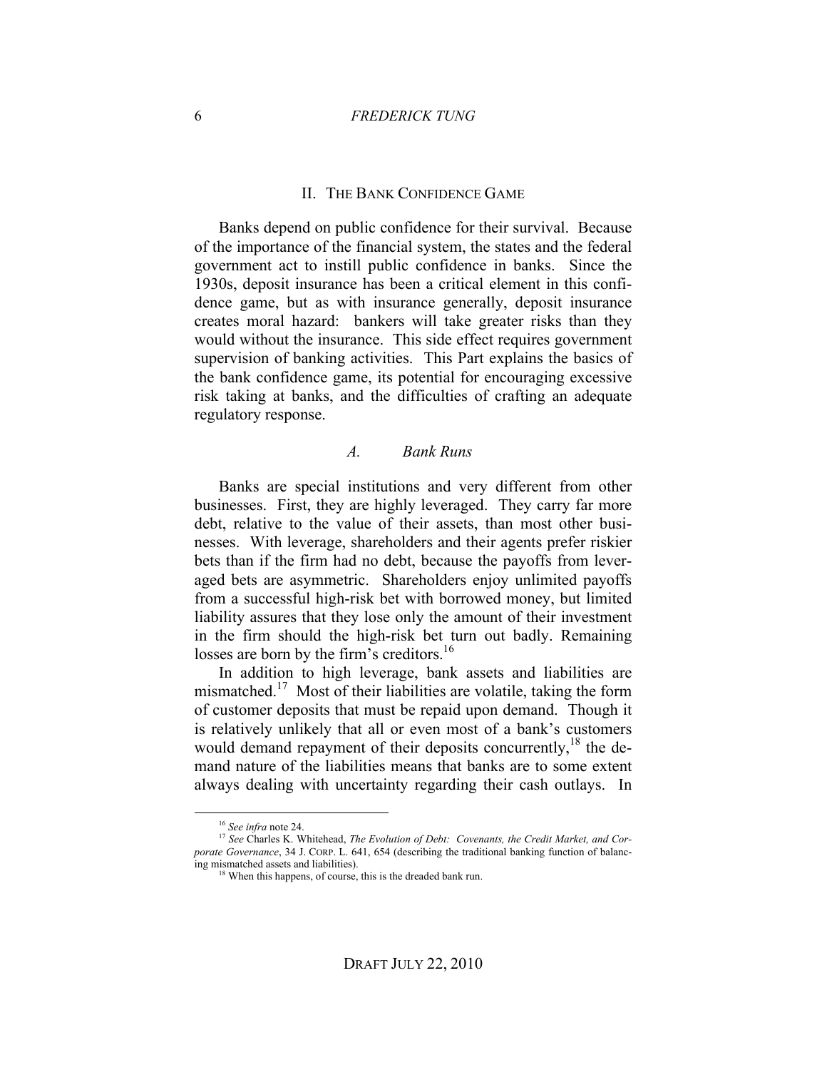## II. THE BANK CONFIDENCE GAME

Banks depend on public confidence for their survival. Because of the importance of the financial system, the states and the federal government act to instill public confidence in banks. Since the 1930s, deposit insurance has been a critical element in this confidence game, but as with insurance generally, deposit insurance creates moral hazard: bankers will take greater risks than they would without the insurance. This side effect requires government supervision of banking activities. This Part explains the basics of the bank confidence game, its potential for encouraging excessive risk taking at banks, and the difficulties of crafting an adequate regulatory response.

### *A. Bank Runs*

Banks are special institutions and very different from other businesses. First, they are highly leveraged. They carry far more debt, relative to the value of their assets, than most other businesses. With leverage, shareholders and their agents prefer riskier bets than if the firm had no debt, because the payoffs from leveraged bets are asymmetric. Shareholders enjoy unlimited payoffs from a successful high-risk bet with borrowed money, but limited liability assures that they lose only the amount of their investment in the firm should the high-risk bet turn out badly. Remaining losses are born by the firm's creditors.[16]

In addition to high leverage, bank assets and liabilities are mismatched.[17] Most of their liabilities are volatile, taking the form of customer deposits that must be repaid upon demand. Though it is relatively unlikely that all or even most of a bank's customers would demand repayment of their deposits concurrently,[18] the demand nature of the liabilities means that banks are to some extent always dealing with uncertainty regarding their cash outlays. In

---

[16] *See infra* note 24.

[17] *See* Charles K. Whitehead, *The Evolution of Debt: Covenants, the Credit Market, and Corporate Governance*, 34 J. CORP. L. 641, 654 (describing the traditional banking function of balancing mismatched assets and liabilities).

[18] When this happens, of course, this is the dreaded bank run.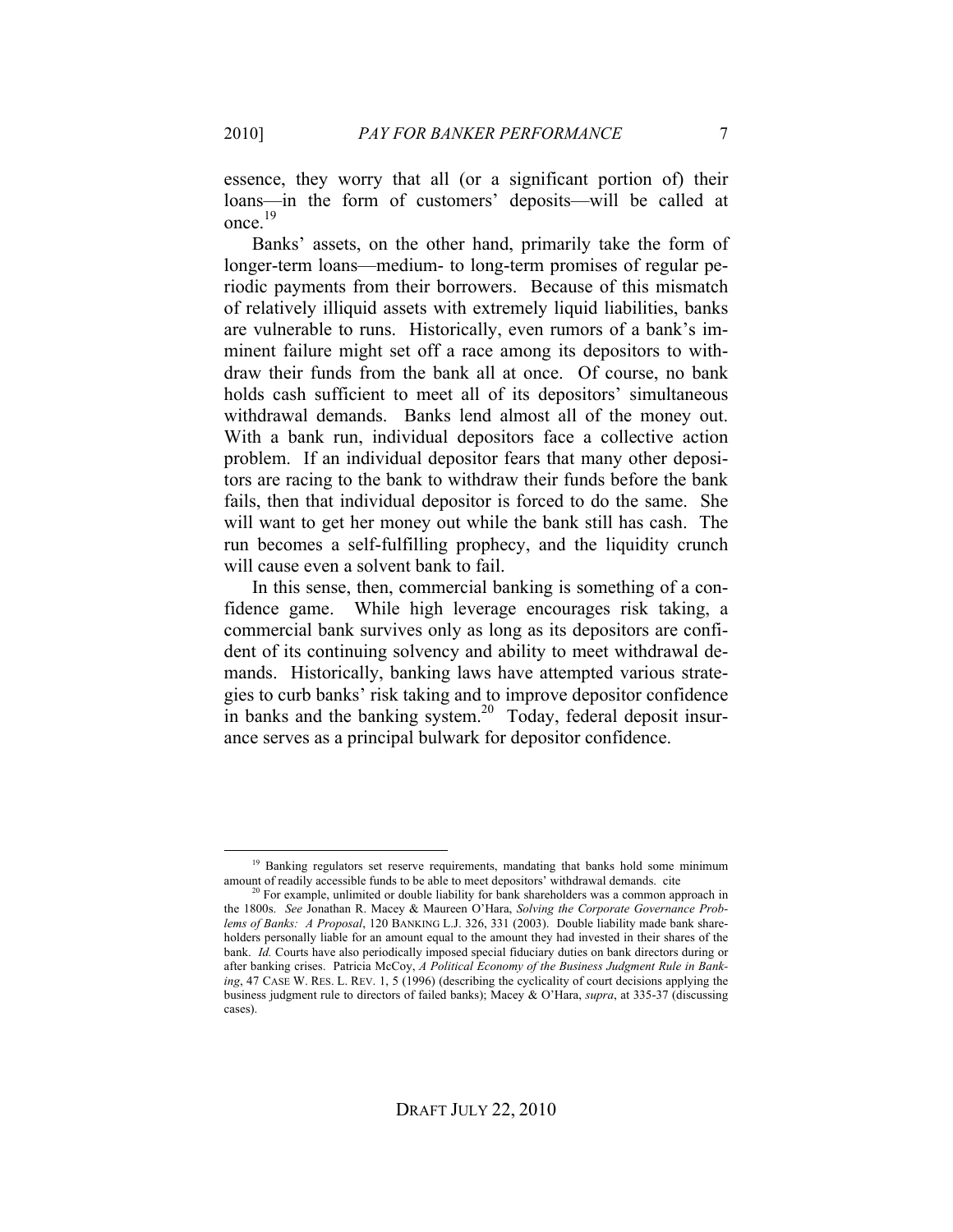essence, they worry that all (or a significant portion of) their loans—in the form of customers' deposits—will be called at once.[19]

Banks' assets, on the other hand, primarily take the form of longer-term loans—medium- to long-term promises of regular periodic payments from their borrowers. Because of this mismatch of relatively illiquid assets with extremely liquid liabilities, banks are vulnerable to runs. Historically, even rumors of a bank's imminent failure might set off a race among its depositors to withdraw their funds from the bank all at once. Of course, no bank holds cash sufficient to meet all of its depositors' simultaneous withdrawal demands. Banks lend almost all of the money out. With a bank run, individual depositors face a collective action problem. If an individual depositor fears that many other depositors are racing to the bank to withdraw their funds before the bank fails, then that individual depositor is forced to do the same. She will want to get her money out while the bank still has cash. The run becomes a self-fulfilling prophecy, and the liquidity crunch will cause even a solvent bank to fail.

In this sense, then, commercial banking is something of a confidence game. While high leverage encourages risk taking, a commercial bank survives only as long as its depositors are confident of its continuing solvency and ability to meet withdrawal demands. Historically, banking laws have attempted various strategies to curb banks' risk taking and to improve depositor confidence in banks and the banking system.[20] Today, federal deposit insurance serves as a principal bulwark for depositor confidence.

---

[19] Banking regulators set reserve requirements, mandating that banks hold some minimum amount of readily accessible funds to be able to meet depositors' withdrawal demands. cite

[20] For example, unlimited or double liability for bank shareholders was a common approach in the 1800s. *See* Jonathan R. Macey & Maureen O'Hara, *Solving the Corporate Governance Problems of Banks: A Proposal*, 120 BANKING L.J. 326, 331 (2003). Double liability made bank shareholders personally liable for an amount equal to the amount they had invested in their shares of the bank. *Id.* Courts have also periodically imposed special fiduciary duties on bank directors during or after banking crises. Patricia McCoy, *A Political Economy of the Business Judgment Rule in Banking*, 47 CASE W. RES. L. REV. 1, 5 (1996) (describing the cyclicality of court decisions applying the business judgment rule to directors of failed banks); Macey & O'Hara, *supra*, at 335-37 (discussing cases).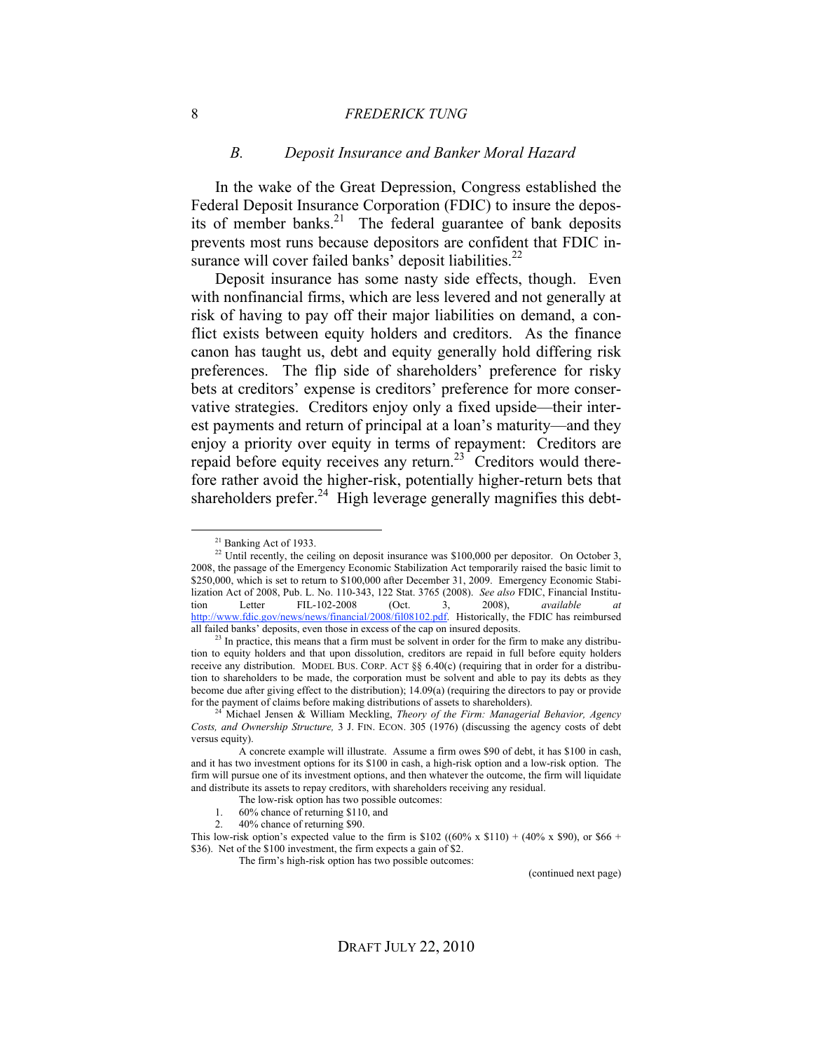### *B. Deposit Insurance and Banker Moral Hazard*

In the wake of the Great Depression, Congress established the Federal Deposit Insurance Corporation (FDIC) to insure the deposits of member banks.[21] The federal guarantee of bank deposits prevents most runs because depositors are confident that FDIC insurance will cover failed banks' deposit liabilities.[22]

Deposit insurance has some nasty side effects, though. Even with nonfinancial firms, which are less levered and not generally at risk of having to pay off their major liabilities on demand, a conflict exists between equity holders and creditors. As the finance canon has taught us, debt and equity generally hold differing risk preferences. The flip side of shareholders' preference for risky bets at creditors' expense is creditors' preference for more conservative strategies. Creditors enjoy only a fixed upside—their interest payments and return of principal at a loan's maturity—and they enjoy a priority over equity in terms of repayment: Creditors are repaid before equity receives any return.[23] Creditors would therefore rather avoid the higher-risk, potentially higher-return bets that shareholders prefer.[24] High leverage generally magnifies this debt-

---

[21] Banking Act of 1933.

[22] Until recently, the ceiling on deposit insurance was $100,000 per depositor. On October 3, 2008, the passage of the Emergency Economic Stabilization Act temporarily raised the basic limit to $250,000, which is set to return to $100,000 after December 31, 2009. Emergency Economic Stabilization Act of 2008, Pub. L. No. 110-343, 122 Stat. 3765 (2008). *See also* FDIC, Financial Institution Letter FIL-102-2008 (Oct. 3, 2008), *available at* http://www.fdic.gov/news/news/financial/2008/fil08102.pdf. Historically, the FDIC has reimbursed all failed banks' deposits, even those in excess of the cap on insured deposits.

[23] In practice, this means that a firm must be solvent in order for the firm to make any distribution to equity holders and that upon dissolution, creditors are repaid in full before equity holders receive any distribution. MODEL BUS. CORP. ACT §§ 6.40(c) (requiring that in order for a distribution to shareholders to be made, the corporation must be solvent and able to pay its debts as they become due after giving effect to the distribution); 14.09(a) (requiring the directors to pay or provide for the payment of claims before making distributions of assets to shareholders).

[24] Michael Jensen & William Meckling, *Theory of the Firm: Managerial Behavior, Agency Costs, and Ownership Structure,* 3 J. FIN. ECON. 305 (1976) (discussing the agency costs of debt versus equity).

A concrete example will illustrate. Assume a firm owes $90 of debt, it has $100 in cash, and it has two investment options for its $100 in cash, a high-risk option and a low-risk option. The firm will pursue one of its investment options, and then whatever the outcome, the firm will liquidate and distribute its assets to repay creditors, with shareholders receiving any residual.

The low-risk option has two possible outcomes:

1. 60% chance of returning $110, and
2. 40% chance of returning $90.

This low-risk option's expected value to the firm is $102 ((60% x $110) + (40% x $90), or $66 + $36). Net of the $100 investment, the firm expects a gain of $2.

The firm's high-risk option has two possible outcomes:

(continued next page)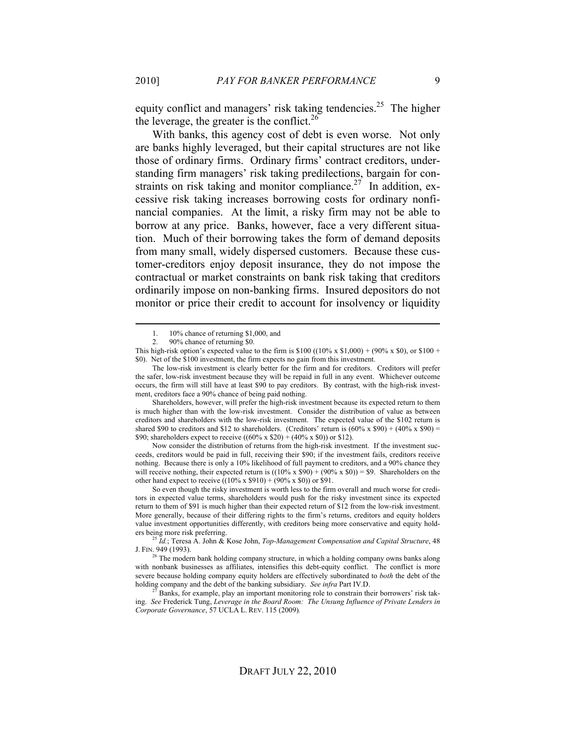equity conflict and managers' risk taking tendencies.[25] The higher the leverage, the greater is the conflict.[26]

With banks, this agency cost of debt is even worse. Not only are banks highly leveraged, but their capital structures are not like those of ordinary firms. Ordinary firms' contract creditors, understanding firm managers' risk taking predilections, bargain for constraints on risk taking and monitor compliance.[27] In addition, excessive risk taking increases borrowing costs for ordinary nonfinancial companies. At the limit, a risky firm may not be able to borrow at any price. Banks, however, face a very different situation. Much of their borrowing takes the form of demand deposits from many small, widely dispersed customers. Because these customer-creditors enjoy deposit insurance, they do not impose the contractual or market constraints on bank risk taking that creditors ordinarily impose on non-banking firms. Insured depositors do not monitor or price their credit to account for insolvency or liquidity

---

1. 10% chance of returning $1,000, and
2. 90% chance of returning $0.

This high-risk option's expected value to the firm is $100 ((10% x $1,000) + (90% x $0), or $100 + $0). Net of the $100 investment, the firm expects no gain from this investment.

The low-risk investment is clearly better for the firm and for creditors. Creditors will prefer the safer, low-risk investment because they will be repaid in full in any event. Whichever outcome occurs, the firm will still have at least $90 to pay creditors. By contrast, with the high-risk investment, creditors face a 90% chance of being paid nothing.

Shareholders, however, will prefer the high-risk investment because its expected return to them is much higher than with the low-risk investment. Consider the distribution of value as between creditors and shareholders with the low-risk investment. The expected value of the $102 return is shared $90 to creditors and $12 to shareholders. (Creditors' return is (60% x $90) + (40% x $90) = $90; shareholders expect to receive ((60% x $20) + (40% x $0)) or $12).

Now consider the distribution of returns from the high-risk investment. If the investment succeeds, creditors would be paid in full, receiving their $90; if the investment fails, creditors receive nothing. Because there is only a 10% likelihood of full payment to creditors, and a 90% chance they will receive nothing, their expected return is ((10% x $90) + (90% x $0)) = $9. Shareholders on the other hand expect to receive ((10% x $910) + (90% x $0)) or $91.

So even though the risky investment is worth less to the firm overall and much worse for creditors in expected value terms, shareholders would push for the risky investment since its expected return to them of $91 is much higher than their expected return of $12 from the low-risk investment. More generally, because of their differing rights to the firm's returns, creditors and equity holders value investment opportunities differently, with creditors being more conservative and equity holders being more risk preferring.

[25] *Id.*; Teresa A. John & Kose John, *Top-Management Compensation and Capital Structure*, 48 J. FIN. 949 (1993).

[26] The modern bank holding company structure, in which a holding company owns banks along with nonbank businesses as affiliates, intensifies this debt-equity conflict. The conflict is more severe because holding company equity holders are effectively subordinated to *both* the debt of the holding company and the debt of the banking subsidiary. *See infra* Part IV.D.

[27] Banks, for example, play an important monitoring role to constrain their borrowers' risk taking. *See* Frederick Tung, *Leverage in the Board Room: The Unsung Influence of Private Lenders in Corporate Governance*, 57 UCLA L. REV. 115 (2009).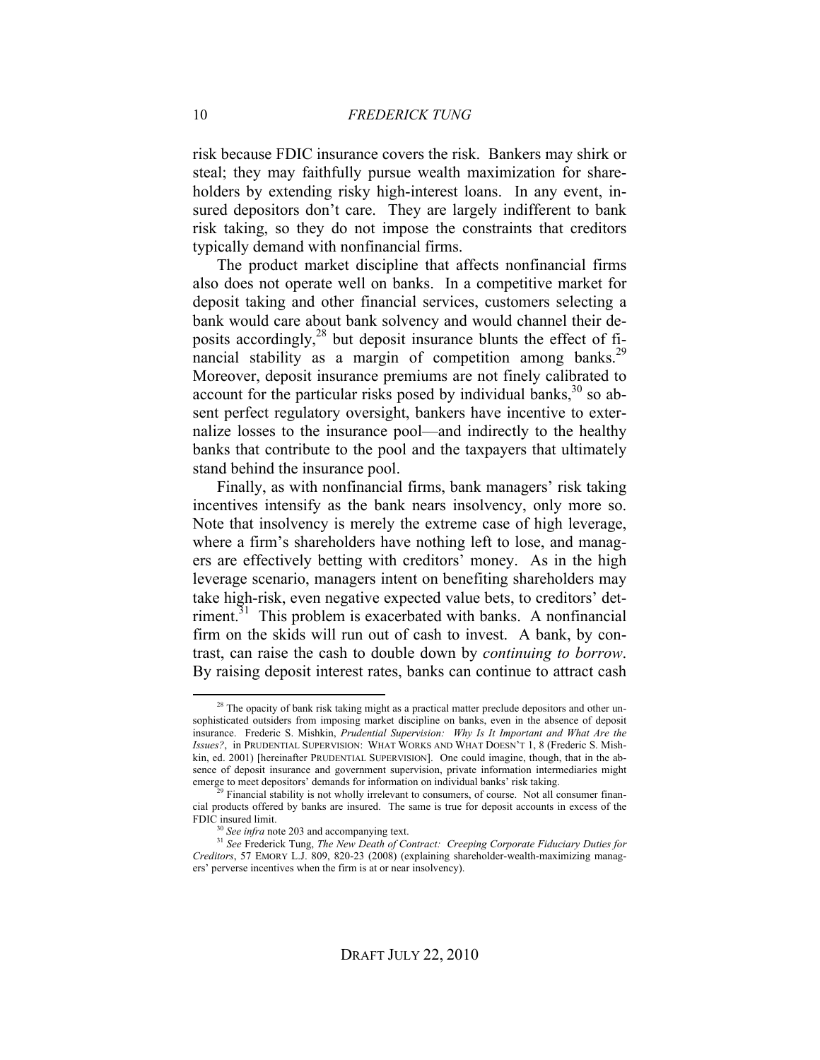risk because FDIC insurance covers the risk. Bankers may shirk or steal; they may faithfully pursue wealth maximization for shareholders by extending risky high-interest loans. In any event, insured depositors don't care. They are largely indifferent to bank risk taking, so they do not impose the constraints that creditors typically demand with nonfinancial firms.

The product market discipline that affects nonfinancial firms also does not operate well on banks. In a competitive market for deposit taking and other financial services, customers selecting a bank would care about bank solvency and would channel their deposits accordingly,[28] but deposit insurance blunts the effect of financial stability as a margin of competition among banks.[29] Moreover, deposit insurance premiums are not finely calibrated to account for the particular risks posed by individual banks,[30] so absent perfect regulatory oversight, bankers have incentive to externalize losses to the insurance pool—and indirectly to the healthy banks that contribute to the pool and the taxpayers that ultimately stand behind the insurance pool.

Finally, as with nonfinancial firms, bank managers' risk taking incentives intensify as the bank nears insolvency, only more so. Note that insolvency is merely the extreme case of high leverage, where a firm's shareholders have nothing left to lose, and managers are effectively betting with creditors' money. As in the high leverage scenario, managers intent on benefiting shareholders may take high-risk, even negative expected value bets, to creditors' detriment.[31] This problem is exacerbated with banks. A nonfinancial firm on the skids will run out of cash to invest. A bank, by contrast, can raise the cash to double down by *continuing to borrow*. By raising deposit interest rates, banks can continue to attract cash

---

[28] The opacity of bank risk taking might as a practical matter preclude depositors and other unsophisticated outsiders from imposing market discipline on banks, even in the absence of deposit insurance. Frederic S. Mishkin, *Prudential Supervision: Why Is It Important and What Are the Issues?*, in PRUDENTIAL SUPERVISION: WHAT WORKS AND WHAT DOESN'T 1, 8 (Frederic S. Mishkin, ed. 2001) [hereinafter PRUDENTIAL SUPERVISION]. One could imagine, though, that in the absence of deposit insurance and government supervision, private information intermediaries might emerge to meet depositors' demands for information on individual banks' risk taking.

[29] Financial stability is not wholly irrelevant to consumers, of course. Not all consumer financial products offered by banks are insured. The same is true for deposit accounts in excess of the FDIC insured limit.

[30] *See infra* note 203 and accompanying text.

[31] *See* Frederick Tung, *The New Death of Contract: Creeping Corporate Fiduciary Duties for Creditors*, 57 EMORY L.J. 809, 820-23 (2008) (explaining shareholder-wealth-maximizing managers' perverse incentives when the firm is at or near insolvency).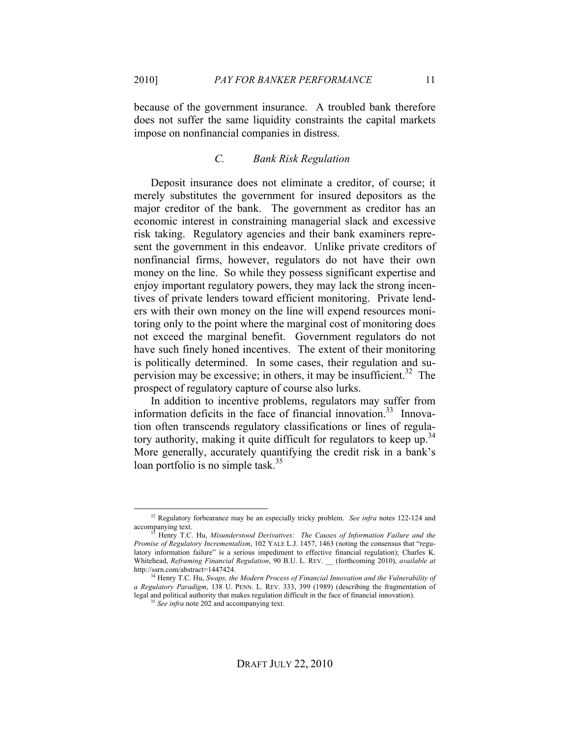because of the government insurance. A troubled bank therefore does not suffer the same liquidity constraints the capital markets impose on nonfinancial companies in distress.

### C. Bank Risk Regulation

Deposit insurance does not eliminate a creditor, of course; it merely substitutes the government for insured depositors as the major creditor of the bank. The government as creditor has an economic interest in constraining managerial slack and excessive risk taking. Regulatory agencies and their bank examiners represent the government in this endeavor. Unlike private creditors of nonfinancial firms, however, regulators do not have their own money on the line. So while they possess significant expertise and enjoy important regulatory powers, they may lack the strong incentives of private lenders toward efficient monitoring. Private lenders with their own money on the line will expend resources monitoring only to the point where the marginal cost of monitoring does not exceed the marginal benefit. Government regulators do not have such finely honed incentives. The extent of their monitoring is politically determined. In some cases, their regulation and supervision may be excessive; in others, it may be insufficient.[32] The prospect of regulatory capture of course also lurks.

In addition to incentive problems, regulators may suffer from information deficits in the face of financial innovation.[33] Innovation often transcends regulatory classifications or lines of regulatory authority, making it quite difficult for regulators to keep up.[34] More generally, accurately quantifying the credit risk in a bank's loan portfolio is no simple task.[35]

---

[32] Regulatory forbearance may be an especially tricky problem. *See infra* notes 122-124 and accompanying text.

[33] Henry T.C. Hu, *Misunderstood Derivatives: The Causes of Information Failure and the Promise of Regulatory Incrementalism*, 102 YALE L.J. 1457, 1463 (noting the consensus that "regulatory information failure" is a serious impediment to effective financial regulation); Charles K. Whitehead, *Reframing Financial Regulation*, 90 B.U. L. REV. __ (forthcoming 2010), *available at* http://ssrn.com/abstract=1447424.

[34] Henry T.C. Hu, *Swaps, the Modern Process of Financial Innovation and the Vulnerability of a Regulatory Paradigm*, 138 U. PENN. L. REV. 333, 399 (1989) (describing the fragmentation of legal and political authority that makes regulation difficult in the face of financial innovation).

[35] *See infra* note 202 and accompanying text.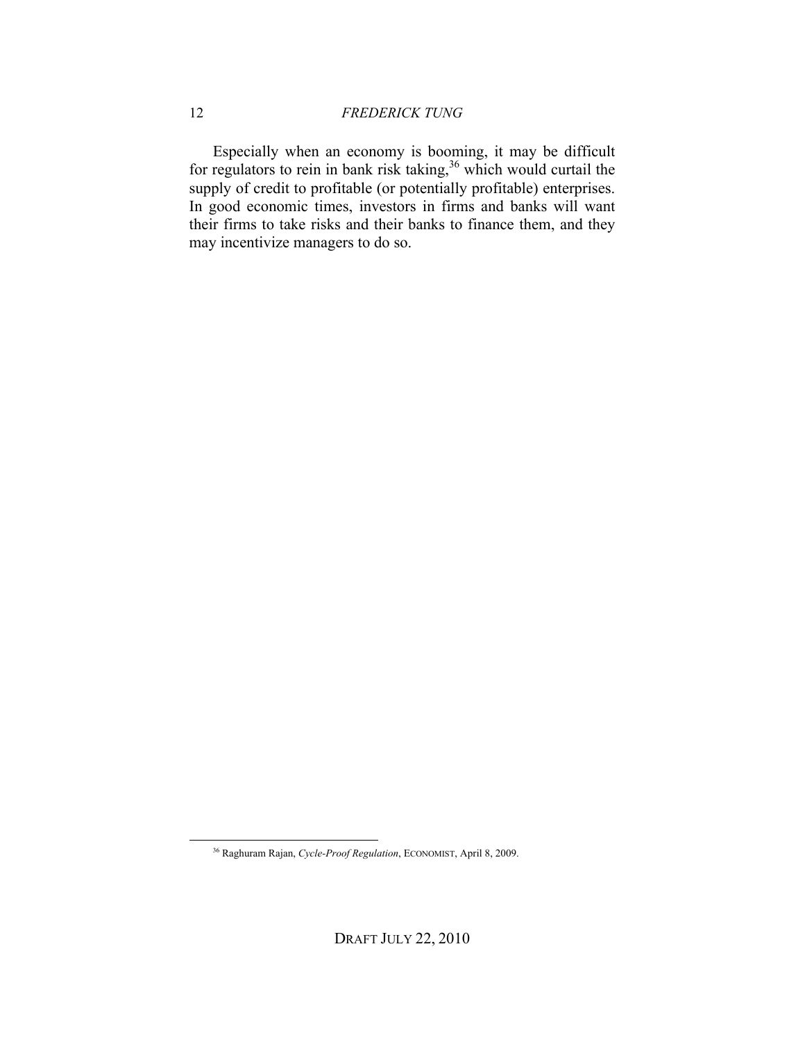Especially when an economy is booming, it may be difficult for regulators to rein in bank risk taking,[36] which would curtail the supply of credit to profitable (or potentially profitable) enterprises. In good economic times, investors in firms and banks will want their firms to take risks and their banks to finance them, and they may incentivize managers to do so.

[36] Raghuram Rajan, *Cycle-Proof Regulation*, ECONOMIST, April 8, 2009.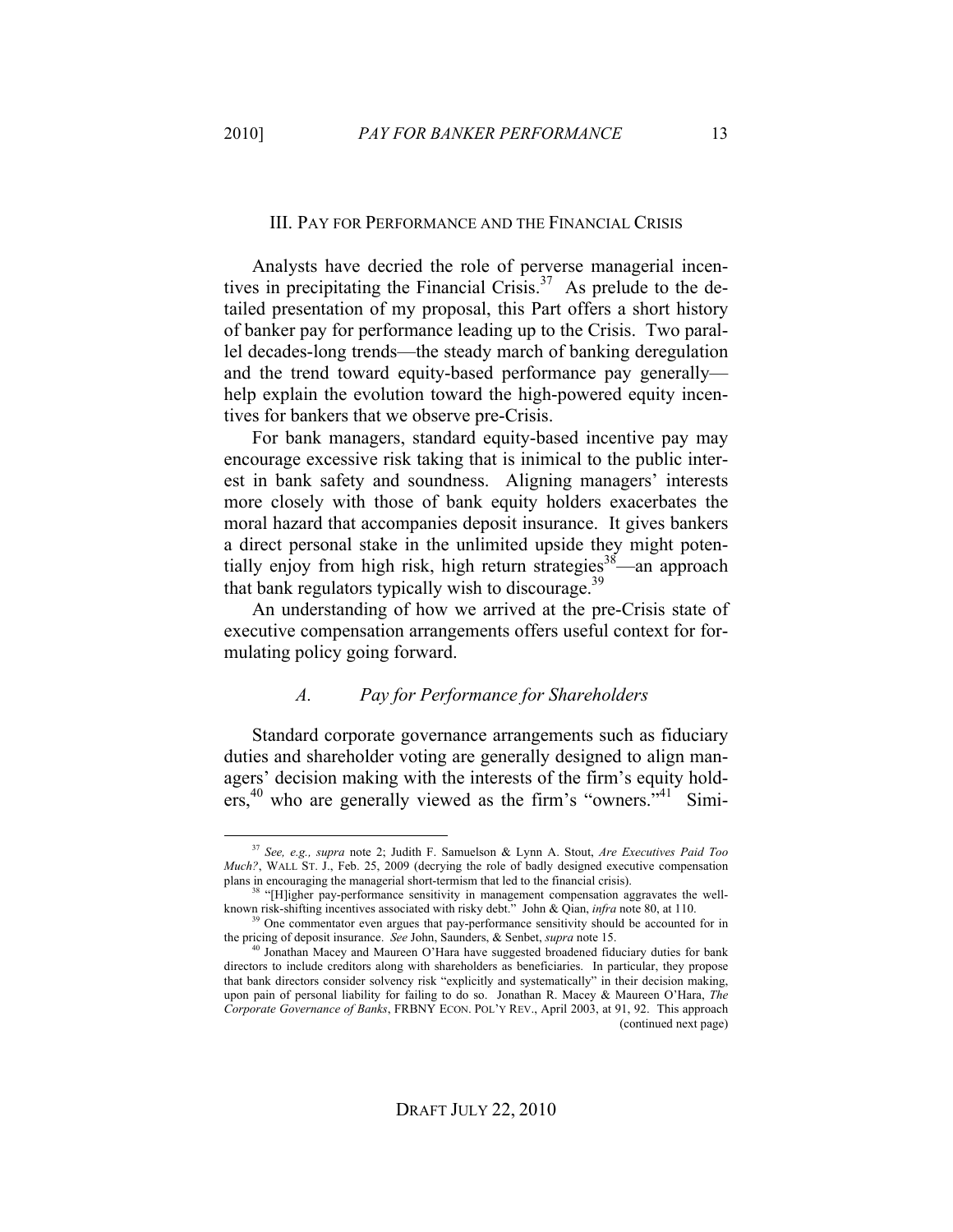## III. PAY FOR PERFORMANCE AND THE FINANCIAL CRISIS

Analysts have decried the role of perverse managerial incentives in precipitating the Financial Crisis.[37] As prelude to the detailed presentation of my proposal, this Part offers a short history of banker pay for performance leading up to the Crisis. Two parallel decades-long trends—the steady march of banking deregulation and the trend toward equity-based performance pay generally—help explain the evolution toward the high-powered equity incentives for bankers that we observe pre-Crisis.

For bank managers, standard equity-based incentive pay may encourage excessive risk taking that is inimical to the public interest in bank safety and soundness. Aligning managers' interests more closely with those of bank equity holders exacerbates the moral hazard that accompanies deposit insurance. It gives bankers a direct personal stake in the unlimited upside they might potentially enjoy from high risk, high return strategies[38]—an approach that bank regulators typically wish to discourage.[39]

An understanding of how we arrived at the pre-Crisis state of executive compensation arrangements offers useful context for formulating policy going forward.

### *A. Pay for Performance for Shareholders*

Standard corporate governance arrangements such as fiduciary duties and shareholder voting are generally designed to align managers' decision making with the interests of the firm's equity holders,[40] who are generally viewed as the firm's "owners."[41] Simi-

---

[37] *See, e.g., supra* note 2; Judith F. Samuelson & Lynn A. Stout, *Are Executives Paid Too Much?*, WALL ST. J., Feb. 25, 2009 (decrying the role of badly designed executive compensation plans in encouraging the managerial short-termism that led to the financial crisis).

[38] "[H]igher pay-performance sensitivity in management compensation aggravates the well-known risk-shifting incentives associated with risky debt." John & Qian, *infra* note 80, at 110.

[39] One commentator even argues that pay-performance sensitivity should be accounted for in the pricing of deposit insurance. *See* John, Saunders, & Senbet, *supra* note 15.

[40] Jonathan Macey and Maureen O'Hara have suggested broadened fiduciary duties for bank directors to include creditors along with shareholders as beneficiaries. In particular, they propose that bank directors consider solvency risk "explicitly and systematically" in their decision making, upon pain of personal liability for failing to do so. Jonathan R. Macey & Maureen O'Hara, *The Corporate Governance of Banks*, FRBNY ECON. POL'Y REV., April 2003, at 91, 92. This approach (continued next page)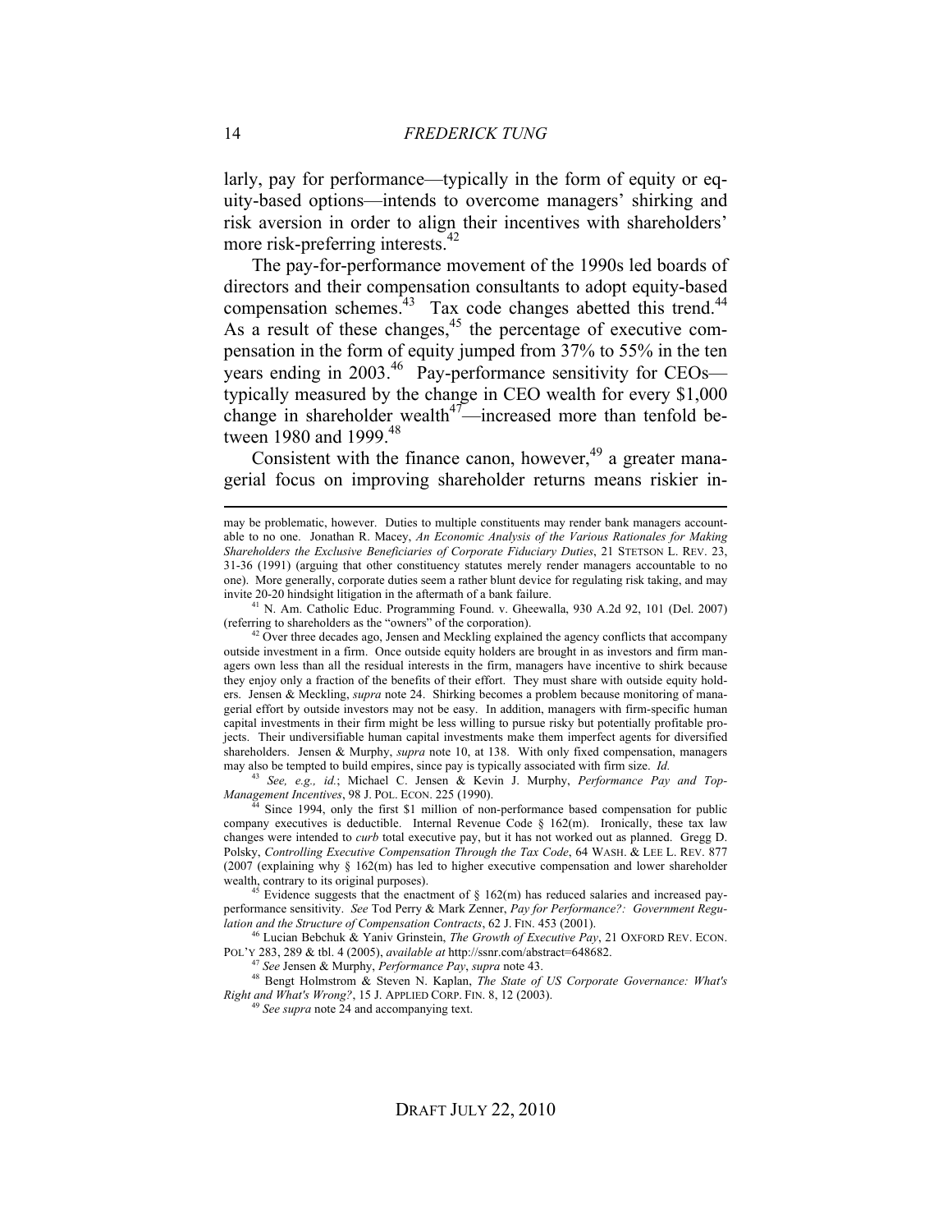larly, pay for performance—typically in the form of equity or equity-based options—intends to overcome managers' shirking and risk aversion in order to align their incentives with shareholders' more risk-preferring interests.[42]

The pay-for-performance movement of the 1990s led boards of directors and their compensation consultants to adopt equity-based compensation schemes.[43] Tax code changes abetted this trend.[44] As a result of these changes,[45] the percentage of executive compensation in the form of equity jumped from 37% to 55% in the ten years ending in 2003.[46] Pay-performance sensitivity for CEOs—typically measured by the change in CEO wealth for every $1,000 change in shareholder wealth[47]—increased more than tenfold between 1980 and 1999.[48]

Consistent with the finance canon, however,[49] a greater managerial focus on improving shareholder returns means riskier in-

---

may be problematic, however. Duties to multiple constituents may render bank managers accountable to no one. Jonathan R. Macey, *An Economic Analysis of the Various Rationales for Making Shareholders the Exclusive Beneficiaries of Corporate Fiduciary Duties*, 21 STETSON L. REV. 23, 31-36 (1991) (arguing that other constituency statutes merely render managers accountable to no one). More generally, corporate duties seem a rather blunt device for regulating risk taking, and may invite 20-20 hindsight litigation in the aftermath of a bank failure.

[41] N. Am. Catholic Educ. Programming Found. v. Gheewalla, 930 A.2d 92, 101 (Del. 2007) (referring to shareholders as the "owners" of the corporation).

[42] Over three decades ago, Jensen and Meckling explained the agency conflicts that accompany outside investment in a firm. Once outside equity holders are brought in as investors and firm managers own less than all the residual interests in the firm, managers have incentive to shirk because they enjoy only a fraction of the benefits of their effort. They must share with outside equity holders. Jensen & Meckling, *supra* note 24. Shirking becomes a problem because monitoring of managerial effort by outside investors may not be easy. In addition, managers with firm-specific human capital investments in their firm might be less willing to pursue risky but potentially profitable projects. Their undiversifiable human capital investments make them imperfect agents for diversified shareholders. Jensen & Murphy, *supra* note 10, at 138. With only fixed compensation, managers may also be tempted to build empires, since pay is typically associated with firm size. *Id.*

[43] *See, e.g., id.*; Michael C. Jensen & Kevin J. Murphy, *Performance Pay and Top-Management Incentives*, 98 J. POL. ECON. 225 (1990).

[44] Since 1994, only the first $1 million of non-performance based compensation for public company executives is deductible. Internal Revenue Code § 162(m). Ironically, these tax law changes were intended to *curb* total executive pay, but it has not worked out as planned. Gregg D. Polsky, *Controlling Executive Compensation Through the Tax Code*, 64 WASH. & LEE L. REV. 877 (2007 (explaining why § 162(m) has led to higher executive compensation and lower shareholder wealth, contrary to its original purposes).

[45] Evidence suggests that the enactment of § 162(m) has reduced salaries and increased pay-performance sensitivity. *See* Tod Perry & Mark Zenner, *Pay for Performance?: Government Regulation and the Structure of Compensation Contracts*, 62 J. FIN. 453 (2001).

[46] Lucian Bebchuk & Yaniv Grinstein, *The Growth of Executive Pay*, 21 OXFORD REV. ECON. POL'Y 283, 289 & tbl. 4 (2005), *available at* http://ssrn.com/abstract=648682.

[47] *See* Jensen & Murphy, *Performance Pay*, *supra* note 43.

[48] Bengt Holmstrom & Steven N. Kaplan, *The State of US Corporate Governance: What's Right and What's Wrong?*, 15 J. APPLIED CORP. FIN. 8, 12 (2003).

[49] *See supra* note 24 and accompanying text.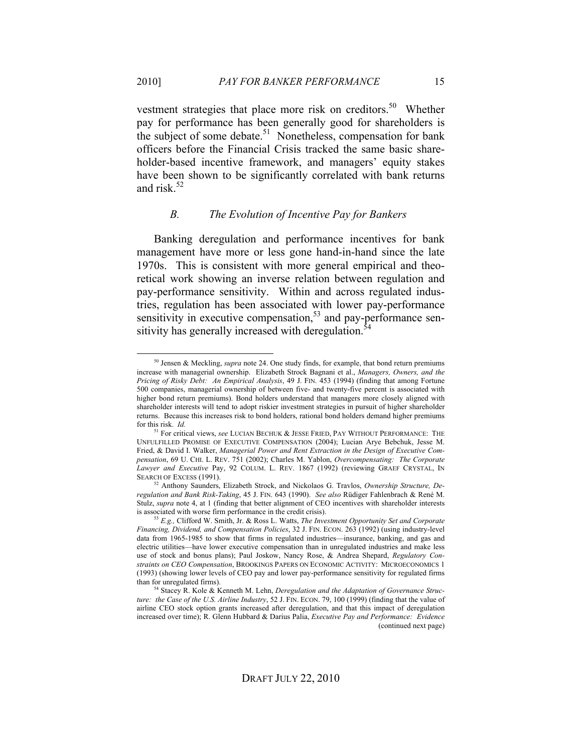vestment strategies that place more risk on creditors.[50] Whether pay for performance has been generally good for shareholders is the subject of some debate.[51] Nonetheless, compensation for bank officers before the Financial Crisis tracked the same basic shareholder-based incentive framework, and managers' equity stakes have been shown to be significantly correlated with bank returns and risk.[52]

### *B. The Evolution of Incentive Pay for Bankers*

Banking deregulation and performance incentives for bank management have more or less gone hand-in-hand since the late 1970s. This is consistent with more general empirical and theoretical work showing an inverse relation between regulation and pay-performance sensitivity. Within and across regulated industries, regulation has been associated with lower pay-performance sensitivity in executive compensation,[53] and pay-performance sensitivity has generally increased with deregulation.[54]

---

[50] Jensen & Meckling, *supra* note 24. One study finds, for example, that bond return premiums increase with managerial ownership. Elizabeth Strock Bagnani et al., *Managers, Owners, and the Pricing of Risky Debt: An Empirical Analysis*, 49 J. FIN. 453 (1994) (finding that among Fortune 500 companies, managerial ownership of between five- and twenty-five percent is associated with higher bond return premiums). Bond holders understand that managers more closely aligned with shareholder interests will tend to adopt riskier investment strategies in pursuit of higher shareholder returns. Because this increases risk to bond holders, rational bond holders demand higher premiums for this risk. *Id.*

[51] For critical views, *see* LUCIAN BECHUK & JESSE FRIED, PAY WITHOUT PERFORMANCE: THE UNFULFILLED PROMISE OF EXECUTIVE COMPENSATION (2004); Lucian Arye Bebchuk, Jesse M. Fried, & David I. Walker, *Managerial Power and Rent Extraction in the Design of Executive Compensation*, 69 U. CHI. L. REV. 751 (2002); Charles M. Yablon, *Overcompensating: The Corporate Lawyer and Executive* Pay, 92 COLUM. L. REV. 1867 (1992) (reviewing GRAEF CRYSTAL, IN SEARCH OF EXCESS (1991).

[52] Anthony Saunders, Elizabeth Strock, and Nickolaos G. Travlos, *Ownership Structure, Deregulation and Bank Risk-Taking*, 45 J. FIN. 643 (1990). *See also* Rüdiger Fahlenbrach & René M. Stulz, *supra* note 4, at 1 (finding that better alignment of CEO incentives with shareholder interests is associated with worse firm performance in the credit crisis).

[53] *E.g.,* Clifford W. Smith, Jr. & Ross L. Watts, *The Investment Opportunity Set and Corporate Financing, Dividend, and Compensation Policies*, 32 J. FIN. ECON. 263 (1992) (using industry-level data from 1965-1985 to show that firms in regulated industries—insurance, banking, and gas and electric utilities—have lower executive compensation than in unregulated industries and make less use of stock and bonus plans); Paul Joskow, Nancy Rose, & Andrea Shepard, *Regulatory Constraints on CEO Compensation*, BROOKINGS PAPERS ON ECONOMIC ACTIVITY: MICROECONOMICS 1 (1993) (showing lower levels of CEO pay and lower pay-performance sensitivity for regulated firms than for unregulated firms).

[54] Stacey R. Kole & Kenneth M. Lehn, *Deregulation and the Adaptation of Governance Structure: the Case of the U.S. Airline Industry*, 52 J. FIN. ECON. 79, 100 (1999) (finding that the value of airline CEO stock option grants increased after deregulation, and that this impact of deregulation increased over time); R. Glenn Hubbard & Darius Palia, *Executive Pay and Performance: Evidence*

(continued next page)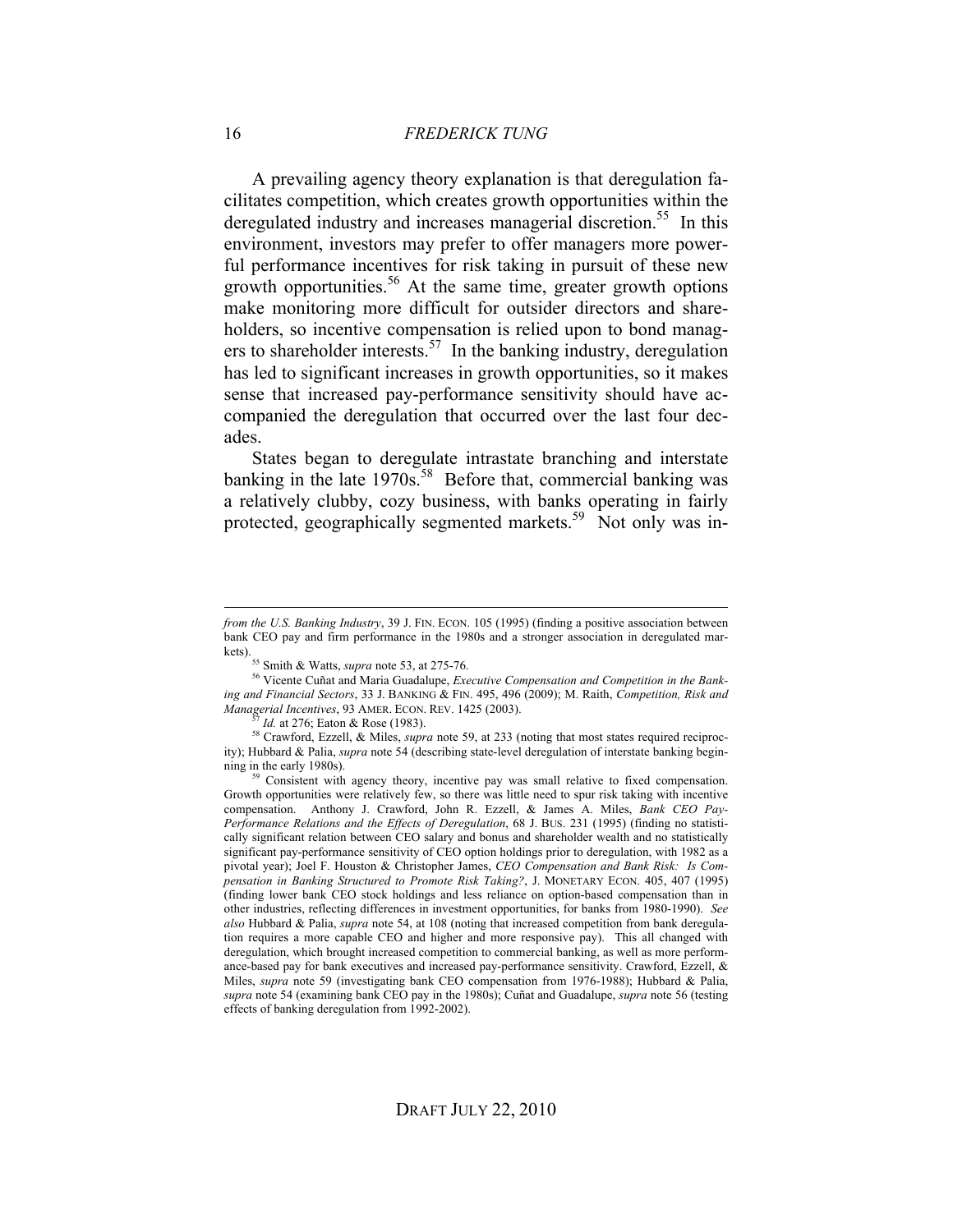A prevailing agency theory explanation is that deregulation facilitates competition, which creates growth opportunities within the deregulated industry and increases managerial discretion.[55] In this environment, investors may prefer to offer managers more powerful performance incentives for risk taking in pursuit of these new growth opportunities.[56] At the same time, greater growth options make monitoring more difficult for outsider directors and shareholders, so incentive compensation is relied upon to bond managers to shareholder interests.[57] In the banking industry, deregulation has led to significant increases in growth opportunities, so it makes sense that increased pay-performance sensitivity should have accompanied the deregulation that occurred over the last four decades.

States began to deregulate intrastate branching and interstate banking in the late 1970s.[58] Before that, commercial banking was a relatively clubby, cozy business, with banks operating in fairly protected, geographically segmented markets.[59] Not only was in-

---

*from the U.S. Banking Industry*, 39 J. FIN. ECON. 105 (1995) (finding a positive association between bank CEO pay and firm performance in the 1980s and a stronger association in deregulated markets).

[55] Smith & Watts, *supra* note 53, at 275-76.

[56] Vicente Cuñat and Maria Guadalupe, *Executive Compensation and Competition in the Banking and Financial Sectors*, 33 J. BANKING & FIN. 495, 496 (2009); M. Raith, *Competition, Risk and Managerial Incentives*, 93 AMER. ECON. REV. 1425 (2003).

[57] *Id.* at 276; Eaton & Rose (1983).

[58] Crawford, Ezzell, & Miles, *supra* note 59, at 233 (noting that most states required reciprocity); Hubbard & Palia, *supra* note 54 (describing state-level deregulation of interstate banking beginning in the early 1980s).

[59] Consistent with agency theory, incentive pay was small relative to fixed compensation. Growth opportunities were relatively few, so there was little need to spur risk taking with incentive compensation. Anthony J. Crawford, John R. Ezzell, & James A. Miles, *Bank CEO Pay-Performance Relations and the Effects of Deregulation*, 68 J. BUS. 231 (1995) (finding no statistically significant relation between CEO salary and bonus and shareholder wealth and no statistically significant pay-performance sensitivity of CEO option holdings prior to deregulation, with 1982 as a pivotal year); Joel F. Houston & Christopher James, *CEO Compensation and Bank Risk: Is Compensation in Banking Structured to Promote Risk Taking?*, J. MONETARY ECON. 405, 407 (1995) (finding lower bank CEO stock holdings and less reliance on option-based compensation than in other industries, reflecting differences in investment opportunities, for banks from 1980-1990). *See also* Hubbard & Palia, *supra* note 54, at 108 (noting that increased competition from bank deregulation requires a more capable CEO and higher and more responsive pay). This all changed with deregulation, which brought increased competition to commercial banking, as well as more performance-based pay for bank executives and increased pay-performance sensitivity. Crawford, Ezzell, & Miles, *supra* note 59 (investigating bank CEO compensation from 1976-1988); Hubbard & Palia, *supra* note 54 (examining bank CEO pay in the 1980s); Cuñat and Guadalupe, *supra* note 56 (testing effects of banking deregulation from 1992-2002).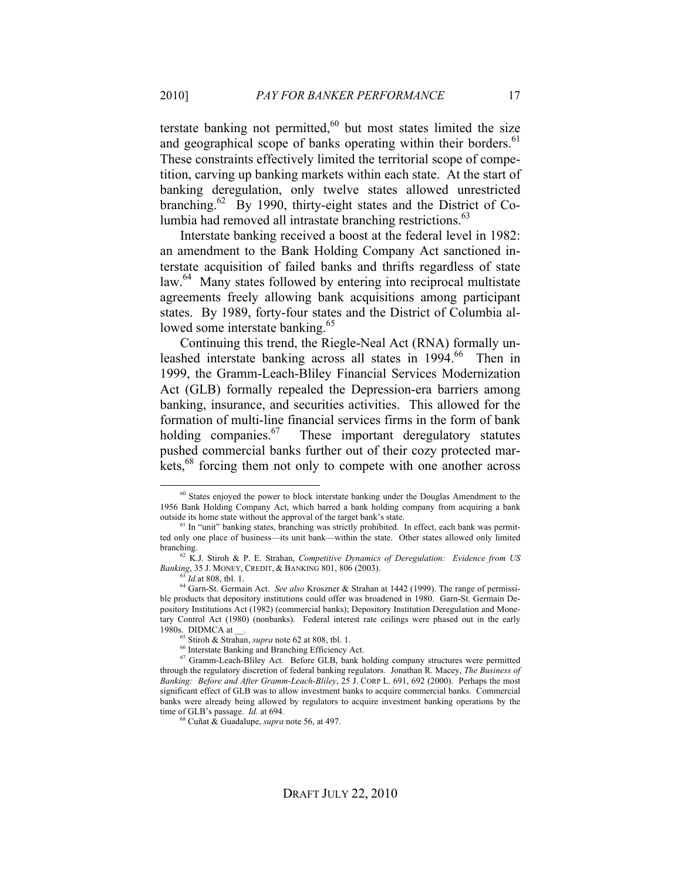terstate banking not permitted,[60] but most states limited the size and geographical scope of banks operating within their borders.[61] These constraints effectively limited the territorial scope of competition, carving up banking markets within each state. At the start of banking deregulation, only twelve states allowed unrestricted branching.[62] By 1990, thirty-eight states and the District of Columbia had removed all intrastate branching restrictions.[63]

Interstate banking received a boost at the federal level in 1982: an amendment to the Bank Holding Company Act sanctioned interstate acquisition of failed banks and thrifts regardless of state law.[64] Many states followed by entering into reciprocal multistate agreements freely allowing bank acquisitions among participant states. By 1989, forty-four states and the District of Columbia allowed some interstate banking.[65]

Continuing this trend, the Riegle-Neal Act (RNA) formally unleashed interstate banking across all states in 1994.[66] Then in 1999, the Gramm-Leach-Bliley Financial Services Modernization Act (GLB) formally repealed the Depression-era barriers among banking, insurance, and securities activities. This allowed for the formation of multi-line financial services firms in the form of bank holding companies.[67] These important deregulatory statutes pushed commercial banks further out of their cozy protected markets,[68] forcing them not only to compete with one another across

---

[60] States enjoyed the power to block interstate banking under the Douglas Amendment to the 1956 Bank Holding Company Act, which barred a bank holding company from acquiring a bank outside its home state without the approval of the target bank's state.

[61] In "unit" banking states, branching was strictly prohibited. In effect, each bank was permitted only one place of business—its unit bank—within the state. Other states allowed only limited branching.

[62] K.J. Stiroh & P. E. Strahan, *Competitive Dynamics of Deregulation: Evidence from US Banking*, 35 J. MONEY, CREDIT, & BANKING 801, 806 (2003).

[63] *Id.*at 808, tbl. 1.

[64] Garn-St. Germain Act. *See also* Kroszner & Strahan at 1442 (1999). The range of permissible products that depository institutions could offer was broadened in 1980. Garn-St. Germain Depository Institutions Act (1982) (commercial banks); Depository Institution Deregulation and Monetary Control Act (1980) (nonbanks). Federal interest rate ceilings were phased out in the early 1980s. DIDMCA at __.

[65] Stiroh & Strahan, *supra* note 62 at 808, tbl. 1.

[66] Interstate Banking and Branching Efficiency Act.

[67] Gramm-Leach-Bliley Act. Before GLB, bank holding company structures were permitted through the regulatory discretion of federal banking regulators. Jonathan R. Macey, *The Business of Banking: Before and After Gramm-Leach-Bliley*, 25 J. CORP L. 691, 692 (2000). Perhaps the most significant effect of GLB was to allow investment banks to acquire commercial banks. Commercial banks were already being allowed by regulators to acquire investment banking operations by the time of GLB's passage. *Id.* at 694.

[68] Cuñat & Guadalupe, *supra* note 56, at 497.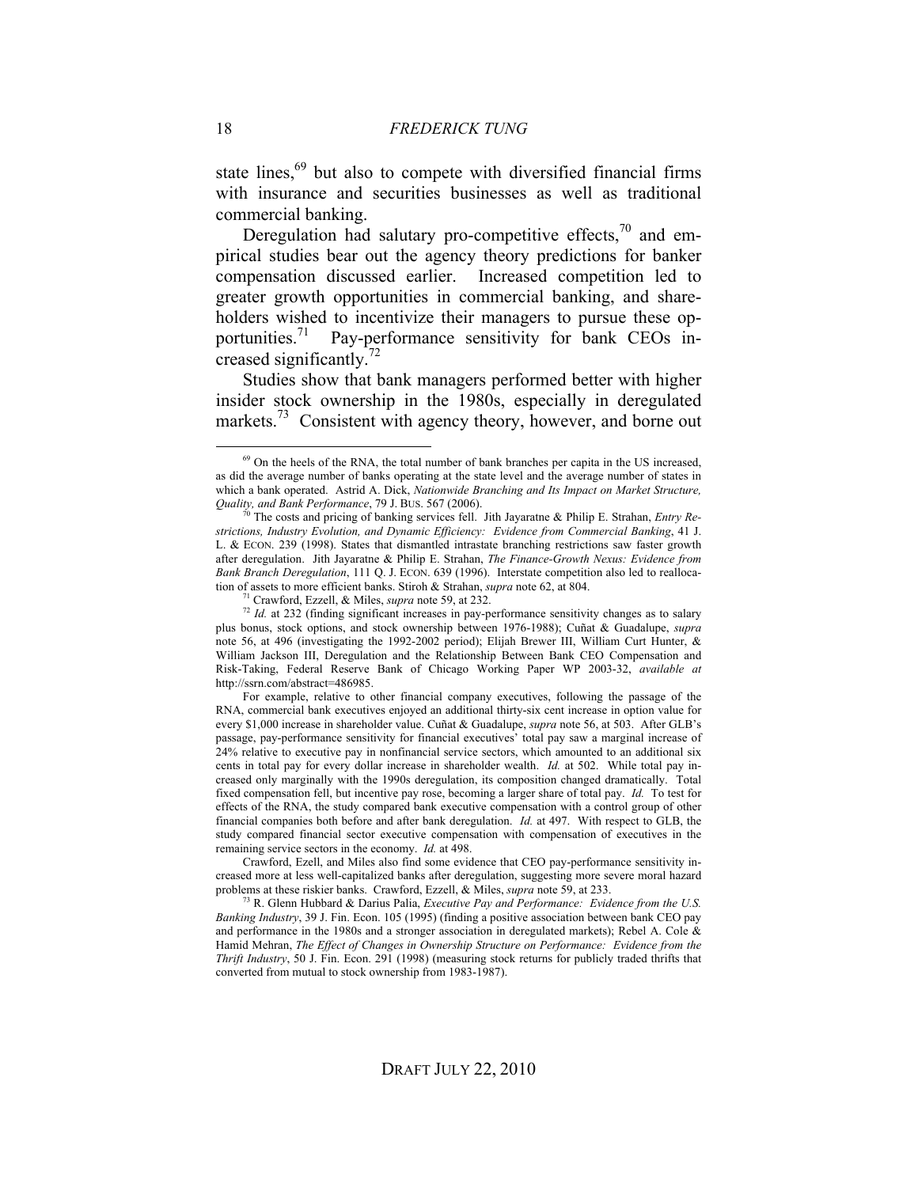state lines,[69] but also to compete with diversified financial firms with insurance and securities businesses as well as traditional commercial banking.

Deregulation had salutary pro-competitive effects,[70] and empirical studies bear out the agency theory predictions for banker compensation discussed earlier. Increased competition led to greater growth opportunities in commercial banking, and shareholders wished to incentivize their managers to pursue these opportunities.[71] Pay-performance sensitivity for bank CEOs increased significantly.[72]

Studies show that bank managers performed better with higher insider stock ownership in the 1980s, especially in deregulated markets.[73] Consistent with agency theory, however, and borne out

---

[69] On the heels of the RNA, the total number of bank branches per capita in the US increased, as did the average number of banks operating at the state level and the average number of states in which a bank operated. Astrid A. Dick, *Nationwide Branching and Its Impact on Market Structure, Quality, and Bank Performance*, 79 J. BUS. 567 (2006).

[70] The costs and pricing of banking services fell. Jith Jayaratne & Philip E. Strahan, *Entry Restrictions, Industry Evolution, and Dynamic Efficiency: Evidence from Commercial Banking*, 41 J. L. & ECON. 239 (1998). States that dismantled intrastate branching restrictions saw faster growth after deregulation. Jith Jayaratne & Philip E. Strahan, *The Finance-Growth Nexus: Evidence from Bank Branch Deregulation*, 111 Q. J. ECON. 639 (1996). Interstate competition also led to reallocation of assets to more efficient banks. Stiroh & Strahan, *supra* note 62, at 804.

[71] Crawford, Ezzell, & Miles, *supra* note 59, at 232.

[72] *Id.* at 232 (finding significant increases in pay-performance sensitivity changes as to salary plus bonus, stock options, and stock ownership between 1976-1988); Cuñat & Guadalupe, *supra* note 56, at 496 (investigating the 1992-2002 period); Elijah Brewer III, William Curt Hunter, & William Jackson III, Deregulation and the Relationship Between Bank CEO Compensation and Risk-Taking, Federal Reserve Bank of Chicago Working Paper WP 2003-32, *available at* http://ssrn.com/abstract=486985.

For example, relative to other financial company executives, following the passage of the RNA, commercial bank executives enjoyed an additional thirty-six cent increase in option value for every $1,000 increase in shareholder value. Cuñat & Guadalupe, *supra* note 56, at 503. After GLB's passage, pay-performance sensitivity for financial executives' total pay saw a marginal increase of 24% relative to executive pay in nonfinancial service sectors, which amounted to an additional six cents in total pay for every dollar increase in shareholder wealth. *Id.* at 502. While total pay increased only marginally with the 1990s deregulation, its composition changed dramatically. Total fixed compensation fell, but incentive pay rose, becoming a larger share of total pay. *Id.* To test for effects of the RNA, the study compared bank executive compensation with a control group of other financial companies both before and after bank deregulation. *Id.* at 497. With respect to GLB, the study compared financial sector executive compensation with compensation of executives in the remaining service sectors in the economy. *Id.* at 498.

Crawford, Ezell, and Miles also find some evidence that CEO pay-performance sensitivity increased more at less well-capitalized banks after deregulation, suggesting more severe moral hazard problems at these riskier banks. Crawford, Ezzell, & Miles, *supra* note 59, at 233.

[73] R. Glenn Hubbard & Darius Palia, *Executive Pay and Performance: Evidence from the U.S. Banking Industry*, 39 J. Fin. Econ. 105 (1995) (finding a positive association between bank CEO pay and performance in the 1980s and a stronger association in deregulated markets); Rebel A. Cole & Hamid Mehran, *The Effect of Changes in Ownership Structure on Performance: Evidence from the Thrift Industry*, 50 J. Fin. Econ. 291 (1998) (measuring stock returns for publicly traded thrifts that converted from mutual to stock ownership from 1983-1987).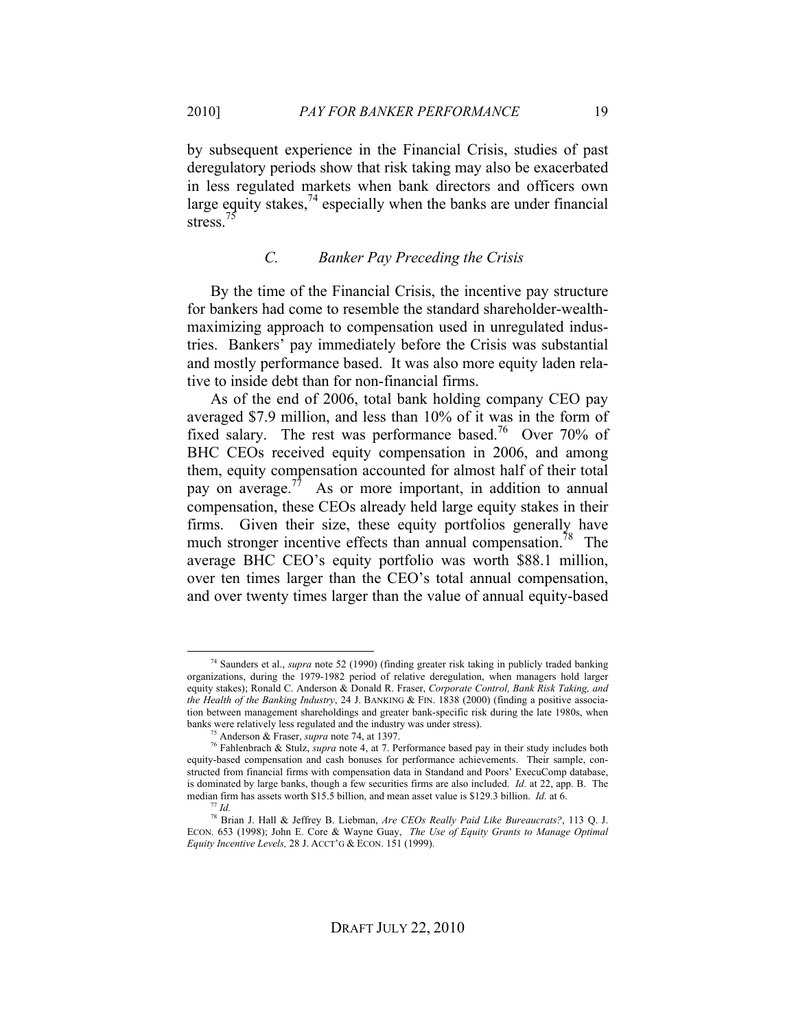by subsequent experience in the Financial Crisis, studies of past deregulatory periods show that risk taking may also be exacerbated in less regulated markets when bank directors and officers own large equity stakes,[74] especially when the banks are under financial stress.[75]

### *C. Banker Pay Preceding the Crisis*

By the time of the Financial Crisis, the incentive pay structure for bankers had come to resemble the standard shareholder-wealth-maximizing approach to compensation used in unregulated industries. Bankers' pay immediately before the Crisis was substantial and mostly performance based. It was also more equity laden relative to inside debt than for non-financial firms.

As of the end of 2006, total bank holding company CEO pay averaged $7.9 million, and less than 10% of it was in the form of fixed salary. The rest was performance based.[76] Over 70% of BHC CEOs received equity compensation in 2006, and among them, equity compensation accounted for almost half of their total pay on average.[77] As or more important, in addition to annual compensation, these CEOs already held large equity stakes in their firms. Given their size, these equity portfolios generally have much stronger incentive effects than annual compensation.[78] The average BHC CEO's equity portfolio was worth $88.1 million, over ten times larger than the CEO's total annual compensation, and over twenty times larger than the value of annual equity-based

---

[74] Saunders et al., *supra* note 52 (1990) (finding greater risk taking in publicly traded banking organizations, during the 1979-1982 period of relative deregulation, when managers hold larger equity stakes); Ronald C. Anderson & Donald R. Fraser, *Corporate Control, Bank Risk Taking, and the Health of the Banking Industry*, 24 J. BANKING & FIN. 1838 (2000) (finding a positive association between management shareholdings and greater bank-specific risk during the late 1980s, when banks were relatively less regulated and the industry was under stress).

[75] Anderson & Fraser, *supra* note 74, at 1397.

[76] Fahlenbrach & Stulz, *supra* note 4, at 7. Performance based pay in their study includes both equity-based compensation and cash bonuses for performance achievements. Their sample, constructed from financial firms with compensation data in Standand and Poors' ExecuComp database, is dominated by large banks, though a few securities firms are also included. *Id.* at 22, app. B. The median firm has assets worth $15.5 billion, and mean asset value is $129.3 billion. *Id.* at 6.

[77] *Id.*

[78] Brian J. Hall & Jeffrey B. Liebman, *Are CEOs Really Paid Like Bureaucrats?*, 113 Q. J. ECON. 653 (1998); John E. Core & Wayne Guay, *The Use of Equity Grants to Manage Optimal Equity Incentive Levels,* 28 J. ACCT'G & ECON. 151 (1999).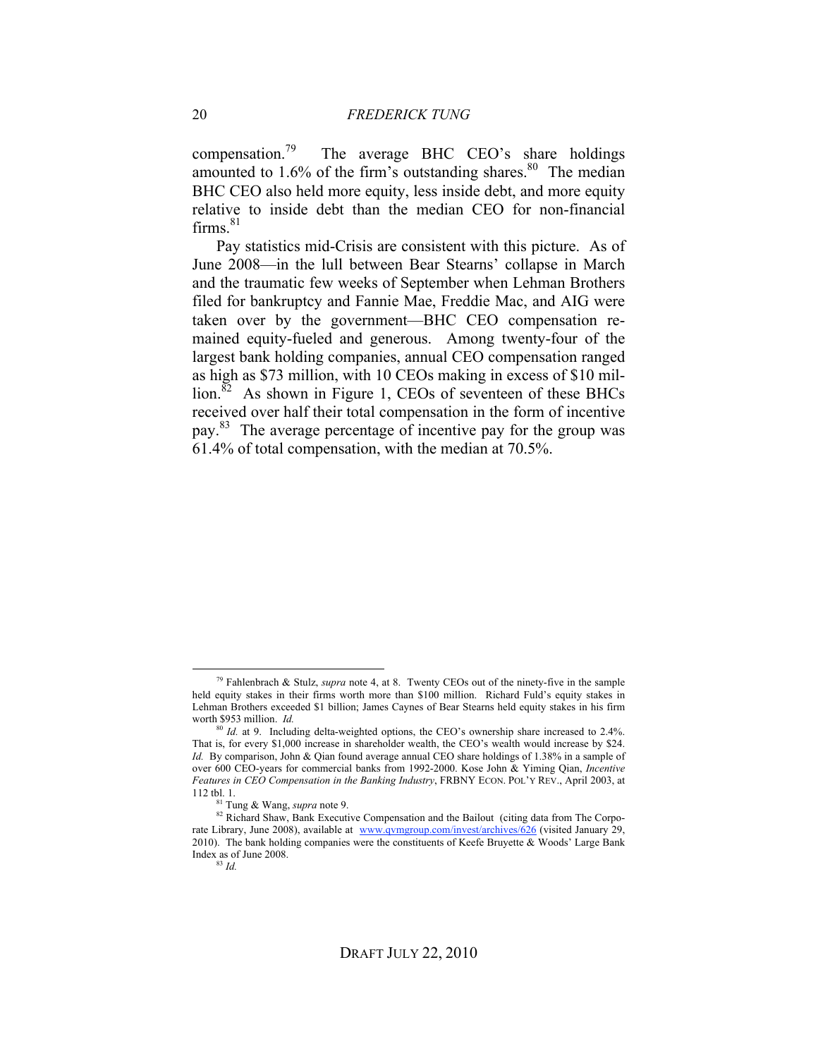compensation.[79] The average BHC CEO's share holdings amounted to 1.6% of the firm's outstanding shares.[80] The median BHC CEO also held more equity, less inside debt, and more equity relative to inside debt than the median CEO for non-financial firms.[81]

Pay statistics mid-Crisis are consistent with this picture. As of June 2008—in the lull between Bear Stearns' collapse in March and the traumatic few weeks of September when Lehman Brothers filed for bankruptcy and Fannie Mae, Freddie Mac, and AIG were taken over by the government—BHC CEO compensation remained equity-fueled and generous. Among twenty-four of the largest bank holding companies, annual CEO compensation ranged as high as \$73 million, with 10 CEOs making in excess of \$10 million.[82] As shown in Figure 1, CEOs of seventeen of these BHCs received over half their total compensation in the form of incentive pay.[83] The average percentage of incentive pay for the group was 61.4% of total compensation, with the median at 70.5%.

---

[79] Fahlenbrach & Stulz, *supra* note 4, at 8. Twenty CEOs out of the ninety-five in the sample held equity stakes in their firms worth more than \$100 million. Richard Fuld's equity stakes in Lehman Brothers exceeded \$1 billion; James Caynes of Bear Stearns held equity stakes in his firm worth \$953 million. *Id.*

[80] *Id.* at 9. Including delta-weighted options, the CEO's ownership share increased to 2.4%. That is, for every \$1,000 increase in shareholder wealth, the CEO's wealth would increase by \$24. *Id.* By comparison, John & Qian found average annual CEO share holdings of 1.38% in a sample of over 600 CEO-years for commercial banks from 1992-2000. Kose John & Yiming Qian, *Incentive Features in CEO Compensation in the Banking Industry*, FRBNY ECON. POL'Y REV., April 2003, at 112 tbl. 1.

[81] Tung & Wang, *supra* note 9.

[82] Richard Shaw, Bank Executive Compensation and the Bailout (citing data from The Corporate Library, June 2008), available at www.qvmgroup.com/invest/archives/626 (visited January 29, 2010). The bank holding companies were the constituents of Keefe Bruyette & Woods' Large Bank Index as of June 2008.

[83] *Id.*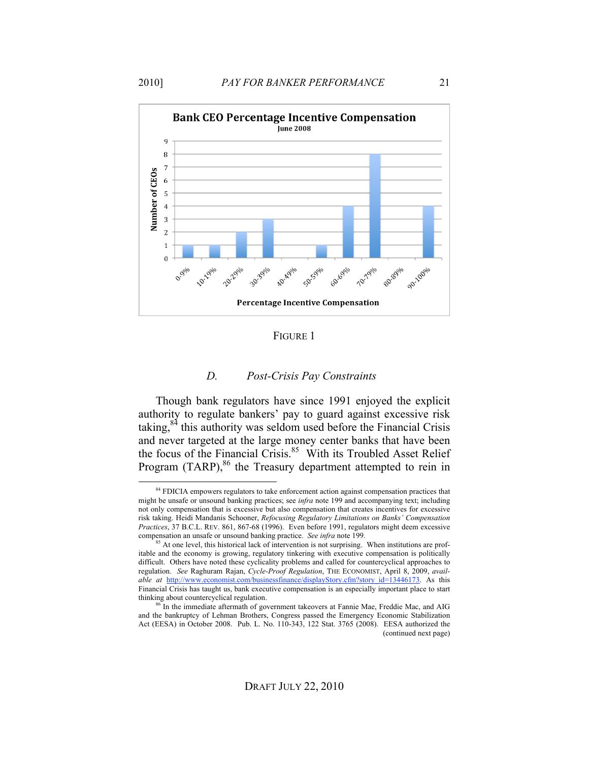**Bank CEO Percentage Incentive Compensation**
June 2008

| Percentage Incentive Compensation | Number of CEOs |
|---|---|
| 0-9% | 1 |
| 10-19% | 1 |
| 20-29% | 2 |
| 30-39% | 3 |
| 40-49% | 0 |
| 50-59% | 1 |
| 60-69% | 4 |
| 70-79% | 8 |
| 80-89% | 0 |
| 90-100% | 4 |

FIGURE 1

### D. *Post-Crisis Pay Constraints*

Though bank regulators have since 1991 enjoyed the explicit authority to regulate bankers' pay to guard against excessive risk taking,[84] this authority was seldom used before the Financial Crisis and never targeted at the large money center banks that have been the focus of the Financial Crisis.[85] With its Troubled Asset Relief Program (TARP),[86] the Treasury department attempted to rein in

---

[84] FDICIA empowers regulators to take enforcement action against compensation practices that might be unsafe or unsound banking practices; see *infra* note 199 and accompanying text; including not only compensation that is excessive but also compensation that creates incentives for excessive risk taking. Heidi Mandanis Schooner, *Refocusing Regulatory Limitations on Banks' Compensation Practices*, 37 B.C.L. REV. 861, 867-68 (1996). Even before 1991, regulators might deem excessive compensation an unsafe or unsound banking practice. *See infra* note 199.

[85] At one level, this historical lack of intervention is not surprising. When institutions are profitable and the economy is growing, regulatory tinkering with executive compensation is politically difficult. Others have noted these cyclicality problems and called for countercyclical approaches to regulation. *See* Raghuram Rajan, *Cycle-Proof Regulation*, THE ECONOMIST, April 8, 2009, *available at* http://www.economist.com/businessfinance/displayStory.cfm?story_id=13446173. As this Financial Crisis has taught us, bank executive compensation is an especially important place to start thinking about countercyclical regulation.

[86] In the immediate aftermath of government takeovers at Fannie Mae, Freddie Mac, and AIG and the bankruptcy of Lehman Brothers, Congress passed the Emergency Economic Stabilization Act (EESA) in October 2008. Pub. L. No. 110-343, 122 Stat. 3765 (2008). EESA authorized the (continued next page)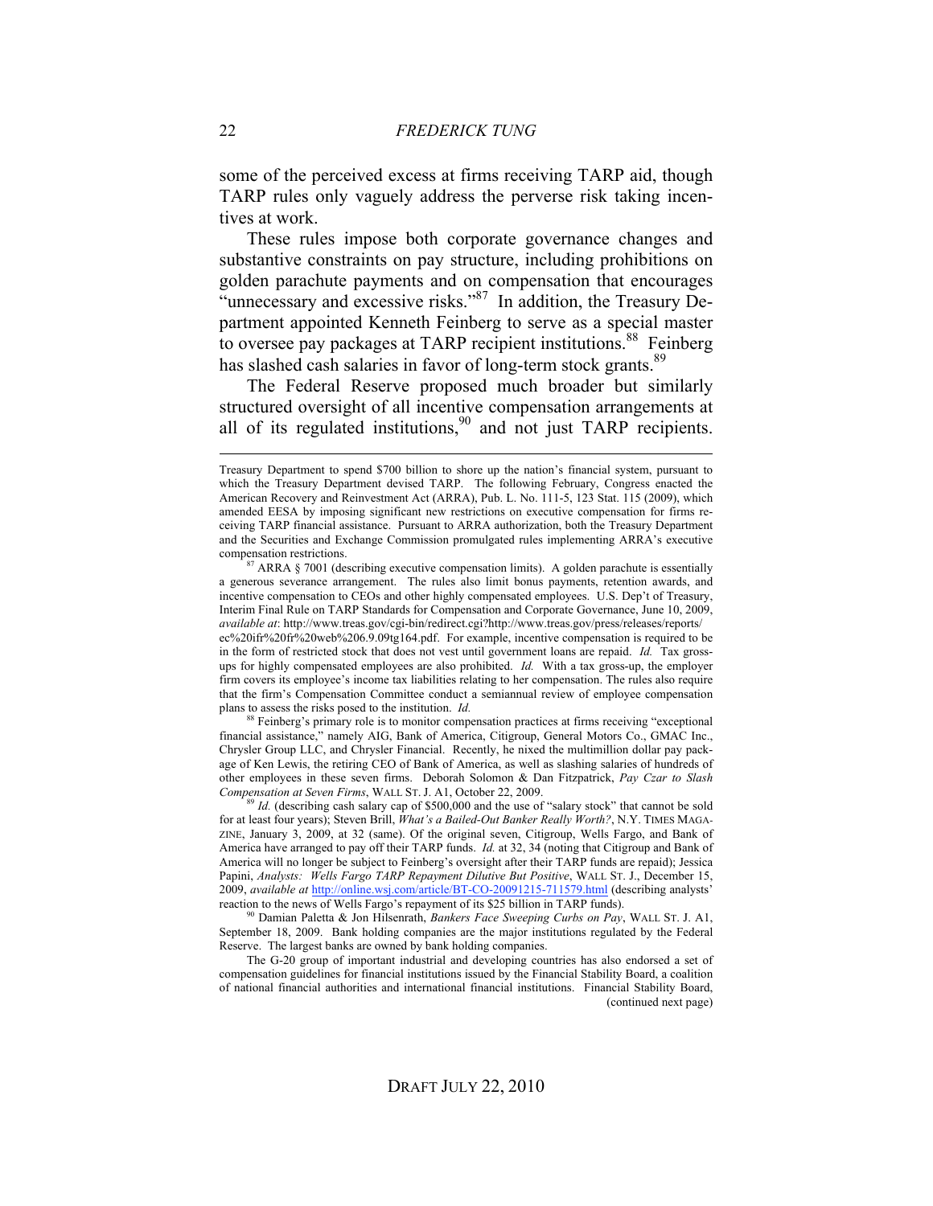some of the perceived excess at firms receiving TARP aid, though TARP rules only vaguely address the perverse risk taking incentives at work.

These rules impose both corporate governance changes and substantive constraints on pay structure, including prohibitions on golden parachute payments and on compensation that encourages "unnecessary and excessive risks."[87] In addition, the Treasury Department appointed Kenneth Feinberg to serve as a special master to oversee pay packages at TARP recipient institutions.[88] Feinberg has slashed cash salaries in favor of long-term stock grants.[89]

The Federal Reserve proposed much broader but similarly structured oversight of all incentive compensation arrangements at all of its regulated institutions,[90] and not just TARP recipients.

---

Treasury Department to spend $700 billion to shore up the nation's financial system, pursuant to which the Treasury Department devised TARP. The following February, Congress enacted the American Recovery and Reinvestment Act (ARRA), Pub. L. No. 111-5, 123 Stat. 115 (2009), which amended EESA by imposing significant new restrictions on executive compensation for firms receiving TARP financial assistance. Pursuant to ARRA authorization, both the Treasury Department and the Securities and Exchange Commission promulgated rules implementing ARRA's executive compensation restrictions.

[87] ARRA § 7001 (describing executive compensation limits). A golden parachute is essentially a generous severance arrangement. The rules also limit bonus payments, retention awards, and incentive compensation to CEOs and other highly compensated employees. U.S. Dep't of Treasury, Interim Final Rule on TARP Standards for Compensation and Corporate Governance, June 10, 2009, *available at*: http://www.treas.gov/cgi-bin/redirect.cgi?http://www.treas.gov/press/releases/reports/ec%20ifr%20fr%20web%206.9.09tg164.pdf. For example, incentive compensation is required to be in the form of restricted stock that does not vest until government loans are repaid. *Id.* Tax gross-ups for highly compensated employees are also prohibited. *Id.* With a tax gross-up, the employer firm covers its employee's income tax liabilities relating to her compensation. The rules also require that the firm's Compensation Committee conduct a semiannual review of employee compensation plans to assess the risks posed to the institution. *Id.*

[88] Feinberg's primary role is to monitor compensation practices at firms receiving "exceptional financial assistance," namely AIG, Bank of America, Citigroup, General Motors Co., GMAC Inc., Chrysler Group LLC, and Chrysler Financial. Recently, he nixed the multimillion dollar pay package of Ken Lewis, the retiring CEO of Bank of America, as well as slashing salaries of hundreds of other employees in these seven firms. Deborah Solomon & Dan Fitzpatrick, *Pay Czar to Slash Compensation at Seven Firms*, WALL ST. J. A1, October 22, 2009.

[89] *Id.* (describing cash salary cap of $500,000 and the use of "salary stock" that cannot be sold for at least four years); Steven Brill, *What's a Bailed-Out Banker Really Worth?*, N.Y. TIMES MAGAZINE, January 3, 2009, at 32 (same). Of the original seven, Citigroup, Wells Fargo, and Bank of America have arranged to pay off their TARP funds. *Id.* at 32, 34 (noting that Citigroup and Bank of America will no longer be subject to Feinberg's oversight after their TARP funds are repaid); Jessica Papini, *Analysts: Wells Fargo TARP Repayment Dilutive But Positive*, WALL ST. J., December 15, 2009, *available at* http://online.wsj.com/article/BT-CO-20091215-711579.html (describing analysts' reaction to the news of Wells Fargo's repayment of its $25 billion in TARP funds).

[90] Damian Paletta & Jon Hilsenrath, *Bankers Face Sweeping Curbs on Pay*, WALL ST. J. A1, September 18, 2009. Bank holding companies are the major institutions regulated by the Federal Reserve. The largest banks are owned by bank holding companies.

The G-20 group of important industrial and developing countries has also endorsed a set of compensation guidelines for financial institutions issued by the Financial Stability Board, a coalition of national financial authorities and international financial institutions. Financial Stability Board, (continued next page)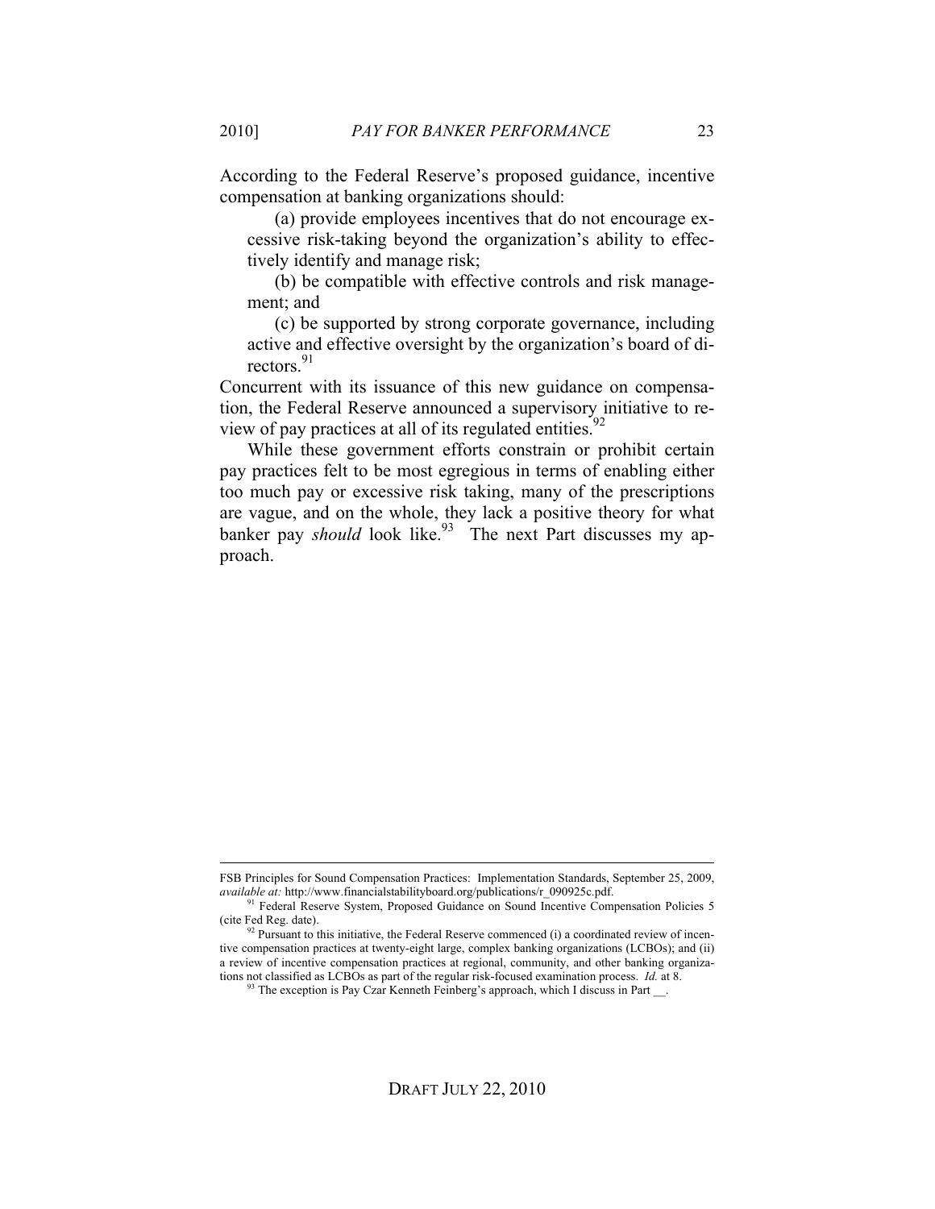According to the Federal Reserve's proposed guidance, incentive compensation at banking organizations should:

(a) provide employees incentives that do not encourage excessive risk-taking beyond the organization's ability to effectively identify and manage risk;

(b) be compatible with effective controls and risk management; and

(c) be supported by strong corporate governance, including active and effective oversight by the organization's board of directors.[91]

Concurrent with its issuance of this new guidance on compensation, the Federal Reserve announced a supervisory initiative to review of pay practices at all of its regulated entities.[92]

While these government efforts constrain or prohibit certain pay practices felt to be most egregious in terms of enabling either too much pay or excessive risk taking, many of the prescriptions are vague, and on the whole, they lack a positive theory for what banker pay *should* look like.[93] The next Part discusses my approach.

---

FSB Principles for Sound Compensation Practices: Implementation Standards, September 25, 2009, *available at:* http://www.financialstabilityboard.org/publications/r_090925c.pdf.

[91] Federal Reserve System, Proposed Guidance on Sound Incentive Compensation Policies 5 (cite Fed Reg. date).

[92] Pursuant to this initiative, the Federal Reserve commenced (i) a coordinated review of incentive compensation practices at twenty-eight large, complex banking organizations (LCBOs); and (ii) a review of incentive compensation practices at regional, community, and other banking organizations not classified as LCBOs as part of the regular risk-focused examination process. *Id.* at 8.

[93] The exception is Pay Czar Kenneth Feinberg's approach, which I discuss in Part __.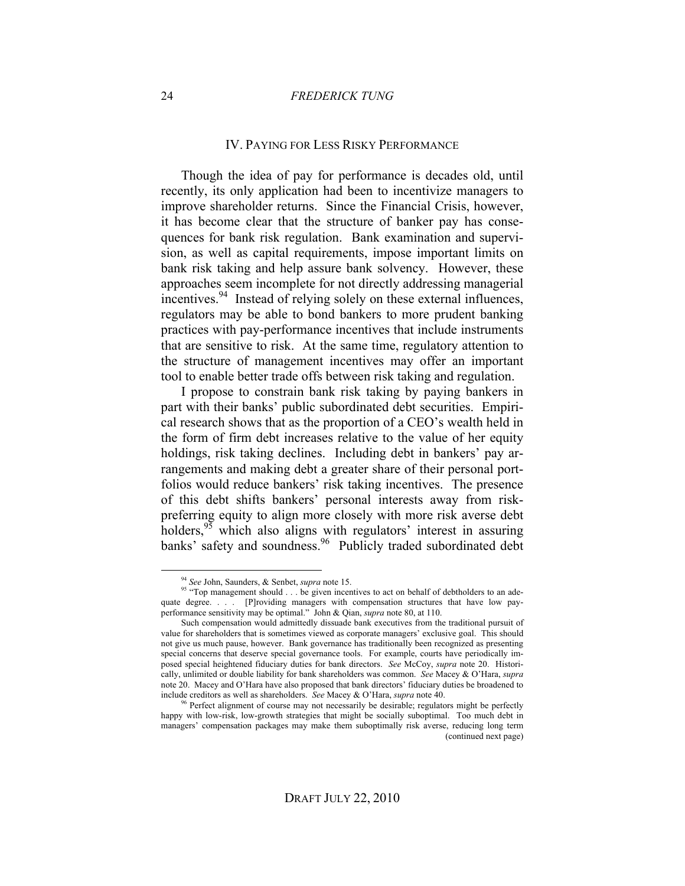## IV. Paying for Less Risky Performance

Though the idea of pay for performance is decades old, until recently, its only application had been to incentivize managers to improve shareholder returns. Since the Financial Crisis, however, it has become clear that the structure of banker pay has consequences for bank risk regulation. Bank examination and supervision, as well as capital requirements, impose important limits on bank risk taking and help assure bank solvency. However, these approaches seem incomplete for not directly addressing managerial incentives.[94] Instead of relying solely on these external influences, regulators may be able to bond bankers to more prudent banking practices with pay-performance incentives that include instruments that are sensitive to risk. At the same time, regulatory attention to the structure of management incentives may offer an important tool to enable better trade offs between risk taking and regulation.

I propose to constrain bank risk taking by paying bankers in part with their banks' public subordinated debt securities. Empirical research shows that as the proportion of a CEO's wealth held in the form of firm debt increases relative to the value of her equity holdings, risk taking declines. Including debt in bankers' pay arrangements and making debt a greater share of their personal portfolios would reduce bankers' risk taking incentives. The presence of this debt shifts bankers' personal interests away from risk-preferring equity to align more closely with more risk averse debt holders,[95] which also aligns with regulators' interest in assuring banks' safety and soundness.[96] Publicly traded subordinated debt

---

[94] *See* John, Saunders, & Senbet, *supra* note 15.

[95] "Top management should . . . be given incentives to act on behalf of debtholders to an adequate degree. . . . [P]roviding managers with compensation structures that have low pay-performance sensitivity may be optimal." John & Qian, *supra* note 80, at 110.

Such compensation would admittedly dissuade bank executives from the traditional pursuit of value for shareholders that is sometimes viewed as corporate managers' exclusive goal. This should not give us much pause, however. Bank governance has traditionally been recognized as presenting special concerns that deserve special governance tools. For example, courts have periodically imposed special heightened fiduciary duties for bank directors. *See* McCoy, *supra* note 20. Historically, unlimited or double liability for bank shareholders was common. *See* Macey & O'Hara, *supra* note 20. Macey and O'Hara have also proposed that bank directors' fiduciary duties be broadened to include creditors as well as shareholders. *See* Macey & O'Hara, *supra* note 40.

[96] Perfect alignment of course may not necessarily be desirable; regulators might be perfectly happy with low-risk, low-growth strategies that might be socially suboptimal. Too much debt in managers' compensation packages may make them suboptimally risk averse, reducing long term (continued next page)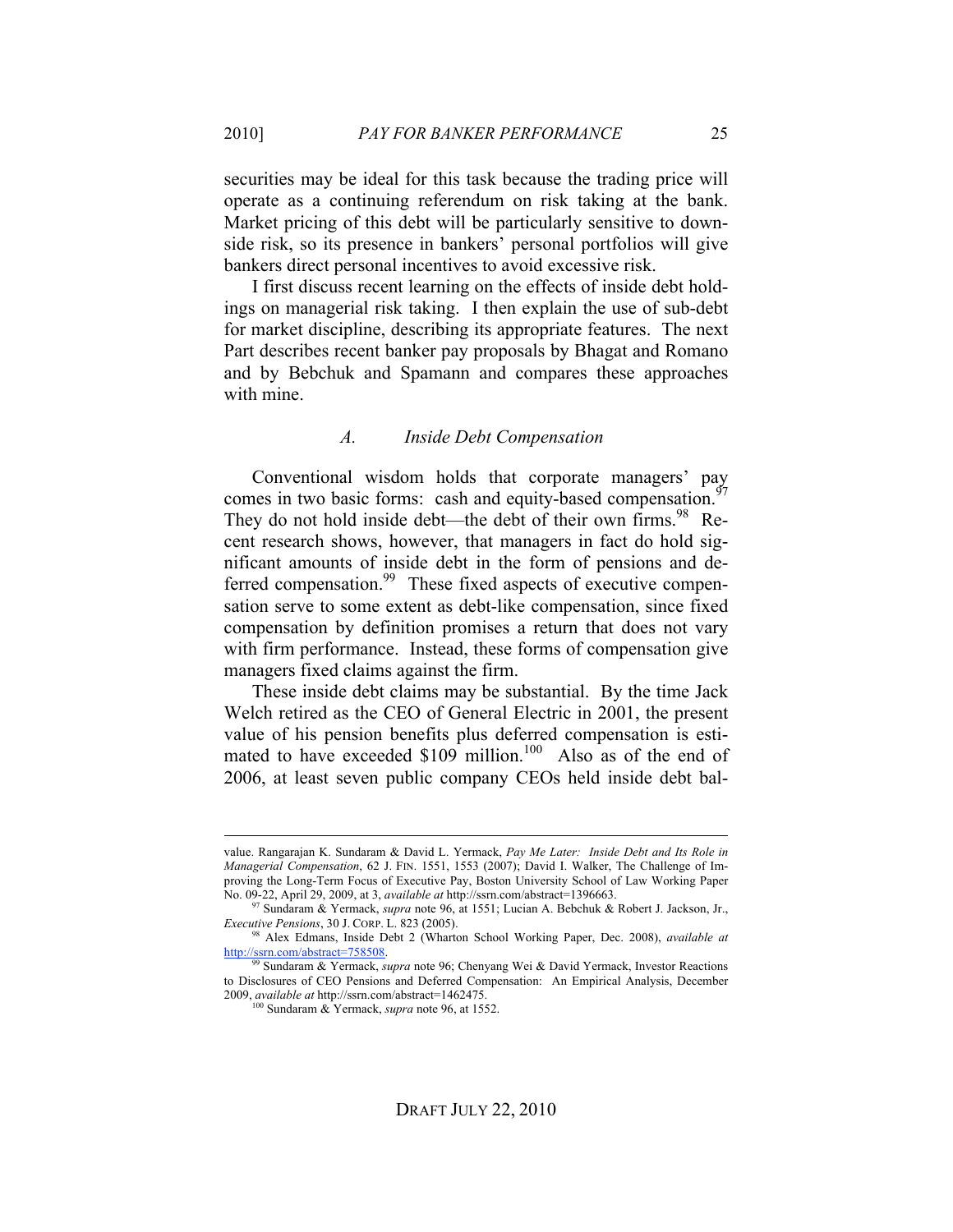securities may be ideal for this task because the trading price will operate as a continuing referendum on risk taking at the bank. Market pricing of this debt will be particularly sensitive to downside risk, so its presence in bankers' personal portfolios will give bankers direct personal incentives to avoid excessive risk.

I first discuss recent learning on the effects of inside debt holdings on managerial risk taking. I then explain the use of sub-debt for market discipline, describing its appropriate features. The next Part describes recent banker pay proposals by Bhagat and Romano and by Bebchuk and Spamann and compares these approaches with mine.

### *A. Inside Debt Compensation*

Conventional wisdom holds that corporate managers' pay comes in two basic forms: cash and equity-based compensation.[97] They do not hold inside debt—the debt of their own firms.[98] Recent research shows, however, that managers in fact do hold significant amounts of inside debt in the form of pensions and deferred compensation.[99] These fixed aspects of executive compensation serve to some extent as debt-like compensation, since fixed compensation by definition promises a return that does not vary with firm performance. Instead, these forms of compensation give managers fixed claims against the firm.

These inside debt claims may be substantial. By the time Jack Welch retired as the CEO of General Electric in 2001, the present value of his pension benefits plus deferred compensation is estimated to have exceeded \$109 million.[100] Also as of the end of 2006, at least seven public company CEOs held inside debt bal-

---

value. Rangarajan K. Sundaram & David L. Yermack, *Pay Me Later: Inside Debt and Its Role in Managerial Compensation*, 62 J. FIN. 1551, 1553 (2007); David I. Walker, The Challenge of Improving the Long-Term Focus of Executive Pay, Boston University School of Law Working Paper No. 09-22, April 29, 2009, at 3, *available at* http://ssrn.com/abstract=1396663.

[97] Sundaram & Yermack, *supra* note 96, at 1551; Lucian A. Bebchuk & Robert J. Jackson, Jr., *Executive Pensions*, 30 J. CORP. L. 823 (2005).

[98] Alex Edmans, Inside Debt 2 (Wharton School Working Paper, Dec. 2008), *available at* http://ssrn.com/abstract=758508.

[99] Sundaram & Yermack, *supra* note 96; Chenyang Wei & David Yermack, Investor Reactions to Disclosures of CEO Pensions and Deferred Compensation: An Empirical Analysis, December 2009, *available at* http://ssrn.com/abstract=1462475.

[100] Sundaram & Yermack, *supra* note 96, at 1552.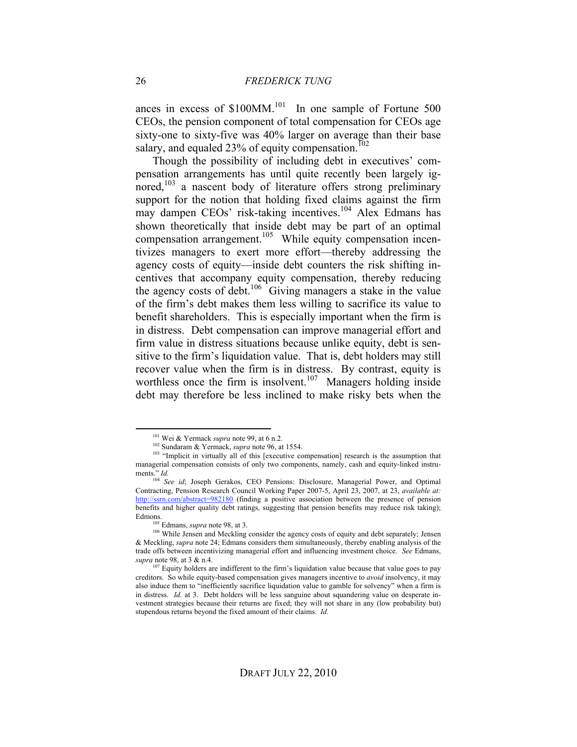ances in excess of $100MM.[101] In one sample of Fortune 500 CEOs, the pension component of total compensation for CEOs age sixty-one to sixty-five was 40% larger on average than their base salary, and equaled 23% of equity compensation.[102]

Though the possibility of including debt in executives' compensation arrangements has until quite recently been largely ignored,[103] a nascent body of literature offers strong preliminary support for the notion that holding fixed claims against the firm may dampen CEOs' risk-taking incentives.[104] Alex Edmans has shown theoretically that inside debt may be part of an optimal compensation arrangement.[105] While equity compensation incentivizes managers to exert more effort—thereby addressing the agency costs of equity—inside debt counters the risk shifting incentives that accompany equity compensation, thereby reducing the agency costs of debt.[106] Giving managers a stake in the value of the firm's debt makes them less willing to sacrifice its value to benefit shareholders. This is especially important when the firm is in distress. Debt compensation can improve managerial effort and firm value in distress situations because unlike equity, debt is sensitive to the firm's liquidation value. That is, debt holders may still recover value when the firm is in distress. By contrast, equity is worthless once the firm is insolvent.[107] Managers holding inside debt may therefore be less inclined to make risky bets when the

---

[101] Wei & Yermack *supra* note 99, at 6 n.2.

[102] Sundaram & Yermack, *supra* note 96, at 1554.

[103] "Implicit in virtually all of this [executive compensation] research is the assumption that managerial compensation consists of only two components, namely, cash and equity-linked instruments." *Id.*

[104] *See id*; Joseph Gerakos, CEO Pensions: Disclosure, Managerial Power, and Optimal Contracting, Pension Research Council Working Paper 2007-5, April 23, 2007, at 23, *available at:* http://ssrn.com/abstract=982180 (finding a positive association between the presence of pension benefits and higher quality debt ratings, suggesting that pension benefits may reduce risk taking); Edmons.

[105] Edmans, *supra* note 98, at 3.

[106] While Jensen and Meckling consider the agency costs of equity and debt separately; Jensen & Meckling, *supra* note 24; Edmans considers them simultaneously, thereby enabling analysis of the trade offs between incentivizing managerial effort and influencing investment choice. *See* Edmans, *supra* note 98, at 3 & n.4.

[107] Equity holders are indifferent to the firm's liquidation value because that value goes to pay creditors. So while equity-based compensation gives managers incentive to *avoid* insolvency, it may also induce them to "inefficiently sacrifice liquidation value to gamble for solvency" when a firm is in distress. *Id.* at 3. Debt holders will be less sanguine about squandering value on desperate investment strategies because their returns are fixed; they will not share in any (low probability but) stupendous returns beyond the fixed amount of their claims. *Id.*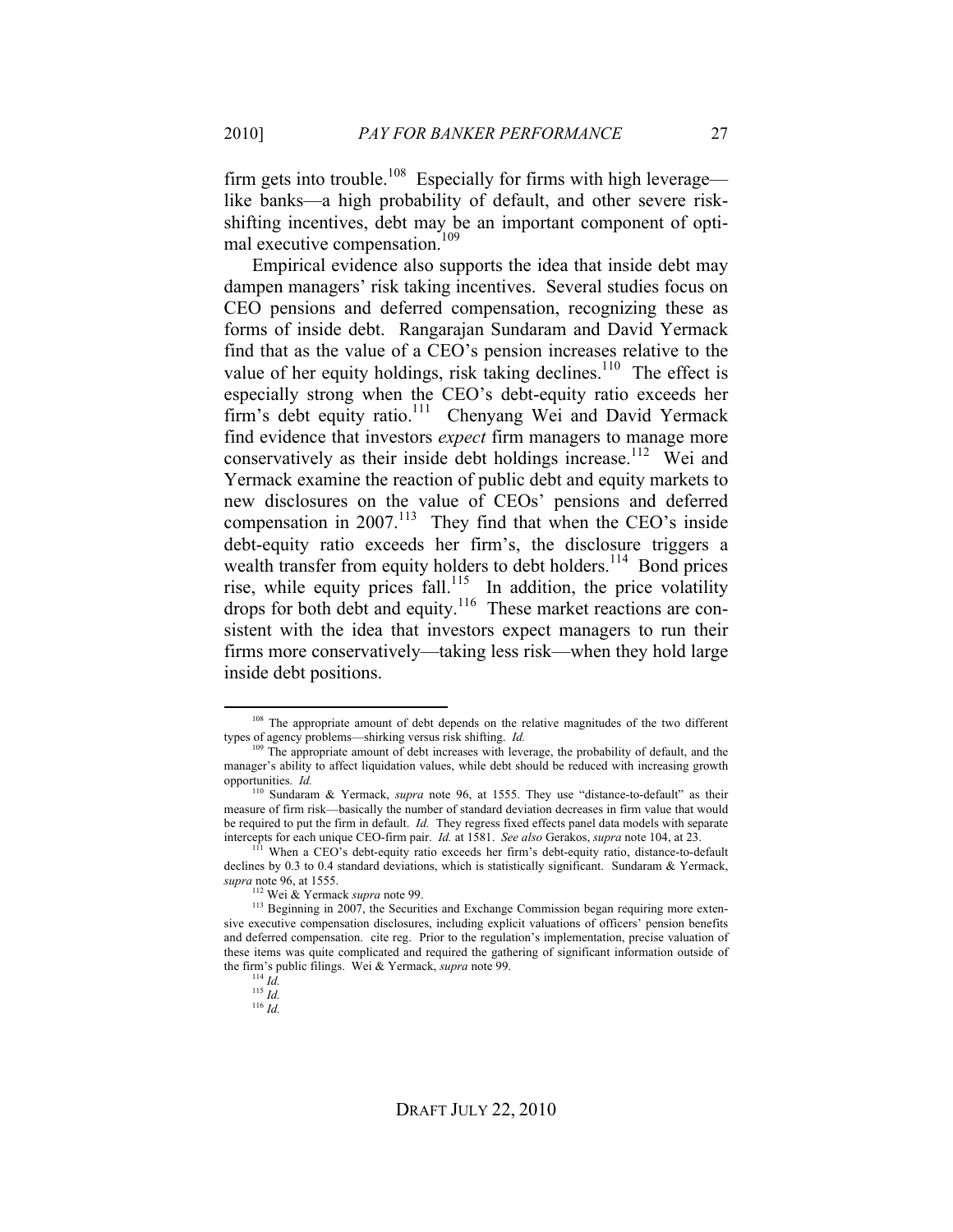firm gets into trouble.[108] Especially for firms with high leverage—like banks—a high probability of default, and other severe risk-shifting incentives, debt may be an important component of optimal executive compensation.[109]

Empirical evidence also supports the idea that inside debt may dampen managers' risk taking incentives. Several studies focus on CEO pensions and deferred compensation, recognizing these as forms of inside debt. Rangarajan Sundaram and David Yermack find that as the value of a CEO's pension increases relative to the value of her equity holdings, risk taking declines.[110] The effect is especially strong when the CEO's debt-equity ratio exceeds her firm's debt equity ratio.[111] Chenyang Wei and David Yermack find evidence that investors *expect* firm managers to manage more conservatively as their inside debt holdings increase.[112] Wei and Yermack examine the reaction of public debt and equity markets to new disclosures on the value of CEOs' pensions and deferred compensation in 2007.[113] They find that when the CEO's inside debt-equity ratio exceeds her firm's, the disclosure triggers a wealth transfer from equity holders to debt holders.[114] Bond prices rise, while equity prices fall.[115] In addition, the price volatility drops for both debt and equity.[116] These market reactions are consistent with the idea that investors expect managers to run their firms more conservatively—taking less risk—when they hold large inside debt positions.

---

[108] The appropriate amount of debt depends on the relative magnitudes of the two different types of agency problems—shirking versus risk shifting. *Id.*

[109] The appropriate amount of debt increases with leverage, the probability of default, and the manager's ability to affect liquidation values, while debt should be reduced with increasing growth opportunities. *Id.*

[110] Sundaram & Yermack, *supra* note 96, at 1555. They use "distance-to-default" as their measure of firm risk—basically the number of standard deviation decreases in firm value that would be required to put the firm in default. *Id.* They regress fixed effects panel data models with separate intercepts for each unique CEO-firm pair. *Id.* at 1581. *See also* Gerakos, *supra* note 104, at 23.

[111] When a CEO's debt-equity ratio exceeds her firm's debt-equity ratio, distance-to-default declines by 0.3 to 0.4 standard deviations, which is statistically significant. Sundaram & Yermack, *supra* note 96, at 1555.

[112] Wei & Yermack *supra* note 99.

[113] Beginning in 2007, the Securities and Exchange Commission began requiring more extensive executive compensation disclosures, including explicit valuations of officers' pension benefits and deferred compensation. cite reg. Prior to the regulation's implementation, precise valuation of these items was quite complicated and required the gathering of significant information outside of the firm's public filings. Wei & Yermack, *supra* note 99.

[114] *Id.*

[115] *Id.*

[116] *Id.*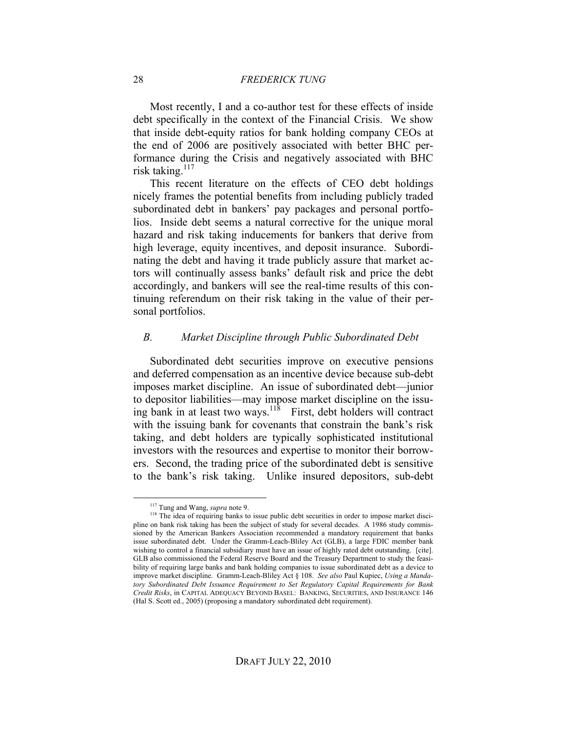Most recently, I and a co-author test for these effects of inside debt specifically in the context of the Financial Crisis. We show that inside debt-equity ratios for bank holding company CEOs at the end of 2006 are positively associated with better BHC performance during the Crisis and negatively associated with BHC risk taking.[117]

This recent literature on the effects of CEO debt holdings nicely frames the potential benefits from including publicly traded subordinated debt in bankers' pay packages and personal portfolios. Inside debt seems a natural corrective for the unique moral hazard and risk taking inducements for bankers that derive from high leverage, equity incentives, and deposit insurance. Subordinating the debt and having it trade publicly assure that market actors will continually assess banks' default risk and price the debt accordingly, and bankers will see the real-time results of this continuing referendum on their risk taking in the value of their personal portfolios.

### *B. Market Discipline through Public Subordinated Debt*

Subordinated debt securities improve on executive pensions and deferred compensation as an incentive device because sub-debt imposes market discipline. An issue of subordinated debt—junior to depositor liabilities—may impose market discipline on the issuing bank in at least two ways.[118] First, debt holders will contract with the issuing bank for covenants that constrain the bank's risk taking, and debt holders are typically sophisticated institutional investors with the resources and expertise to monitor their borrowers. Second, the trading price of the subordinated debt is sensitive to the bank's risk taking. Unlike insured depositors, sub-debt

---

[117] Tung and Wang, *supra* note 9.

[118] The idea of requiring banks to issue public debt securities in order to impose market discipline on bank risk taking has been the subject of study for several decades. A 1986 study commissioned by the American Bankers Association recommended a mandatory requirement that banks issue subordinated debt. Under the Gramm-Leach-Bliley Act (GLB), a large FDIC member bank wishing to control a financial subsidiary must have an issue of highly rated debt outstanding. [cite]. GLB also commissioned the Federal Reserve Board and the Treasury Department to study the feasibility of requiring large banks and bank holding companies to issue subordinated debt as a device to improve market discipline. Gramm-Leach-Bliley Act § 108. *See also* Paul Kupiec, *Using a Mandatory Subordinated Debt Issuance Requirement to Set Regulatory Capital Requirements for Bank Credit Risks*, in CAPITAL ADEQUACY BEYOND BASEL: BANKING, SECURITIES, AND INSURANCE 146 (Hal S. Scott ed., 2005) (proposing a mandatory subordinated debt requirement).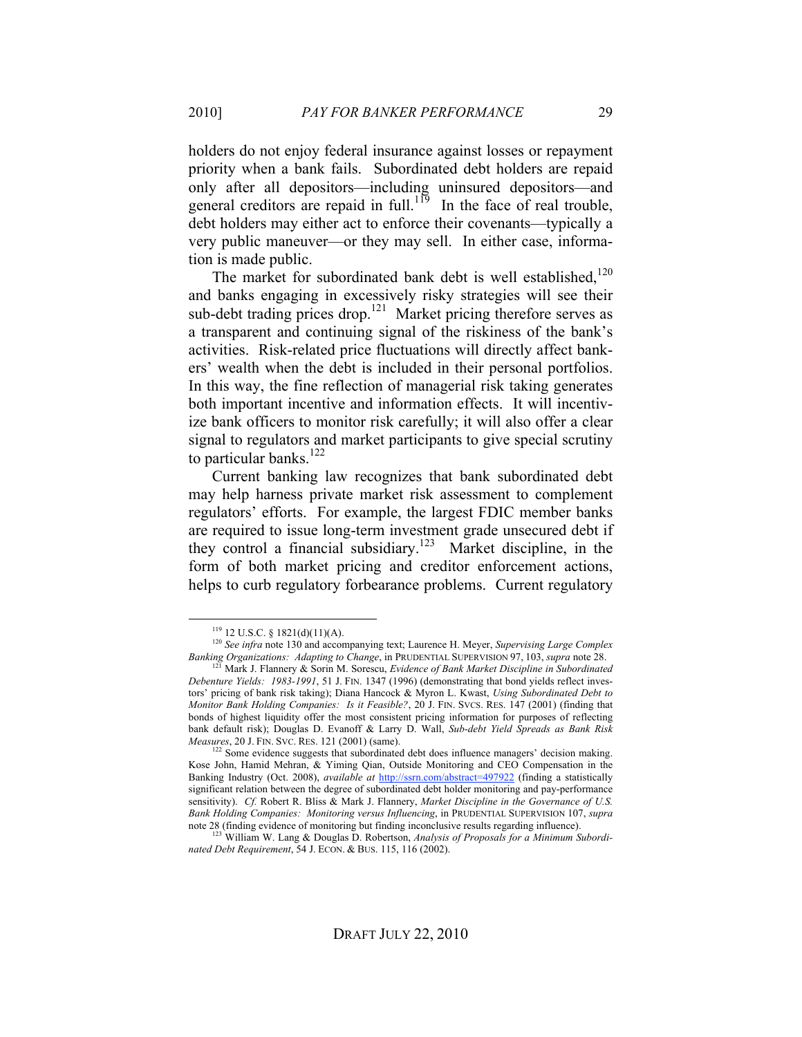holders do not enjoy federal insurance against losses or repayment priority when a bank fails. Subordinated debt holders are repaid only after all depositors—including uninsured depositors—and general creditors are repaid in full.[119] In the face of real trouble, debt holders may either act to enforce their covenants—typically a very public maneuver—or they may sell. In either case, information is made public.

The market for subordinated bank debt is well established,[120] and banks engaging in excessively risky strategies will see their sub-debt trading prices drop.[121] Market pricing therefore serves as a transparent and continuing signal of the riskiness of the bank's activities. Risk-related price fluctuations will directly affect bankers' wealth when the debt is included in their personal portfolios. In this way, the fine reflection of managerial risk taking generates both important incentive and information effects. It will incentivize bank officers to monitor risk carefully; it will also offer a clear signal to regulators and market participants to give special scrutiny to particular banks.[122]

Current banking law recognizes that bank subordinated debt may help harness private market risk assessment to complement regulators' efforts. For example, the largest FDIC member banks are required to issue long-term investment grade unsecured debt if they control a financial subsidiary.[123] Market discipline, in the form of both market pricing and creditor enforcement actions, helps to curb regulatory forbearance problems. Current regulatory

---

[119] 12 U.S.C. § 1821(d)(11)(A).

[120] *See infra* note 130 and accompanying text; Laurence H. Meyer, *Supervising Large Complex Banking Organizations: Adapting to Change*, in PRUDENTIAL SUPERVISION 97, 103, *supra* note 28.

[121] Mark J. Flannery & Sorin M. Sorescu, *Evidence of Bank Market Discipline in Subordinated Debenture Yields: 1983-1991*, 51 J. FIN. 1347 (1996) (demonstrating that bond yields reflect investors' pricing of bank risk taking); Diana Hancock & Myron L. Kwast, *Using Subordinated Debt to Monitor Bank Holding Companies: Is it Feasible?*, 20 J. FIN. SVCS. RES. 147 (2001) (finding that bonds of highest liquidity offer the most consistent pricing information for purposes of reflecting bank default risk); Douglas D. Evanoff & Larry D. Wall, *Sub-debt Yield Spreads as Bank Risk Measures*, 20 J. FIN. SVC. RES. 121 (2001) (same).

[122] Some evidence suggests that subordinated debt does influence managers' decision making. Kose John, Hamid Mehran, & Yiming Qian, Outside Monitoring and CEO Compensation in the Banking Industry (Oct. 2008), *available at* http://ssrn.com/abstract=497922 (finding a statistically significant relation between the degree of subordinated debt holder monitoring and pay-performance sensitivity). *Cf.* Robert R. Bliss & Mark J. Flannery, *Market Discipline in the Governance of U.S. Bank Holding Companies: Monitoring versus Influencing*, in PRUDENTIAL SUPERVISION 107, *supra* note 28 (finding evidence of monitoring but finding inconclusive results regarding influence).

[123] William W. Lang & Douglas D. Robertson, *Analysis of Proposals for a Minimum Subordinated Debt Requirement*, 54 J. ECON. & BUS. 115, 116 (2002).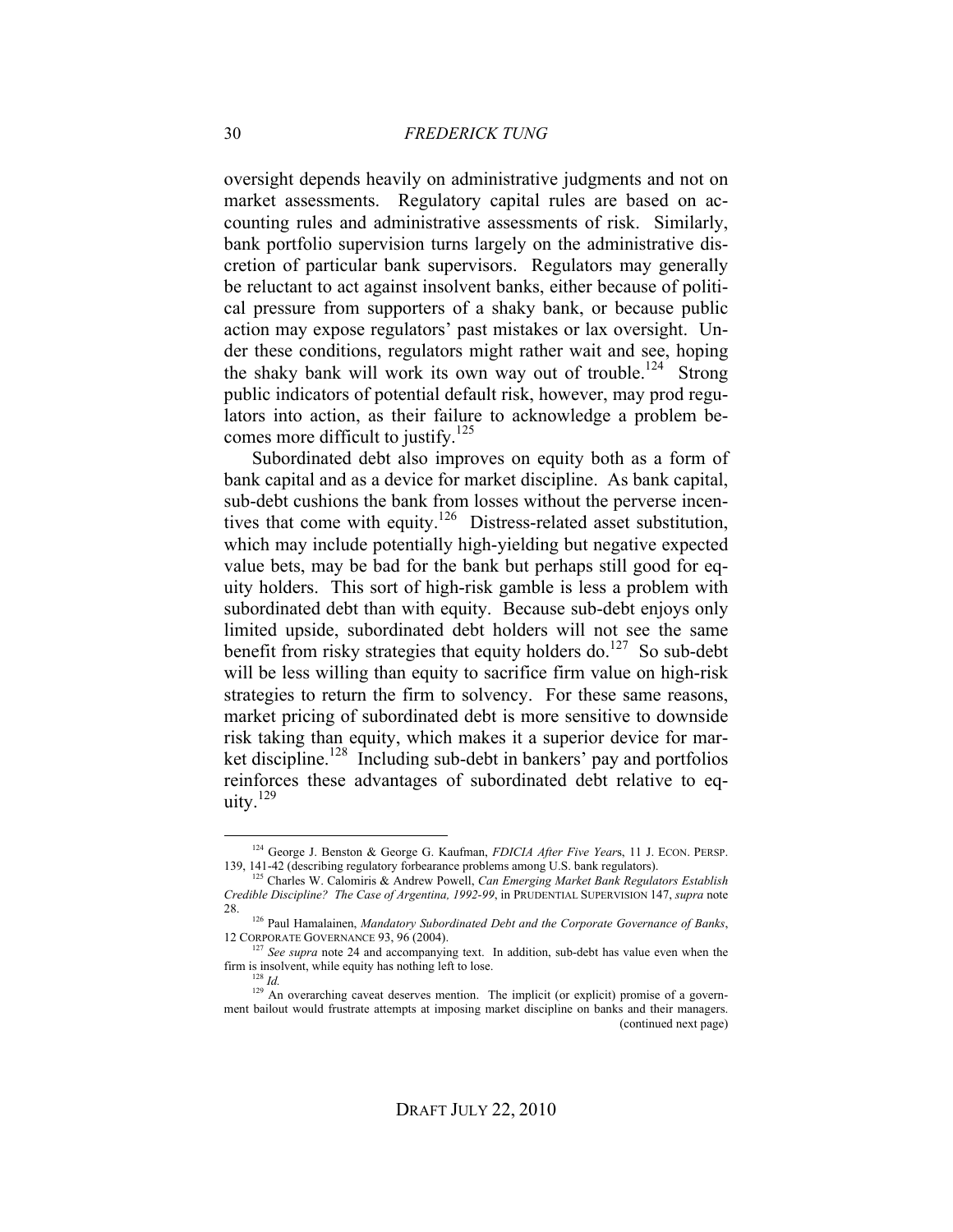oversight depends heavily on administrative judgments and not on market assessments. Regulatory capital rules are based on accounting rules and administrative assessments of risk. Similarly, bank portfolio supervision turns largely on the administrative discretion of particular bank supervisors. Regulators may generally be reluctant to act against insolvent banks, either because of political pressure from supporters of a shaky bank, or because public action may expose regulators' past mistakes or lax oversight. Under these conditions, regulators might rather wait and see, hoping the shaky bank will work its own way out of trouble.[124] Strong public indicators of potential default risk, however, may prod regulators into action, as their failure to acknowledge a problem becomes more difficult to justify.[125]

Subordinated debt also improves on equity both as a form of bank capital and as a device for market discipline. As bank capital, sub-debt cushions the bank from losses without the perverse incentives that come with equity.[126] Distress-related asset substitution, which may include potentially high-yielding but negative expected value bets, may be bad for the bank but perhaps still good for equity holders. This sort of high-risk gamble is less a problem with subordinated debt than with equity. Because sub-debt enjoys only limited upside, subordinated debt holders will not see the same benefit from risky strategies that equity holders do.[127] So sub-debt will be less willing than equity to sacrifice firm value on high-risk strategies to return the firm to solvency. For these same reasons, market pricing of subordinated debt is more sensitive to downside risk taking than equity, which makes it a superior device for market discipline.[128] Including sub-debt in bankers' pay and portfolios reinforces these advantages of subordinated debt relative to equity.[129]

---

[124] George J. Benston & George G. Kaufman, *FDICIA After Five Years*, 11 J. ECON. PERSP. 139, 141-42 (describing regulatory forbearance problems among U.S. bank regulators).

[125] Charles W. Calomiris & Andrew Powell, *Can Emerging Market Bank Regulators Establish Credible Discipline? The Case of Argentina, 1992-99*, in PRUDENTIAL SUPERVISION 147, *supra* note 28.

[126] Paul Hamalainen, *Mandatory Subordinated Debt and the Corporate Governance of Banks*, 12 CORPORATE GOVERNANCE 93, 96 (2004).

[127] *See supra* note 24 and accompanying text. In addition, sub-debt has value even when the firm is insolvent, while equity has nothing left to lose.

[128] *Id.*

[129] An overarching caveat deserves mention. The implicit (or explicit) promise of a government bailout would frustrate attempts at imposing market discipline on banks and their managers. (continued next page)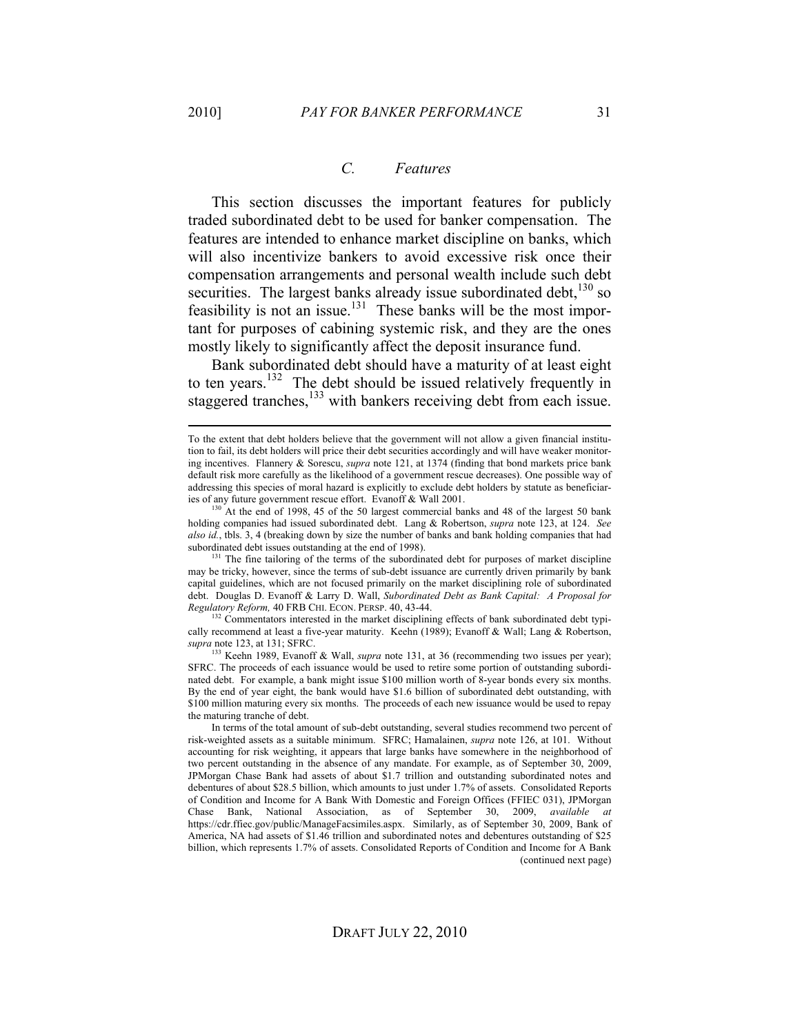### *C. Features*

This section discusses the important features for publicly traded subordinated debt to be used for banker compensation. The features are intended to enhance market discipline on banks, which will also incentivize bankers to avoid excessive risk once their compensation arrangements and personal wealth include such debt securities. The largest banks already issue subordinated debt,[130] so feasibility is not an issue.[131] These banks will be the most important for purposes of cabining systemic risk, and they are the ones mostly likely to significantly affect the deposit insurance fund.

Bank subordinated debt should have a maturity of at least eight to ten years.[132] The debt should be issued relatively frequently in staggered tranches,[133] with bankers receiving debt from each issue.

---

To the extent that debt holders believe that the government will not allow a given financial institution to fail, its debt holders will price their debt securities accordingly and will have weaker monitoring incentives. Flannery & Sorescu, *supra* note 121, at 1374 (finding that bond markets price bank default risk more carefully as the likelihood of a government rescue decreases). One possible way of addressing this species of moral hazard is explicitly to exclude debt holders by statute as beneficiaries of any future government rescue effort. Evanoff & Wall 2001.

[130] At the end of 1998, 45 of the 50 largest commercial banks and 48 of the largest 50 bank holding companies had issued subordinated debt. Lang & Robertson, *supra* note 123, at 124. *See also id.*, tbls. 3, 4 (breaking down by size the number of banks and bank holding companies that had subordinated debt issues outstanding at the end of 1998).

[131] The fine tailoring of the terms of the subordinated debt for purposes of market discipline may be tricky, however, since the terms of sub-debt issuance are currently driven primarily by bank capital guidelines, which are not focused primarily on the market disciplining role of subordinated debt. Douglas D. Evanoff & Larry D. Wall, *Subordinated Debt as Bank Capital: A Proposal for Regulatory Reform,* 40 FRB CHI. ECON. PERSP. 40, 43-44.

[132] Commentators interested in the market disciplining effects of bank subordinated debt typically recommend at least a five-year maturity. Keehn (1989); Evanoff & Wall; Lang & Robertson, *supra* note 123, at 131; SFRC.

[133] Keehn 1989, Evanoff & Wall, *supra* note 131, at 36 (recommending two issues per year); SFRC. The proceeds of each issuance would be used to retire some portion of outstanding subordinated debt. For example, a bank might issue $100 million worth of 8-year bonds every six months. By the end of year eight, the bank would have $1.6 billion of subordinated debt outstanding, with $100 million maturing every six months. The proceeds of each new issuance would be used to repay the maturing tranche of debt.

In terms of the total amount of sub-debt outstanding, several studies recommend two percent of risk-weighted assets as a suitable minimum. SFRC; Hamalainen, *supra* note 126, at 101. Without accounting for risk weighting, it appears that large banks have somewhere in the neighborhood of two percent outstanding in the absence of any mandate. For example, as of September 30, 2009, JPMorgan Chase Bank had assets of about $1.7 trillion and outstanding subordinated notes and debentures of about $28.5 billion, which amounts to just under 1.7% of assets. Consolidated Reports of Condition and Income for A Bank With Domestic and Foreign Offices (FFIEC 031), JPMorgan Chase Bank, National Association, as of September 30, 2009, *available at* https://cdr.ffiec.gov/public/ManageFacsimiles.aspx. Similarly, as of September 30, 2009, Bank of America, NA had assets of $1.46 trillion and subordinated notes and debentures outstanding of $25 billion, which represents 1.7% of assets. Consolidated Reports of Condition and Income for A Bank

(continued next page)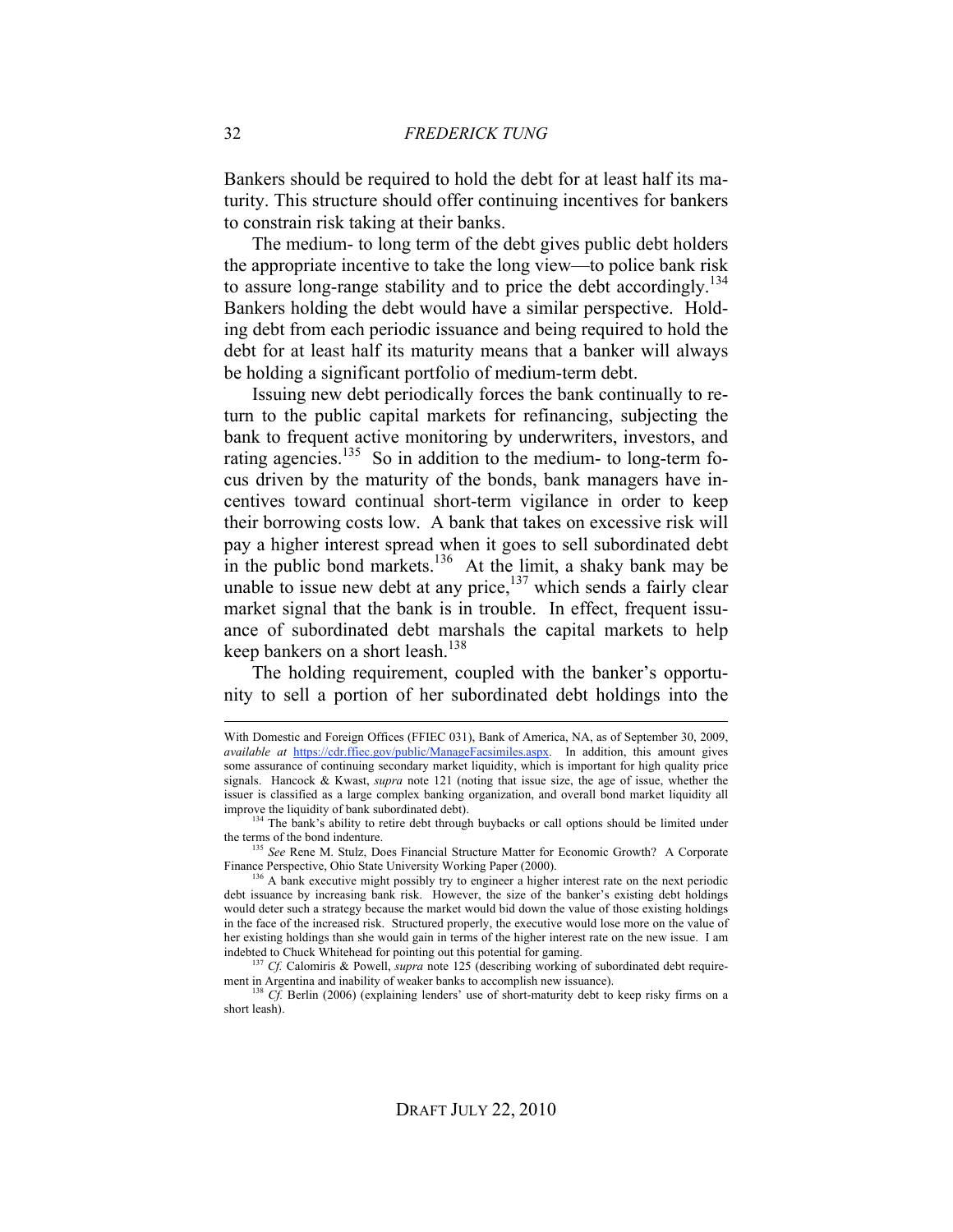Bankers should be required to hold the debt for at least half its maturity. This structure should offer continuing incentives for bankers to constrain risk taking at their banks.

The medium- to long term of the debt gives public debt holders the appropriate incentive to take the long view—to police bank risk to assure long-range stability and to price the debt accordingly.[134] Bankers holding the debt would have a similar perspective. Holding debt from each periodic issuance and being required to hold the debt for at least half its maturity means that a banker will always be holding a significant portfolio of medium-term debt.

Issuing new debt periodically forces the bank continually to return to the public capital markets for refinancing, subjecting the bank to frequent active monitoring by underwriters, investors, and rating agencies.[135] So in addition to the medium- to long-term focus driven by the maturity of the bonds, bank managers have incentives toward continual short-term vigilance in order to keep their borrowing costs low. A bank that takes on excessive risk will pay a higher interest spread when it goes to sell subordinated debt in the public bond markets.[136] At the limit, a shaky bank may be unable to issue new debt at any price,[137] which sends a fairly clear market signal that the bank is in trouble. In effect, frequent issuance of subordinated debt marshals the capital markets to help keep bankers on a short leash.[138]

The holding requirement, coupled with the banker's opportunity to sell a portion of her subordinated debt holdings into the

---

With Domestic and Foreign Offices (FFIEC 031), Bank of America, NA, as of September 30, 2009, *available at* https://cdr.ffiec.gov/public/ManageFacsimiles.aspx. In addition, this amount gives some assurance of continuing secondary market liquidity, which is important for high quality price signals. Hancock & Kwast, *supra* note 121 (noting that issue size, the age of issue, whether the issuer is classified as a large complex banking organization, and overall bond market liquidity all improve the liquidity of bank subordinated debt).

[134] The bank's ability to retire debt through buybacks or call options should be limited under the terms of the bond indenture.

[135] *See* Rene M. Stulz, Does Financial Structure Matter for Economic Growth? A Corporate Finance Perspective, Ohio State University Working Paper (2000).

[136] A bank executive might possibly try to engineer a higher interest rate on the next periodic debt issuance by increasing bank risk. However, the size of the banker's existing debt holdings would deter such a strategy because the market would bid down the value of those existing holdings in the face of the increased risk. Structured properly, the executive would lose more on the value of her existing holdings than she would gain in terms of the higher interest rate on the new issue. I am indebted to Chuck Whitehead for pointing out this potential for gaming.

[137] *Cf.* Calomiris & Powell, *supra* note 125 (describing working of subordinated debt requirement in Argentina and inability of weaker banks to accomplish new issuance).

[138] *Cf.* Berlin (2006) (explaining lenders' use of short-maturity debt to keep risky firms on a short leash).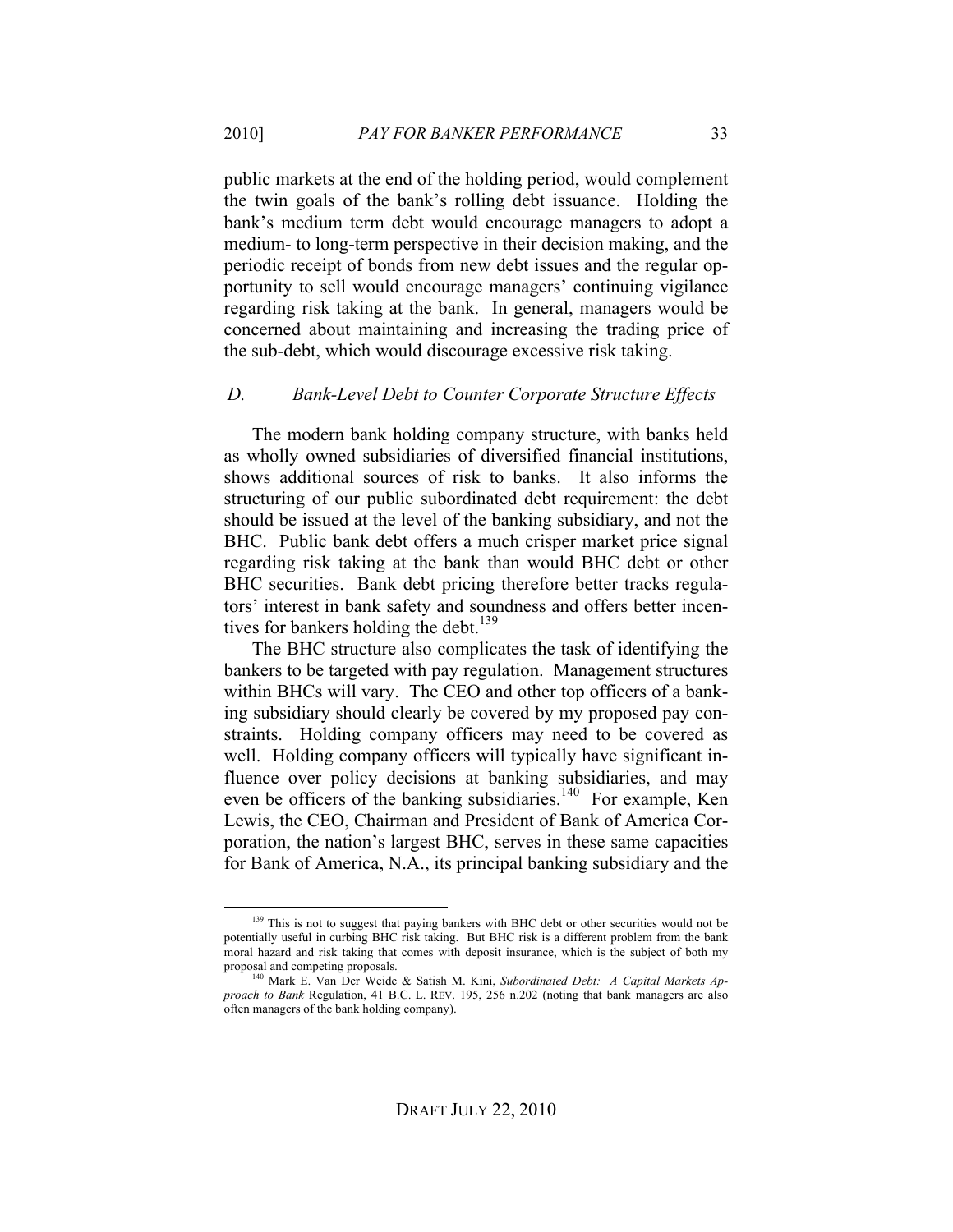public markets at the end of the holding period, would complement the twin goals of the bank's rolling debt issuance. Holding the bank's medium term debt would encourage managers to adopt a medium- to long-term perspective in their decision making, and the periodic receipt of bonds from new debt issues and the regular opportunity to sell would encourage managers' continuing vigilance regarding risk taking at the bank. In general, managers would be concerned about maintaining and increasing the trading price of the sub-debt, which would discourage excessive risk taking.

### *D. Bank-Level Debt to Counter Corporate Structure Effects*

The modern bank holding company structure, with banks held as wholly owned subsidiaries of diversified financial institutions, shows additional sources of risk to banks. It also informs the structuring of our public subordinated debt requirement: the debt should be issued at the level of the banking subsidiary, and not the BHC. Public bank debt offers a much crisper market price signal regarding risk taking at the bank than would BHC debt or other BHC securities. Bank debt pricing therefore better tracks regulators' interest in bank safety and soundness and offers better incentives for bankers holding the debt.[139]

The BHC structure also complicates the task of identifying the bankers to be targeted with pay regulation. Management structures within BHCs will vary. The CEO and other top officers of a banking subsidiary should clearly be covered by my proposed pay constraints. Holding company officers may need to be covered as well. Holding company officers will typically have significant influence over policy decisions at banking subsidiaries, and may even be officers of the banking subsidiaries.[140] For example, Ken Lewis, the CEO, Chairman and President of Bank of America Corporation, the nation's largest BHC, serves in these same capacities for Bank of America, N.A., its principal banking subsidiary and the

---

[139] This is not to suggest that paying bankers with BHC debt or other securities would not be potentially useful in curbing BHC risk taking. But BHC risk is a different problem from the bank moral hazard and risk taking that comes with deposit insurance, which is the subject of both my proposal and competing proposals.

[140] Mark E. Van Der Weide & Satish M. Kini, *Subordinated Debt: A Capital Markets Approach to Bank* Regulation, 41 B.C. L. REV. 195, 256 n.202 (noting that bank managers are also often managers of the bank holding company).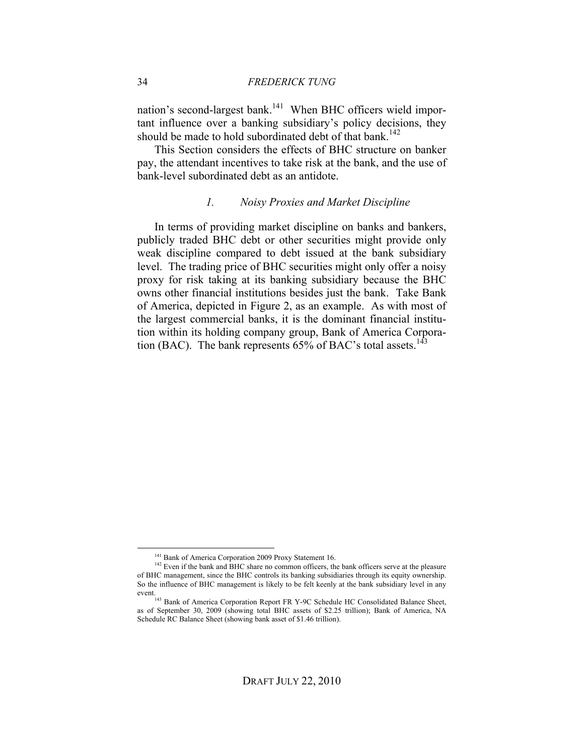nation's second-largest bank.[141] When BHC officers wield important influence over a banking subsidiary's policy decisions, they should be made to hold subordinated debt of that bank.[142]

This Section considers the effects of BHC structure on banker pay, the attendant incentives to take risk at the bank, and the use of bank-level subordinated debt as an antidote.

### *1. Noisy Proxies and Market Discipline*

In terms of providing market discipline on banks and bankers, publicly traded BHC debt or other securities might provide only weak discipline compared to debt issued at the bank subsidiary level. The trading price of BHC securities might only offer a noisy proxy for risk taking at its banking subsidiary because the BHC owns other financial institutions besides just the bank. Take Bank of America, depicted in Figure 2, as an example. As with most of the largest commercial banks, it is the dominant financial institution within its holding company group, Bank of America Corporation (BAC). The bank represents 65% of BAC's total assets.[143]

---

[141] Bank of America Corporation 2009 Proxy Statement 16.

[142] Even if the bank and BHC share no common officers, the bank officers serve at the pleasure of BHC management, since the BHC controls its banking subsidiaries through its equity ownership. So the influence of BHC management is likely to be felt keenly at the bank subsidiary level in any event.

[143] Bank of America Corporation Report FR Y-9C Schedule HC Consolidated Balance Sheet, as of September 30, 2009 (showing total BHC assets of $2.25 trillion); Bank of America, NA Schedule RC Balance Sheet (showing bank asset of $1.46 trillion).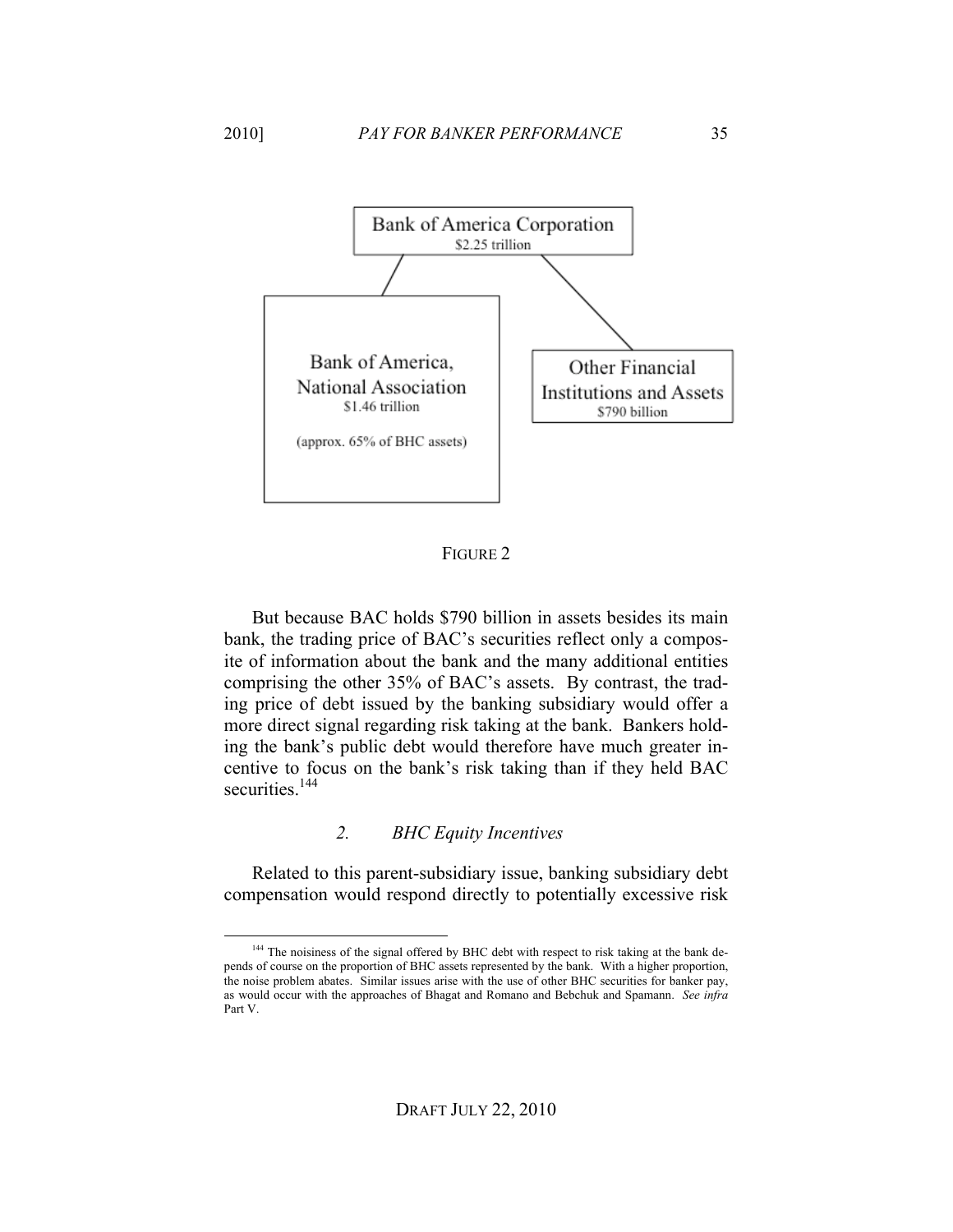Bank of America Corporation
$2.25 trillion

Bank of America, National Association
$1.46 trillion

(approx. 65% of BHC assets)

Other Financial Institutions and Assets
$790 billion

FIGURE 2

But because BAC holds $790 billion in assets besides its main bank, the trading price of BAC's securities reflect only a composite of information about the bank and the many additional entities comprising the other 35% of BAC's assets. By contrast, the trading price of debt issued by the banking subsidiary would offer a more direct signal regarding risk taking at the bank. Bankers holding the bank's public debt would therefore have much greater incentive to focus on the bank's risk taking than if they held BAC securities.[144]

### 2. *BHC Equity Incentives*

Related to this parent-subsidiary issue, banking subsidiary debt compensation would respond directly to potentially excessive risk

[144] The noisiness of the signal offered by BHC debt with respect to risk taking at the bank depends of course on the proportion of BHC assets represented by the bank. With a higher proportion, the noise problem abates. Similar issues arise with the use of other BHC securities for banker pay, as would occur with the approaches of Bhagat and Romano and Bebchuk and Spamann. *See infra* Part V.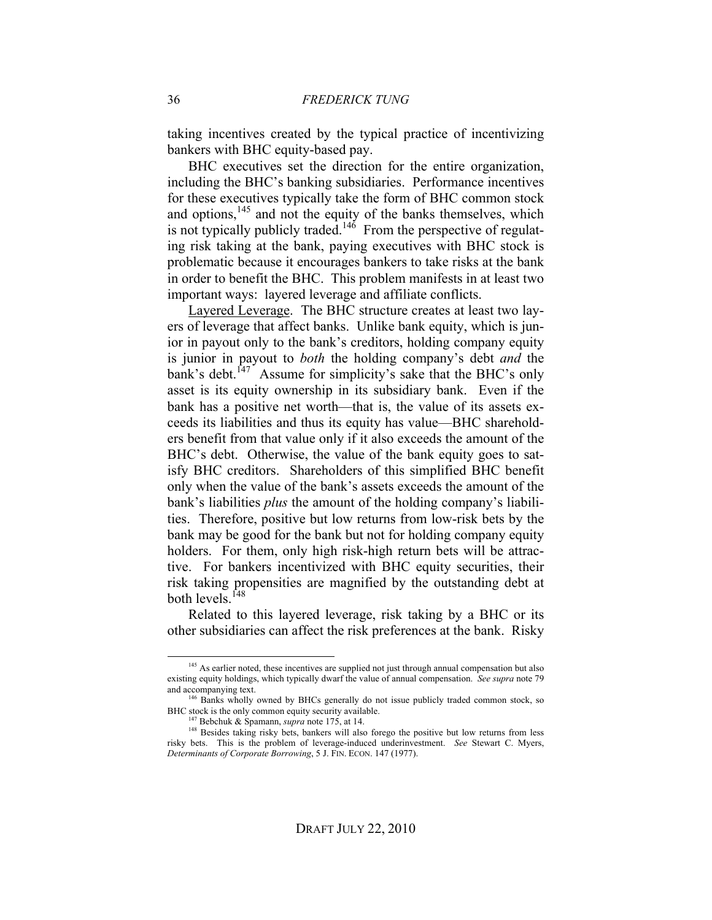taking incentives created by the typical practice of incentivizing bankers with BHC equity-based pay.

BHC executives set the direction for the entire organization, including the BHC's banking subsidiaries. Performance incentives for these executives typically take the form of BHC common stock and options,[145] and not the equity of the banks themselves, which is not typically publicly traded.[146] From the perspective of regulating risk taking at the bank, paying executives with BHC stock is problematic because it encourages bankers to take risks at the bank in order to benefit the BHC. This problem manifests in at least two important ways: layered leverage and affiliate conflicts.

Layered Leverage. The BHC structure creates at least two layers of leverage that affect banks. Unlike bank equity, which is junior in payout only to the bank's creditors, holding company equity is junior in payout to *both* the holding company's debt *and* the bank's debt.[147] Assume for simplicity's sake that the BHC's only asset is its equity ownership in its subsidiary bank. Even if the bank has a positive net worth—that is, the value of its assets exceeds its liabilities and thus its equity has value—BHC shareholders benefit from that value only if it also exceeds the amount of the BHC's debt. Otherwise, the value of the bank equity goes to satisfy BHC creditors. Shareholders of this simplified BHC benefit only when the value of the bank's assets exceeds the amount of the bank's liabilities *plus* the amount of the holding company's liabilities. Therefore, positive but low returns from low-risk bets by the bank may be good for the bank but not for holding company equity holders. For them, only high risk-high return bets will be attractive. For bankers incentivized with BHC equity securities, their risk taking propensities are magnified by the outstanding debt at both levels.[148]

Related to this layered leverage, risk taking by a BHC or its other subsidiaries can affect the risk preferences at the bank. Risky

---

[145] As earlier noted, these incentives are supplied not just through annual compensation but also existing equity holdings, which typically dwarf the value of annual compensation. *See supra* note 79 and accompanying text.

[146] Banks wholly owned by BHCs generally do not issue publicly traded common stock, so BHC stock is the only common equity security available.

[147] Bebchuk & Spamann, *supra* note 175, at 14.

[148] Besides taking risky bets, bankers will also forego the positive but low returns from less risky bets. This is the problem of leverage-induced underinvestment. *See* Stewart C. Myers, *Determinants of Corporate Borrowing*, 5 J. FIN. ECON. 147 (1977).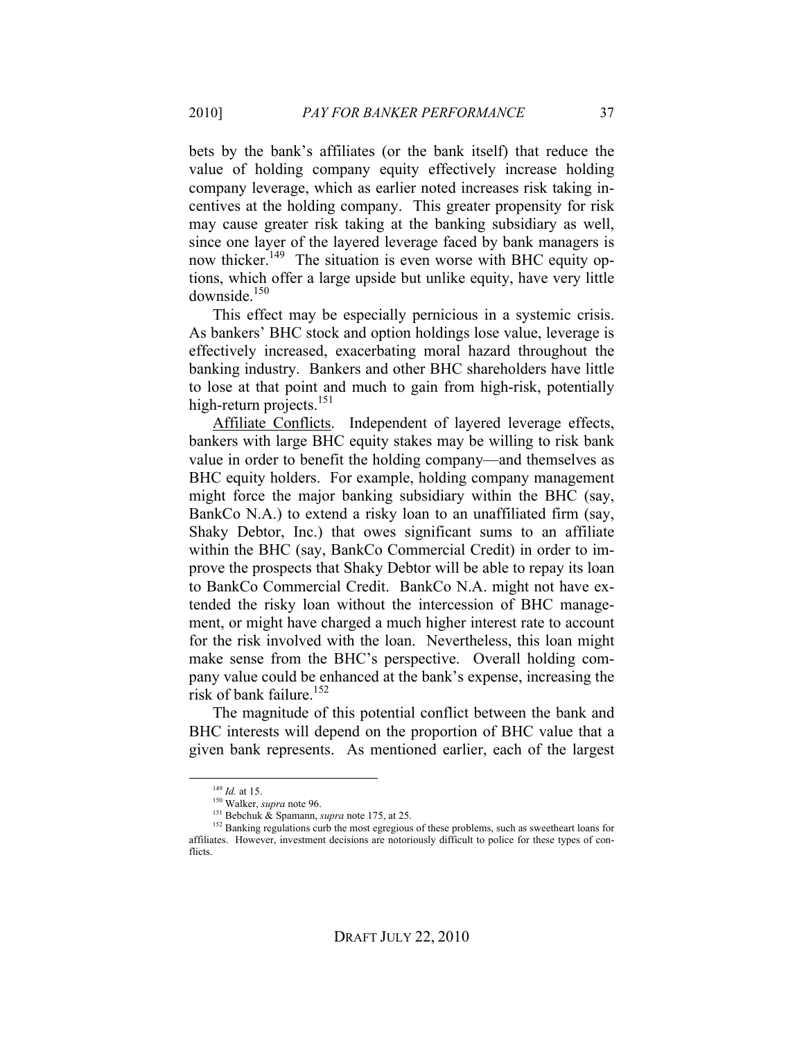bets by the bank's affiliates (or the bank itself) that reduce the value of holding company equity effectively increase holding company leverage, which as earlier noted increases risk taking incentives at the holding company. This greater propensity for risk may cause greater risk taking at the banking subsidiary as well, since one layer of the layered leverage faced by bank managers is now thicker.[149] The situation is even worse with BHC equity options, which offer a large upside but unlike equity, have very little downside.[150]

This effect may be especially pernicious in a systemic crisis. As bankers' BHC stock and option holdings lose value, leverage is effectively increased, exacerbating moral hazard throughout the banking industry. Bankers and other BHC shareholders have little to lose at that point and much to gain from high-risk, potentially high-return projects.[151]

Affiliate Conflicts. Independent of layered leverage effects, bankers with large BHC equity stakes may be willing to risk bank value in order to benefit the holding company—and themselves as BHC equity holders. For example, holding company management might force the major banking subsidiary within the BHC (say, BankCo N.A.) to extend a risky loan to an unaffiliated firm (say, Shaky Debtor, Inc.) that owes significant sums to an affiliate within the BHC (say, BankCo Commercial Credit) in order to improve the prospects that Shaky Debtor will be able to repay its loan to BankCo Commercial Credit. BankCo N.A. might not have extended the risky loan without the intercession of BHC management, or might have charged a much higher interest rate to account for the risk involved with the loan. Nevertheless, this loan might make sense from the BHC's perspective. Overall holding company value could be enhanced at the bank's expense, increasing the risk of bank failure.[152]

The magnitude of this potential conflict between the bank and BHC interests will depend on the proportion of BHC value that a given bank represents. As mentioned earlier, each of the largest

---

[149] *Id.* at 15.

[150] Walker, *supra* note 96.

[151] Bebchuk & Spamann, *supra* note 175, at 25.

[152] Banking regulations curb the most egregious of these problems, such as sweetheart loans for affiliates. However, investment decisions are notoriously difficult to police for these types of conflicts.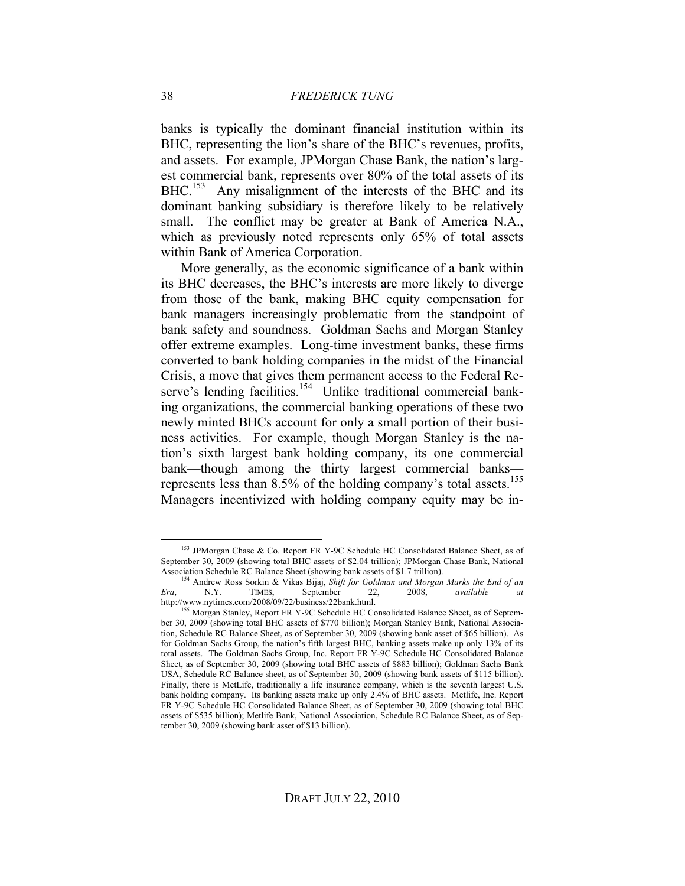banks is typically the dominant financial institution within its BHC, representing the lion's share of the BHC's revenues, profits, and assets. For example, JPMorgan Chase Bank, the nation's largest commercial bank, represents over 80% of the total assets of its BHC.[153] Any misalignment of the interests of the BHC and its dominant banking subsidiary is therefore likely to be relatively small. The conflict may be greater at Bank of America N.A., which as previously noted represents only 65% of total assets within Bank of America Corporation.

More generally, as the economic significance of a bank within its BHC decreases, the BHC's interests are more likely to diverge from those of the bank, making BHC equity compensation for bank managers increasingly problematic from the standpoint of bank safety and soundness. Goldman Sachs and Morgan Stanley offer extreme examples. Long-time investment banks, these firms converted to bank holding companies in the midst of the Financial Crisis, a move that gives them permanent access to the Federal Reserve's lending facilities.[154] Unlike traditional commercial banking organizations, the commercial banking operations of these two newly minted BHCs account for only a small portion of their business activities. For example, though Morgan Stanley is the nation's sixth largest bank holding company, its one commercial bank—though among the thirty largest commercial banks—represents less than 8.5% of the holding company's total assets.[155] Managers incentivized with holding company equity may be in-

---

[153] JPMorgan Chase & Co. Report FR Y-9C Schedule HC Consolidated Balance Sheet, as of September 30, 2009 (showing total BHC assets of $2.04 trillion); JPMorgan Chase Bank, National Association Schedule RC Balance Sheet (showing bank assets of $1.7 trillion).

[154] Andrew Ross Sorkin & Vikas Bijaj, *Shift for Goldman and Morgan Marks the End of an Era*, N.Y. TIMES, September 22, 2008, *available at* http://www.nytimes.com/2008/09/22/business/22bank.html.

[155] Morgan Stanley, Report FR Y-9C Schedule HC Consolidated Balance Sheet, as of September 30, 2009 (showing total BHC assets of $770 billion); Morgan Stanley Bank, National Association, Schedule RC Balance Sheet, as of September 30, 2009 (showing bank asset of $65 billion). As for Goldman Sachs Group, the nation's fifth largest BHC, banking assets make up only 13% of its total assets. The Goldman Sachs Group, Inc. Report FR Y-9C Schedule HC Consolidated Balance Sheet, as of September 30, 2009 (showing total BHC assets of $883 billion); Goldman Sachs Bank USA, Schedule RC Balance sheet, as of September 30, 2009 (showing bank assets of $115 billion). Finally, there is MetLife, traditionally a life insurance company, which is the seventh largest U.S. bank holding company. Its banking assets make up only 2.4% of BHC assets. Metlife, Inc. Report FR Y-9C Schedule HC Consolidated Balance Sheet, as of September 30, 2009 (showing total BHC assets of $535 billion); Metlife Bank, National Association, Schedule RC Balance Sheet, as of September 30, 2009 (showing bank asset of $13 billion).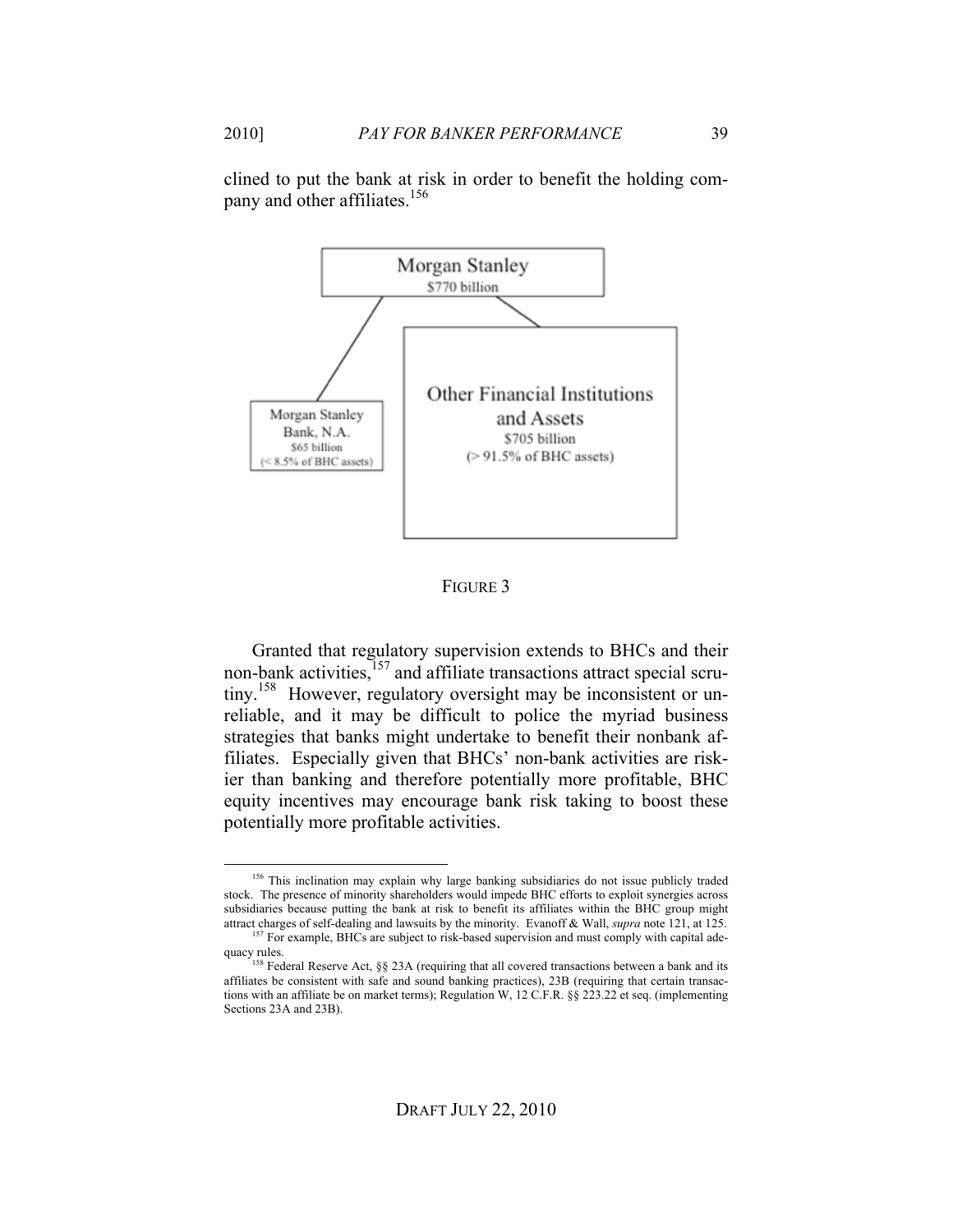clined to put the bank at risk in order to benefit the holding company and other affiliates.[156]

Morgan Stanley
$770 billion

Morgan Stanley Bank, N.A.
$65 billion
(< 8.5% of BHC assets)

Other Financial Institutions and Assets
$705 billion
(> 91.5% of BHC assets)

FIGURE 3

Granted that regulatory supervision extends to BHCs and their non-bank activities,[157] and affiliate transactions attract special scrutiny.[158] However, regulatory oversight may be inconsistent or unreliable, and it may be difficult to police the myriad business strategies that banks might undertake to benefit their nonbank affiliates. Especially given that BHCs' non-bank activities are riskier than banking and therefore potentially more profitable, BHC equity incentives may encourage bank risk taking to boost these potentially more profitable activities.

---

[156] This inclination may explain why large banking subsidiaries do not issue publicly traded stock. The presence of minority shareholders would impede BHC efforts to exploit synergies across subsidiaries because putting the bank at risk to benefit its affiliates within the BHC group might attract charges of self-dealing and lawsuits by the minority. Evanoff & Wall, *supra* note 121, at 125.

[157] For example, BHCs are subject to risk-based supervision and must comply with capital adequacy rules.

[158] Federal Reserve Act, §§ 23A (requiring that all covered transactions between a bank and its affiliates be consistent with safe and sound banking practices), 23B (requiring that certain transactions with an affiliate be on market terms); Regulation W, 12 C.F.R. §§ 223.22 et seq. (implementing Sections 23A and 23B).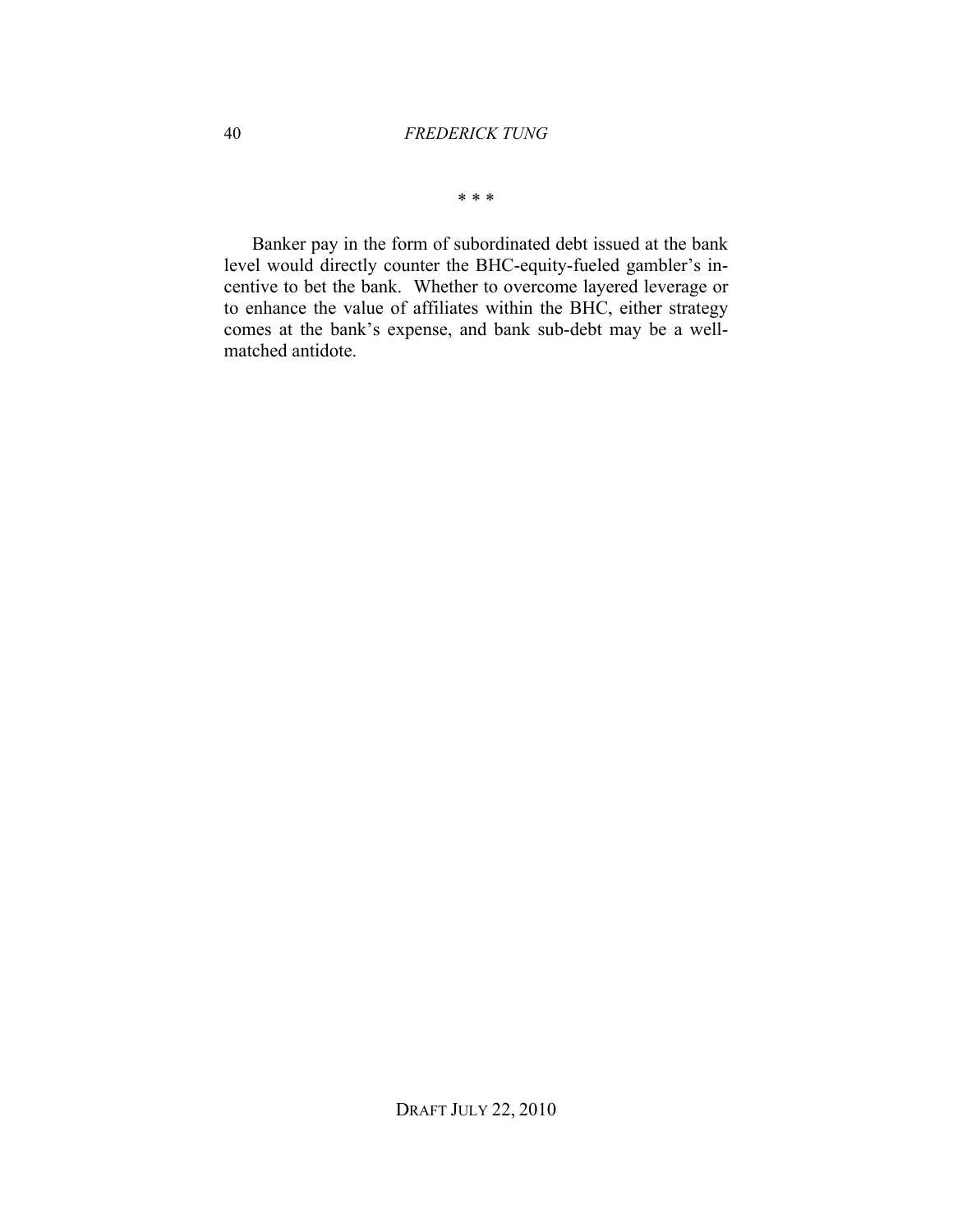\* \* \*

Banker pay in the form of subordinated debt issued at the bank level would directly counter the BHC-equity-fueled gambler's incentive to bet the bank. Whether to overcome layered leverage or to enhance the value of affiliates within the BHC, either strategy comes at the bank's expense, and bank sub-debt may be a well-matched antidote.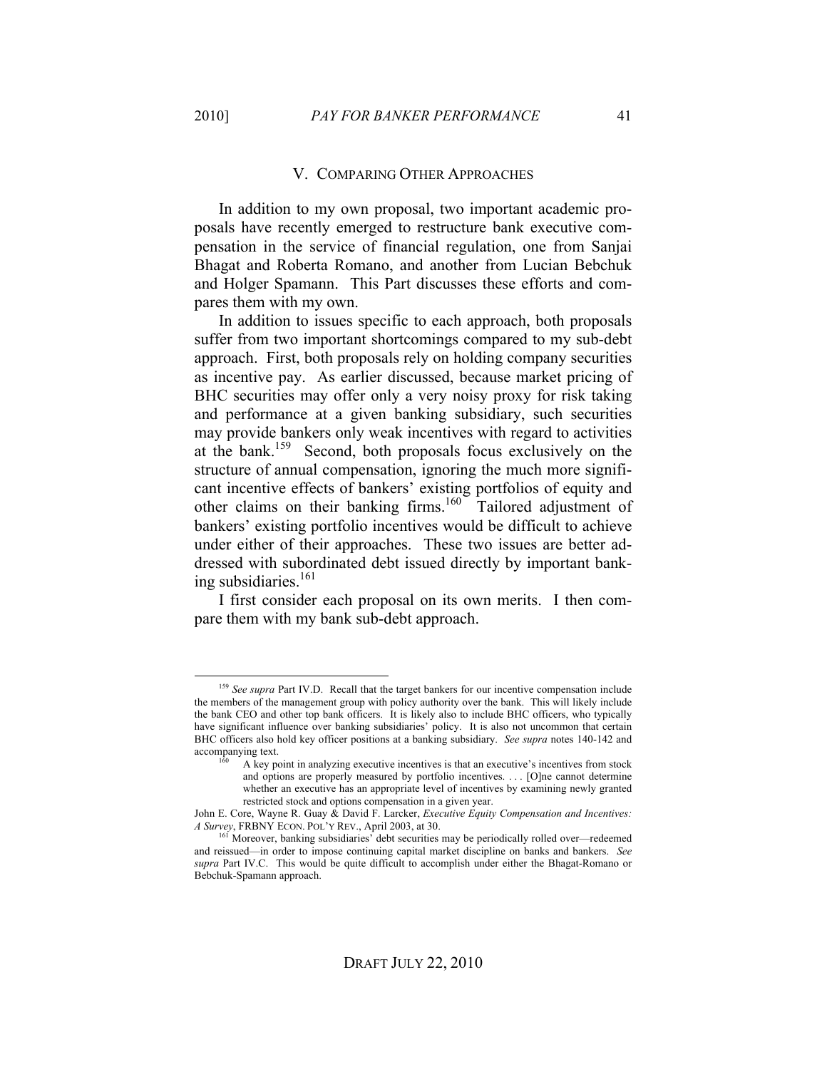## V. COMPARING OTHER APPROACHES

In addition to my own proposal, two important academic proposals have recently emerged to restructure bank executive compensation in the service of financial regulation, one from Sanjai Bhagat and Roberta Romano, and another from Lucian Bebchuk and Holger Spamann. This Part discusses these efforts and compares them with my own.

In addition to issues specific to each approach, both proposals suffer from two important shortcomings compared to my sub-debt approach. First, both proposals rely on holding company securities as incentive pay. As earlier discussed, because market pricing of BHC securities may offer only a very noisy proxy for risk taking and performance at a given banking subsidiary, such securities may provide bankers only weak incentives with regard to activities at the bank.[159] Second, both proposals focus exclusively on the structure of annual compensation, ignoring the much more significant incentive effects of bankers' existing portfolios of equity and other claims on their banking firms.[160] Tailored adjustment of bankers' existing portfolio incentives would be difficult to achieve under either of their approaches. These two issues are better addressed with subordinated debt issued directly by important banking subsidiaries.[161]

I first consider each proposal on its own merits. I then compare them with my bank sub-debt approach.

---

[159] *See supra* Part IV.D. Recall that the target bankers for our incentive compensation include the members of the management group with policy authority over the bank. This will likely include the bank CEO and other top bank officers. It is likely also to include BHC officers, who typically have significant influence over banking subsidiaries' policy. It is also not uncommon that certain BHC officers also hold key officer positions at a banking subsidiary. *See supra* notes 140-142 and accompanying text.

[160]
> A key point in analyzing executive incentives is that an executive's incentives from stock and options are properly measured by portfolio incentives. . . . [O]ne cannot determine whether an executive has an appropriate level of incentives by examining newly granted restricted stock and options compensation in a given year.

John E. Core, Wayne R. Guay & David F. Larcker, *Executive Equity Compensation and Incentives: A Survey*, FRBNY ECON. POL'Y REV., April 2003, at 30.

[161] Moreover, banking subsidiaries' debt securities may be periodically rolled over—redeemed and reissued—in order to impose continuing capital market discipline on banks and bankers. *See supra* Part IV.C. This would be quite difficult to accomplish under either the Bhagat-Romano or Bebchuk-Spamann approach.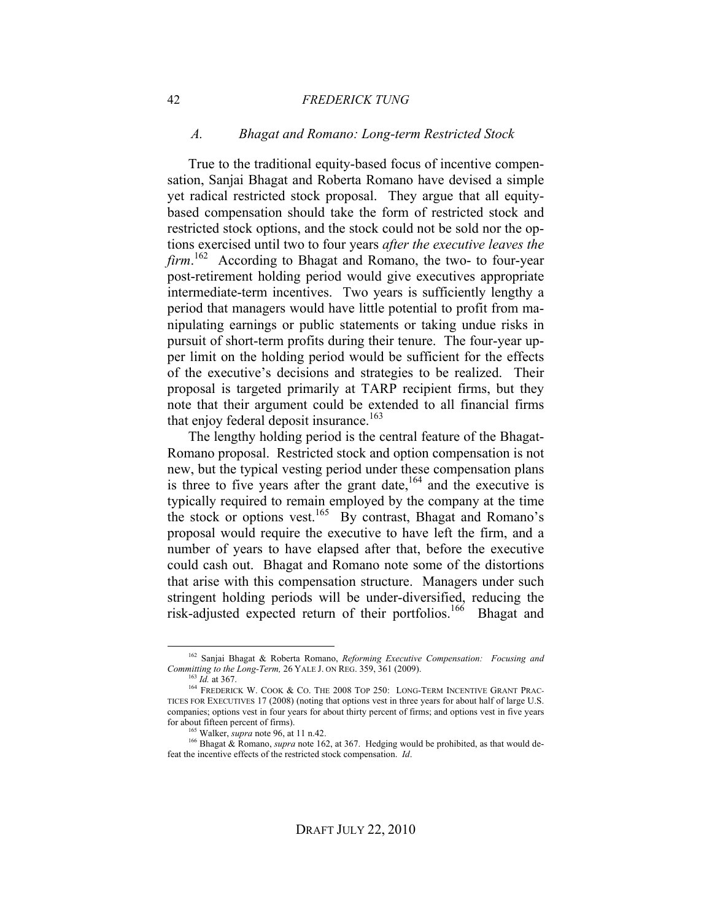### A. Bhagat and Romano: Long-term Restricted Stock

True to the traditional equity-based focus of incentive compensation, Sanjai Bhagat and Roberta Romano have devised a simple yet radical restricted stock proposal. They argue that all equity-based compensation should take the form of restricted stock and restricted stock options, and the stock could not be sold nor the options exercised until two to four years *after the executive leaves the firm*.[162] According to Bhagat and Romano, the two- to four-year post-retirement holding period would give executives appropriate intermediate-term incentives. Two years is sufficiently lengthy a period that managers would have little potential to profit from manipulating earnings or public statements or taking undue risks in pursuit of short-term profits during their tenure. The four-year upper limit on the holding period would be sufficient for the effects of the executive's decisions and strategies to be realized. Their proposal is targeted primarily at TARP recipient firms, but they note that their argument could be extended to all financial firms that enjoy federal deposit insurance.[163]

The lengthy holding period is the central feature of the Bhagat-Romano proposal. Restricted stock and option compensation is not new, but the typical vesting period under these compensation plans is three to five years after the grant date,[164] and the executive is typically required to remain employed by the company at the time the stock or options vest.[165] By contrast, Bhagat and Romano's proposal would require the executive to have left the firm, and a number of years to have elapsed after that, before the executive could cash out. Bhagat and Romano note some of the distortions that arise with this compensation structure. Managers under such stringent holding periods will be under-diversified, reducing the risk-adjusted expected return of their portfolios.[166] Bhagat and

---

[162] Sanjai Bhagat & Roberta Romano, *Reforming Executive Compensation: Focusing and Committing to the Long-Term,* 26 YALE J. ON REG. 359, 361 (2009).

[163] *Id.* at 367.

[164] FREDERICK W. COOK & CO. THE 2008 TOP 250: LONG-TERM INCENTIVE GRANT PRACTICES FOR EXECUTIVES 17 (2008) (noting that options vest in three years for about half of large U.S. companies; options vest in four years for about thirty percent of firms; and options vest in five years for about fifteen percent of firms).

[165] Walker, *supra* note 96, at 11 n.42.

[166] Bhagat & Romano, *supra* note 162, at 367. Hedging would be prohibited, as that would defeat the incentive effects of the restricted stock compensation. *Id*.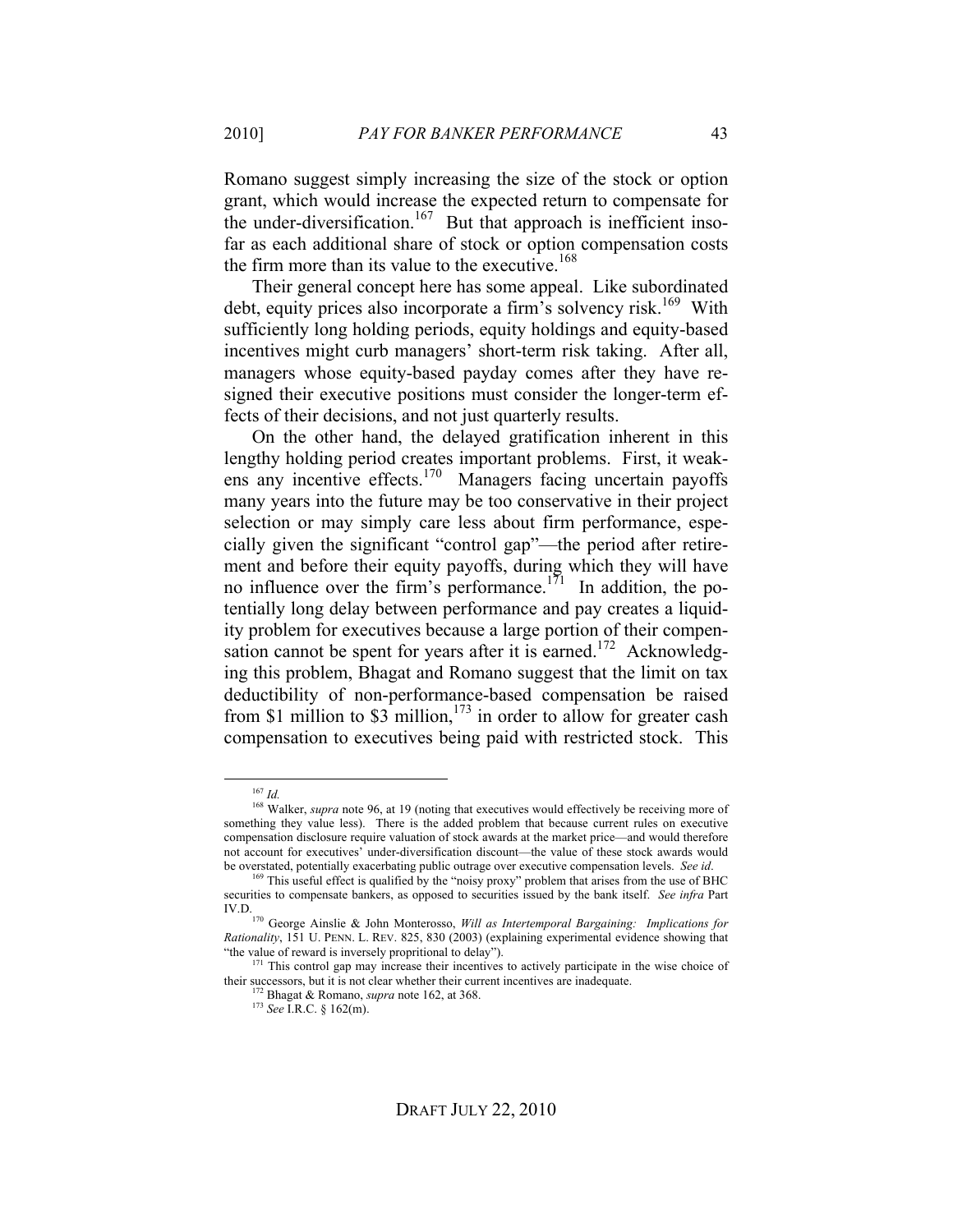Romano suggest simply increasing the size of the stock or option grant, which would increase the expected return to compensate for the under-diversification.[167] But that approach is inefficient insofar as each additional share of stock or option compensation costs the firm more than its value to the executive.[168]

Their general concept here has some appeal. Like subordinated debt, equity prices also incorporate a firm's solvency risk.[169] With sufficiently long holding periods, equity holdings and equity-based incentives might curb managers' short-term risk taking. After all, managers whose equity-based payday comes after they have resigned their executive positions must consider the longer-term effects of their decisions, and not just quarterly results.

On the other hand, the delayed gratification inherent in this lengthy holding period creates important problems. First, it weakens any incentive effects.[170] Managers facing uncertain payoffs many years into the future may be too conservative in their project selection or may simply care less about firm performance, especially given the significant "control gap"—the period after retirement and before their equity payoffs, during which they will have no influence over the firm's performance.[171] In addition, the potentially long delay between performance and pay creates a liquidity problem for executives because a large portion of their compensation cannot be spent for years after it is earned.[172] Acknowledging this problem, Bhagat and Romano suggest that the limit on tax deductibility of non-performance-based compensation be raised from \$1 million to \$3 million,[173] in order to allow for greater cash compensation to executives being paid with restricted stock. This

---

[167] *Id.*

[168] Walker, *supra* note 96, at 19 (noting that executives would effectively be receiving more of something they value less). There is the added problem that because current rules on executive compensation disclosure require valuation of stock awards at the market price—and would therefore not account for executives' under-diversification discount—the value of these stock awards would be overstated, potentially exacerbating public outrage over executive compensation levels. *See id.*

[169] This useful effect is qualified by the "noisy proxy" problem that arises from the use of BHC securities to compensate bankers, as opposed to securities issued by the bank itself. *See infra* Part IV.D.

[170] George Ainslie & John Monterosso, *Will as Intertemporal Bargaining: Implications for Rationality*, 151 U. PENN. L. REV. 825, 830 (2003) (explaining experimental evidence showing that "the value of reward is inversely propritional to delay").

[171] This control gap may increase their incentives to actively participate in the wise choice of their successors, but it is not clear whether their current incentives are inadequate.

[172] Bhagat & Romano, *supra* note 162, at 368.

[173] *See* I.R.C. § 162(m).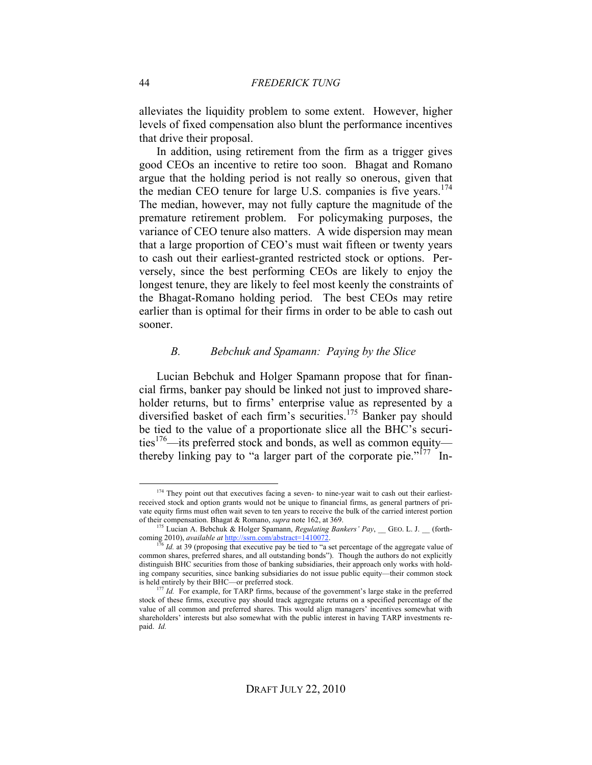alleviates the liquidity problem to some extent. However, higher levels of fixed compensation also blunt the performance incentives that drive their proposal.

In addition, using retirement from the firm as a trigger gives good CEOs an incentive to retire too soon. Bhagat and Romano argue that the holding period is not really so onerous, given that the median CEO tenure for large U.S. companies is five years.[174] The median, however, may not fully capture the magnitude of the premature retirement problem. For policymaking purposes, the variance of CEO tenure also matters. A wide dispersion may mean that a large proportion of CEO's must wait fifteen or twenty years to cash out their earliest-granted restricted stock or options. Perversely, since the best performing CEOs are likely to enjoy the longest tenure, they are likely to feel most keenly the constraints of the Bhagat-Romano holding period. The best CEOs may retire earlier than is optimal for their firms in order to be able to cash out sooner.

### *B. Bebchuk and Spamann: Paying by the Slice*

Lucian Bebchuk and Holger Spamann propose that for financial firms, banker pay should be linked not just to improved shareholder returns, but to firms' enterprise value as represented by a diversified basket of each firm's securities.[175] Banker pay should be tied to the value of a proportionate slice all the BHC's securities[176]—its preferred stock and bonds, as well as common equity—thereby linking pay to "a larger part of the corporate pie."[177] In-

---

[174] They point out that executives facing a seven- to nine-year wait to cash out their earliest-received stock and option grants would not be unique to financial firms, as general partners of private equity firms must often wait seven to ten years to receive the bulk of the carried interest portion of their compensation. Bhagat & Romano, *supra* note 162, at 369.

[175] Lucian A. Bebchuk & Holger Spamann, *Regulating Bankers' Pay*, __ GEO. L. J. __ (forthcoming 2010), *available at* http://ssrn.com/abstract=1410072.

[176] *Id.* at 39 (proposing that executive pay be tied to "a set percentage of the aggregate value of common shares, preferred shares, and all outstanding bonds"). Though the authors do not explicitly distinguish BHC securities from those of banking subsidiaries, their approach only works with holding company securities, since banking subsidiaries do not issue public equity—their common stock is held entirely by their BHC—or preferred stock.

[177] *Id.* For example, for TARP firms, because of the government's large stake in the preferred stock of these firms, executive pay should track aggregate returns on a specified percentage of the value of all common and preferred shares. This would align managers' incentives somewhat with shareholders' interests but also somewhat with the public interest in having TARP investments repaid. *Id.*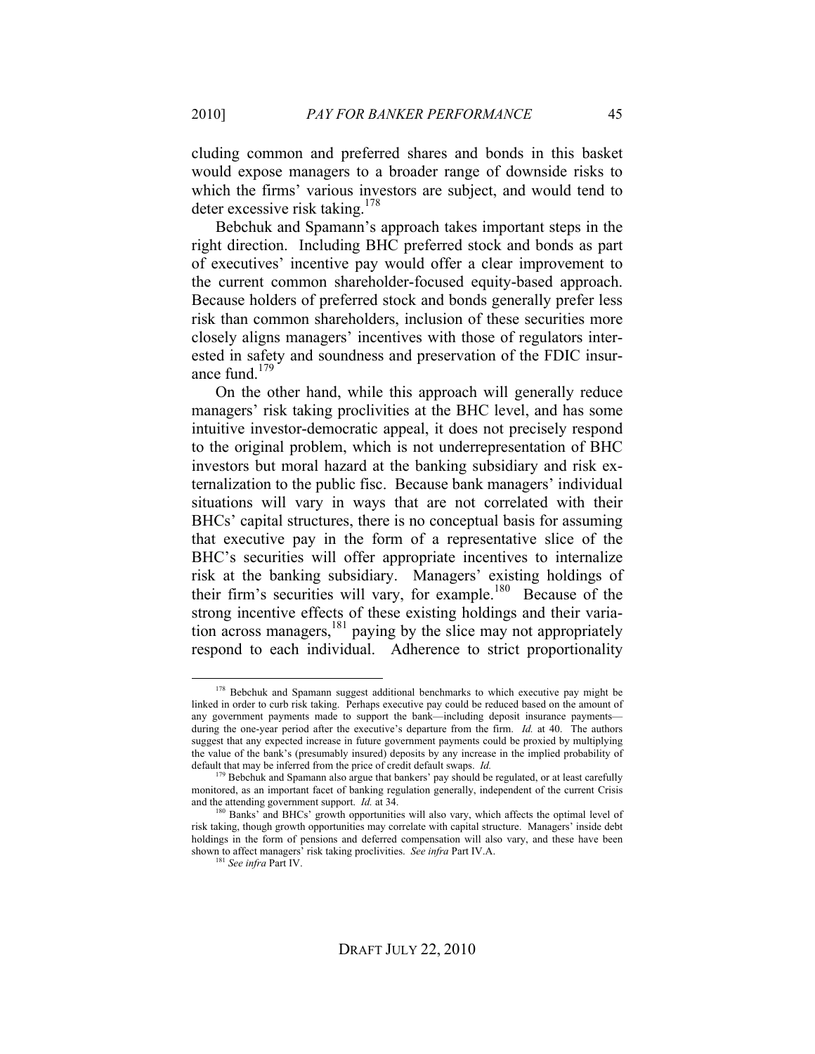cluding common and preferred shares and bonds in this basket would expose managers to a broader range of downside risks to which the firms' various investors are subject, and would tend to deter excessive risk taking.[178]

Bebchuk and Spamann's approach takes important steps in the right direction. Including BHC preferred stock and bonds as part of executives' incentive pay would offer a clear improvement to the current common shareholder-focused equity-based approach. Because holders of preferred stock and bonds generally prefer less risk than common shareholders, inclusion of these securities more closely aligns managers' incentives with those of regulators interested in safety and soundness and preservation of the FDIC insurance fund.[179]

On the other hand, while this approach will generally reduce managers' risk taking proclivities at the BHC level, and has some intuitive investor-democratic appeal, it does not precisely respond to the original problem, which is not underrepresentation of BHC investors but moral hazard at the banking subsidiary and risk externalization to the public fisc. Because bank managers' individual situations will vary in ways that are not correlated with their BHCs' capital structures, there is no conceptual basis for assuming that executive pay in the form of a representative slice of the BHC's securities will offer appropriate incentives to internalize risk at the banking subsidiary. Managers' existing holdings of their firm's securities will vary, for example.[180] Because of the strong incentive effects of these existing holdings and their variation across managers,[181] paying by the slice may not appropriately respond to each individual. Adherence to strict proportionality

[178] Bebchuk and Spamann suggest additional benchmarks to which executive pay might be linked in order to curb risk taking. Perhaps executive pay could be reduced based on the amount of any government payments made to support the bank—including deposit insurance payments—during the one-year period after the executive's departure from the firm. *Id.* at 40. The authors suggest that any expected increase in future government payments could be proxied by multiplying the value of the bank's (presumably insured) deposits by any increase in the implied probability of default that may be inferred from the price of credit default swaps. *Id.*

[179] Bebchuk and Spamann also argue that bankers' pay should be regulated, or at least carefully monitored, as an important facet of banking regulation generally, independent of the current Crisis and the attending government support. *Id.* at 34.

[180] Banks' and BHCs' growth opportunities will also vary, which affects the optimal level of risk taking, though growth opportunities may correlate with capital structure. Managers' inside debt holdings in the form of pensions and deferred compensation will also vary, and these have been shown to affect managers' risk taking proclivities. *See infra* Part IV.A.

[181] *See infra* Part IV.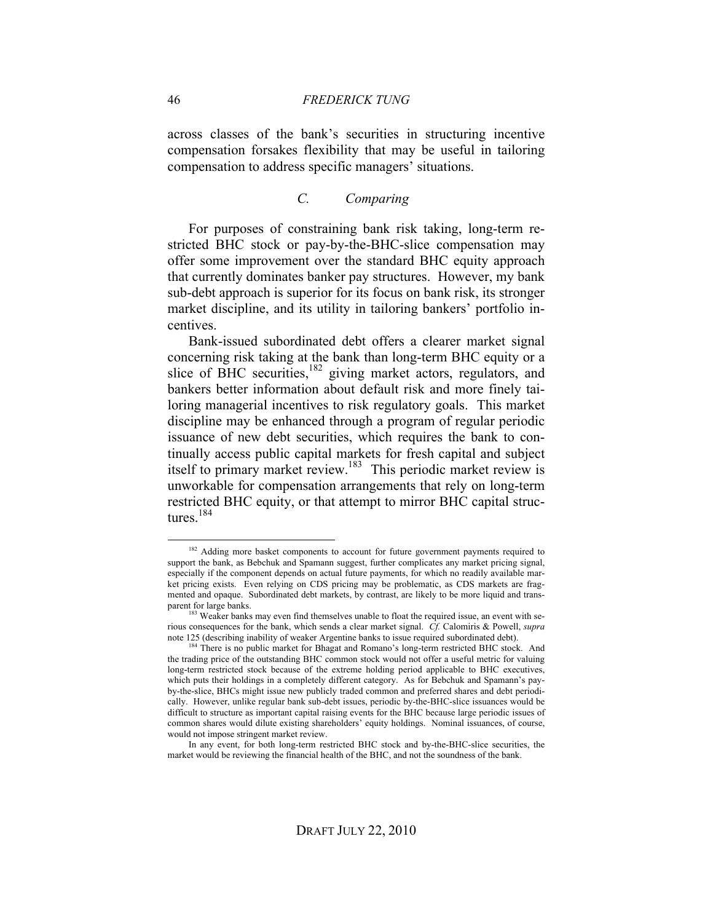across classes of the bank's securities in structuring incentive compensation forsakes flexibility that may be useful in tailoring compensation to address specific managers' situations.

### *C. Comparing*

For purposes of constraining bank risk taking, long-term restricted BHC stock or pay-by-the-BHC-slice compensation may offer some improvement over the standard BHC equity approach that currently dominates banker pay structures. However, my bank sub-debt approach is superior for its focus on bank risk, its stronger market discipline, and its utility in tailoring bankers' portfolio incentives.

Bank-issued subordinated debt offers a clearer market signal concerning risk taking at the bank than long-term BHC equity or a slice of BHC securities,[182] giving market actors, regulators, and bankers better information about default risk and more finely tailoring managerial incentives to risk regulatory goals. This market discipline may be enhanced through a program of regular periodic issuance of new debt securities, which requires the bank to continually access public capital markets for fresh capital and subject itself to primary market review.[183] This periodic market review is unworkable for compensation arrangements that rely on long-term restricted BHC equity, or that attempt to mirror BHC capital structures.[184]

---

[182] Adding more basket components to account for future government payments required to support the bank, as Bebchuk and Spamann suggest, further complicates any market pricing signal, especially if the component depends on actual future payments, for which no readily available market pricing exists. Even relying on CDS pricing may be problematic, as CDS markets are fragmented and opaque. Subordinated debt markets, by contrast, are likely to be more liquid and transparent for large banks.

[183] Weaker banks may even find themselves unable to float the required issue, an event with serious consequences for the bank, which sends a clear market signal. *Cf.* Calomiris & Powell, *supra* note 125 (describing inability of weaker Argentine banks to issue required subordinated debt).

[184] There is no public market for Bhagat and Romano's long-term restricted BHC stock. And the trading price of the outstanding BHC common stock would not offer a useful metric for valuing long-term restricted stock because of the extreme holding period applicable to BHC executives, which puts their holdings in a completely different category. As for Bebchuk and Spamann's pay-by-the-slice, BHCs might issue new publicly traded common and preferred shares and debt periodically. However, unlike regular bank sub-debt issues, periodic by-the-BHC-slice issuances would be difficult to structure as important capital raising events for the BHC because large periodic issues of common shares would dilute existing shareholders' equity holdings. Nominal issuances, of course, would not impose stringent market review.

In any event, for both long-term restricted BHC stock and by-the-BHC-slice securities, the market would be reviewing the financial health of the BHC, and not the soundness of the bank.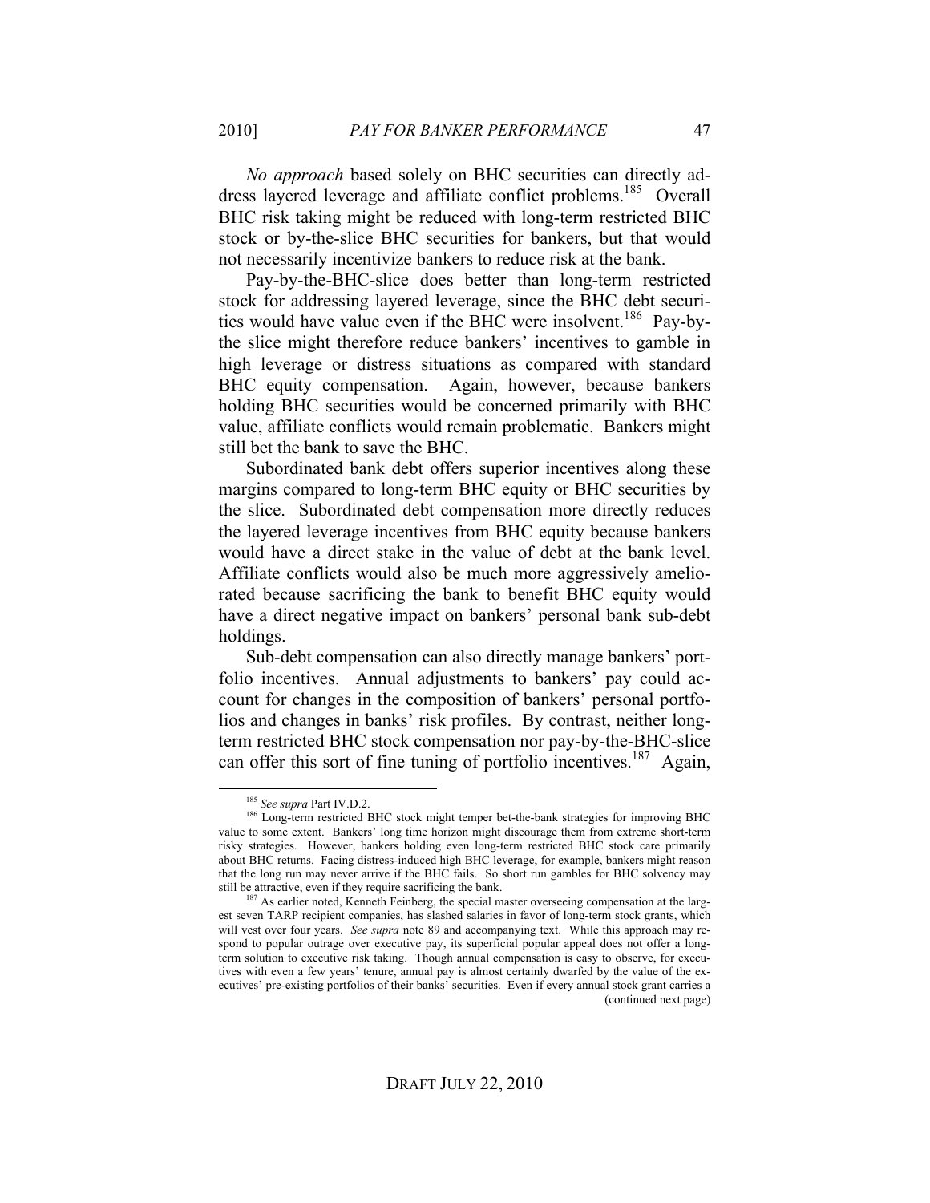*No approach* based solely on BHC securities can directly address layered leverage and affiliate conflict problems.[185] Overall BHC risk taking might be reduced with long-term restricted BHC stock or by-the-slice BHC securities for bankers, but that would not necessarily incentivize bankers to reduce risk at the bank.

Pay-by-the-BHC-slice does better than long-term restricted stock for addressing layered leverage, since the BHC debt securities would have value even if the BHC were insolvent.[186] Pay-by-the slice might therefore reduce bankers' incentives to gamble in high leverage or distress situations as compared with standard BHC equity compensation. Again, however, because bankers holding BHC securities would be concerned primarily with BHC value, affiliate conflicts would remain problematic. Bankers might still bet the bank to save the BHC.

Subordinated bank debt offers superior incentives along these margins compared to long-term BHC equity or BHC securities by the slice. Subordinated debt compensation more directly reduces the layered leverage incentives from BHC equity because bankers would have a direct stake in the value of debt at the bank level. Affiliate conflicts would also be much more aggressively ameliorated because sacrificing the bank to benefit BHC equity would have a direct negative impact on bankers' personal bank sub-debt holdings.

Sub-debt compensation can also directly manage bankers' portfolio incentives. Annual adjustments to bankers' pay could account for changes in the composition of bankers' personal portfolios and changes in banks' risk profiles. By contrast, neither long-term restricted BHC stock compensation nor pay-by-the-BHC-slice can offer this sort of fine tuning of portfolio incentives.[187] Again,

---

[185] *See supra* Part IV.D.2.

[186] Long-term restricted BHC stock might temper bet-the-bank strategies for improving BHC value to some extent. Bankers' long time horizon might discourage them from extreme short-term risky strategies. However, bankers holding even long-term restricted BHC stock care primarily about BHC returns. Facing distress-induced high BHC leverage, for example, bankers might reason that the long run may never arrive if the BHC fails. So short run gambles for BHC solvency may still be attractive, even if they require sacrificing the bank.

[187] As earlier noted, Kenneth Feinberg, the special master overseeing compensation at the largest seven TARP recipient companies, has slashed salaries in favor of long-term stock grants, which will vest over four years. *See supra* note 89 and accompanying text. While this approach may respond to popular outrage over executive pay, its superficial popular appeal does not offer a long-term solution to executive risk taking. Though annual compensation is easy to observe, for executives with even a few years' tenure, annual pay is almost certainly dwarfed by the value of the executives' pre-existing portfolios of their banks' securities. Even if every annual stock grant carries a (continued next page)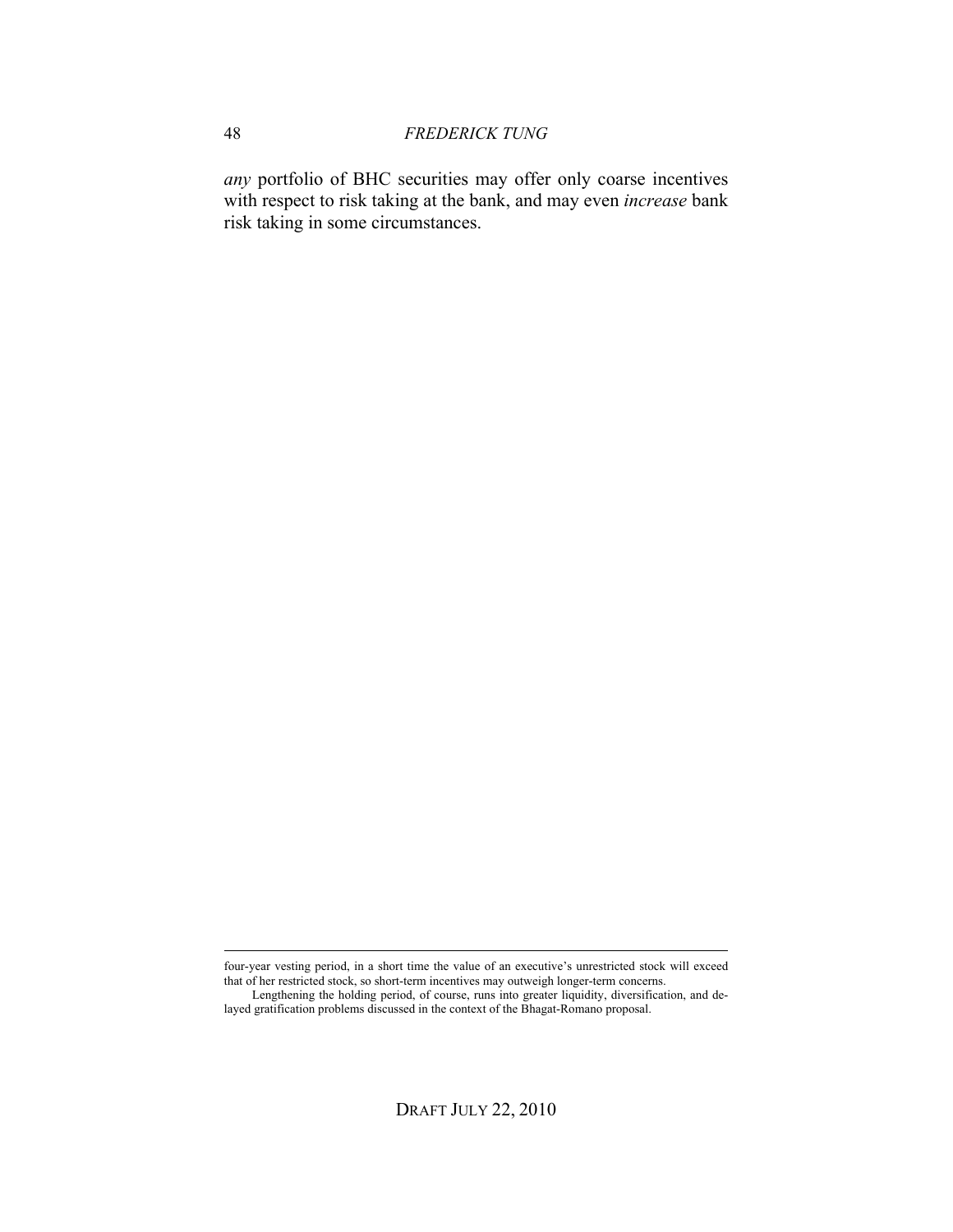*any* portfolio of BHC securities may offer only coarse incentives with respect to risk taking at the bank, and may even *increase* bank risk taking in some circumstances.

---

four-year vesting period, in a short time the value of an executive's unrestricted stock will exceed that of her restricted stock, so short-term incentives may outweigh longer-term concerns.

Lengthening the holding period, of course, runs into greater liquidity, diversification, and delayed gratification problems discussed in the context of the Bhagat-Romano proposal.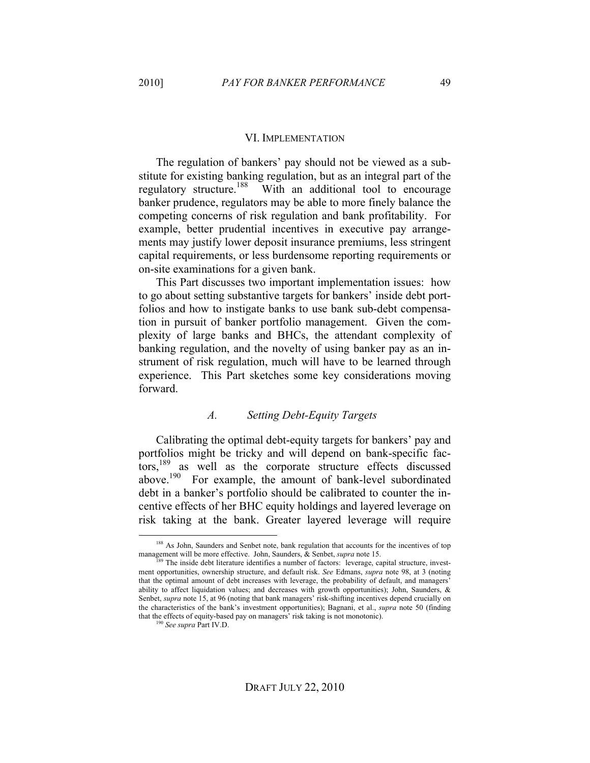## VI. Implementation

The regulation of bankers' pay should not be viewed as a substitute for existing banking regulation, but as an integral part of the regulatory structure.[188] With an additional tool to encourage banker prudence, regulators may be able to more finely balance the competing concerns of risk regulation and bank profitability. For example, better prudential incentives in executive pay arrangements may justify lower deposit insurance premiums, less stringent capital requirements, or less burdensome reporting requirements or on-site examinations for a given bank.

This Part discusses two important implementation issues: how to go about setting substantive targets for bankers' inside debt portfolios and how to instigate banks to use bank sub-debt compensation in pursuit of banker portfolio management. Given the complexity of large banks and BHCs, the attendant complexity of banking regulation, and the novelty of using banker pay as an instrument of risk regulation, much will have to be learned through experience. This Part sketches some key considerations moving forward.

### *A. Setting Debt-Equity Targets*

Calibrating the optimal debt-equity targets for bankers' pay and portfolios might be tricky and will depend on bank-specific factors,[189] as well as the corporate structure effects discussed above.[190] For example, the amount of bank-level subordinated debt in a banker's portfolio should be calibrated to counter the incentive effects of her BHC equity holdings and layered leverage on risk taking at the bank. Greater layered leverage will require

---

[188] As John, Saunders and Senbet note, bank regulation that accounts for the incentives of top management will be more effective. John, Saunders, & Senbet, *supra* note 15.

[189] The inside debt literature identifies a number of factors: leverage, capital structure, investment opportunities, ownership structure, and default risk. *See* Edmans, *supra* note 98, at 3 (noting that the optimal amount of debt increases with leverage, the probability of default, and managers' ability to affect liquidation values; and decreases with growth opportunities); John, Saunders, & Senbet, *supra* note 15, at 96 (noting that bank managers' risk-shifting incentives depend crucially on the characteristics of the bank's investment opportunities); Bagnani, et al., *supra* note 50 (finding that the effects of equity-based pay on managers' risk taking is not monotonic).

[190] *See supra* Part IV.D.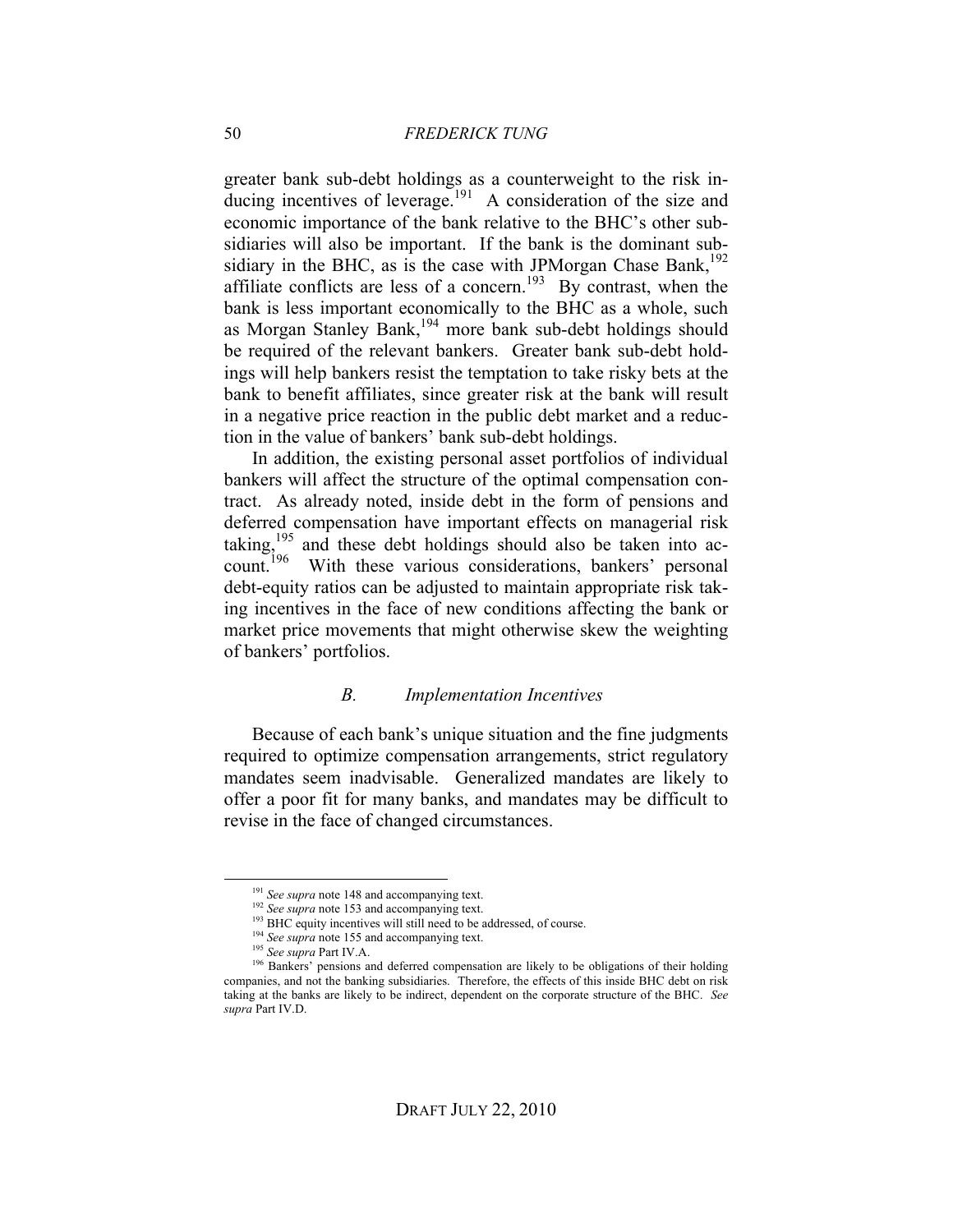greater bank sub-debt holdings as a counterweight to the risk inducing incentives of leverage.[191] A consideration of the size and economic importance of the bank relative to the BHC's other subsidiaries will also be important. If the bank is the dominant subsidiary in the BHC, as is the case with JPMorgan Chase Bank,[192] affiliate conflicts are less of a concern.[193] By contrast, when the bank is less important economically to the BHC as a whole, such as Morgan Stanley Bank,[194] more bank sub-debt holdings should be required of the relevant bankers. Greater bank sub-debt holdings will help bankers resist the temptation to take risky bets at the bank to benefit affiliates, since greater risk at the bank will result in a negative price reaction in the public debt market and a reduction in the value of bankers' bank sub-debt holdings.

In addition, the existing personal asset portfolios of individual bankers will affect the structure of the optimal compensation contract. As already noted, inside debt in the form of pensions and deferred compensation have important effects on managerial risk taking,[195] and these debt holdings should also be taken into account.[196] With these various considerations, bankers' personal debt-equity ratios can be adjusted to maintain appropriate risk taking incentives in the face of new conditions affecting the bank or market price movements that might otherwise skew the weighting of bankers' portfolios.

### *B. Implementation Incentives*

Because of each bank's unique situation and the fine judgments required to optimize compensation arrangements, strict regulatory mandates seem inadvisable. Generalized mandates are likely to offer a poor fit for many banks, and mandates may be difficult to revise in the face of changed circumstances.

---

[191] *See supra* note 148 and accompanying text.

[192] *See supra* note 153 and accompanying text.

[193] BHC equity incentives will still need to be addressed, of course.

[194] *See supra* note 155 and accompanying text.

[195] *See supra* Part IV.A.

[196] Bankers' pensions and deferred compensation are likely to be obligations of their holding companies, and not the banking subsidiaries. Therefore, the effects of this inside BHC debt on risk taking at the banks are likely to be indirect, dependent on the corporate structure of the BHC. *See supra* Part IV.D.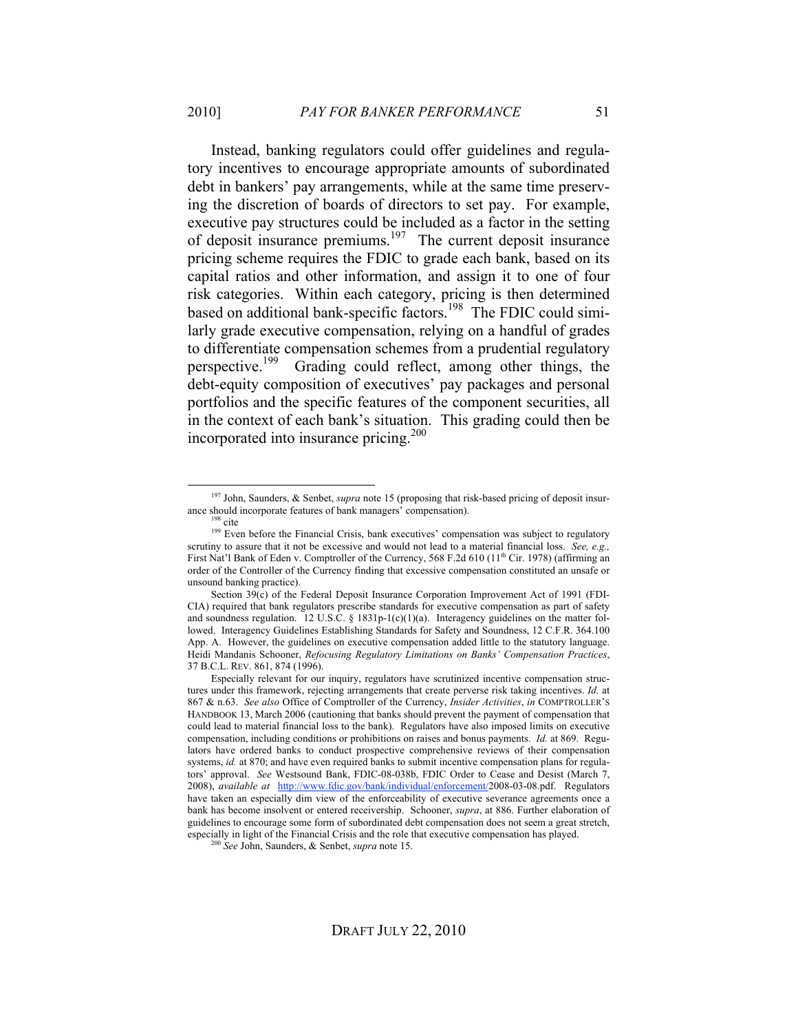Instead, banking regulators could offer guidelines and regulatory incentives to encourage appropriate amounts of subordinated debt in bankers' pay arrangements, while at the same time preserving the discretion of boards of directors to set pay. For example, executive pay structures could be included as a factor in the setting of deposit insurance premiums.[197] The current deposit insurance pricing scheme requires the FDIC to grade each bank, based on its capital ratios and other information, and assign it to one of four risk categories. Within each category, pricing is then determined based on additional bank-specific factors.[198] The FDIC could similarly grade executive compensation, relying on a handful of grades to differentiate compensation schemes from a prudential regulatory perspective.[199] Grading could reflect, among other things, the debt-equity composition of executives' pay packages and personal portfolios and the specific features of the component securities, all in the context of each bank's situation. This grading could then be incorporated into insurance pricing.[200]

---

[197] John, Saunders, & Senbet, *supra* note 15 (proposing that risk-based pricing of deposit insurance should incorporate features of bank managers' compensation).

[198] cite

[199] Even before the Financial Crisis, bank executives' compensation was subject to regulatory scrutiny to assure that it not be excessive and would not lead to a material financial loss. *See, e.g.,* First Nat'l Bank of Eden v. Comptroller of the Currency, 568 F.2d 610 (11th Cir. 1978) (affirming an order of the Controller of the Currency finding that excessive compensation constituted an unsafe or unsound banking practice).

Section 39(c) of the Federal Deposit Insurance Corporation Improvement Act of 1991 (FDICIA) required that bank regulators prescribe standards for executive compensation as part of safety and soundness regulation. 12 U.S.C. § 1831p-1(c)(1)(a). Interagency guidelines on the matter followed. Interagency Guidelines Establishing Standards for Safety and Soundness, 12 C.F.R. 364.100 App. A. However, the guidelines on executive compensation added little to the statutory language. Heidi Mandanis Schooner, *Refocusing Regulatory Limitations on Banks' Compensation Practices*, 37 B.C.L. REV. 861, 874 (1996).

Especially relevant for our inquiry, regulators have scrutinized incentive compensation structures under this framework, rejecting arrangements that create perverse risk taking incentives. *Id.* at 867 & n.63. *See also* Office of Comptroller of the Currency, *Insider Activities*, *in* COMPTROLLER'S HANDBOOK 13, March 2006 (cautioning that banks should prevent the payment of compensation that could lead to material financial loss to the bank). Regulators have also imposed limits on executive compensation, including conditions or prohibitions on raises and bonus payments. *Id.* at 869. Regulators have ordered banks to conduct prospective comprehensive reviews of their compensation systems, *id.* at 870; and have even required banks to submit incentive compensation plans for regulators' approval. *See* Westsound Bank, FDIC-08-038b, FDIC Order to Cease and Desist (March 7, 2008), *available at* http://www.fdic.gov/bank/individual/enforcement/2008-03-08.pdf. Regulators have taken an especially dim view of the enforceability of executive severance agreements once a bank has become insolvent or entered receivership. Schooner, *supra*, at 886. Further elaboration of guidelines to encourage some form of subordinated debt compensation does not seem a great stretch, especially in light of the Financial Crisis and the role that executive compensation has played.

[200] *See* John, Saunders, & Senbet, *supra* note 15.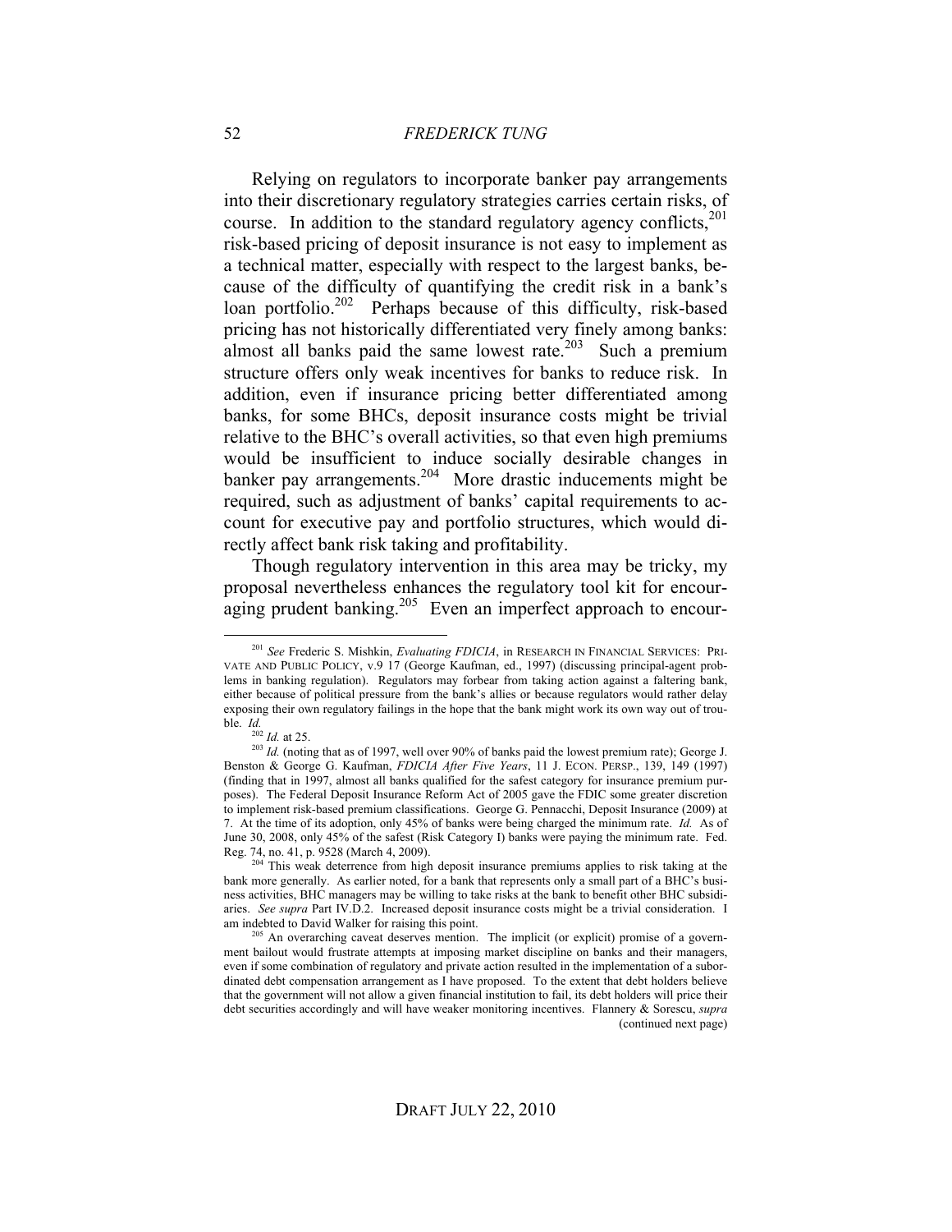Relying on regulators to incorporate banker pay arrangements into their discretionary regulatory strategies carries certain risks, of course. In addition to the standard regulatory agency conflicts,[201] risk-based pricing of deposit insurance is not easy to implement as a technical matter, especially with respect to the largest banks, because of the difficulty of quantifying the credit risk in a bank's loan portfolio.[202] Perhaps because of this difficulty, risk-based pricing has not historically differentiated very finely among banks: almost all banks paid the same lowest rate.[203] Such a premium structure offers only weak incentives for banks to reduce risk. In addition, even if insurance pricing better differentiated among banks, for some BHCs, deposit insurance costs might be trivial relative to the BHC's overall activities, so that even high premiums would be insufficient to induce socially desirable changes in banker pay arrangements.[204] More drastic inducements might be required, such as adjustment of banks' capital requirements to account for executive pay and portfolio structures, which would directly affect bank risk taking and profitability.

Though regulatory intervention in this area may be tricky, my proposal nevertheless enhances the regulatory tool kit for encouraging prudent banking.[205] Even an imperfect approach to encour-

---

[201] *See* Frederic S. Mishkin, *Evaluating FDICIA*, in RESEARCH IN FINANCIAL SERVICES: PRIVATE AND PUBLIC POLICY, v.9 17 (George Kaufman, ed., 1997) (discussing principal-agent problems in banking regulation). Regulators may forbear from taking action against a faltering bank, either because of political pressure from the bank's allies or because regulators would rather delay exposing their own regulatory failings in the hope that the bank might work its own way out of trouble. *Id.*

[202] *Id.* at 25.

[203] *Id.* (noting that as of 1997, well over 90% of banks paid the lowest premium rate); George J. Benston & George G. Kaufman, *FDICIA After Five Years*, 11 J. ECON. PERSP., 139, 149 (1997) (finding that in 1997, almost all banks qualified for the safest category for insurance premium purposes). The Federal Deposit Insurance Reform Act of 2005 gave the FDIC some greater discretion to implement risk-based premium classifications. George G. Pennacchi, Deposit Insurance (2009) at 7. At the time of its adoption, only 45% of banks were being charged the minimum rate. *Id.* As of June 30, 2008, only 45% of the safest (Risk Category I) banks were paying the minimum rate. Fed. Reg. 74, no. 41, p. 9528 (March 4, 2009).

[204] This weak deterrence from high deposit insurance premiums applies to risk taking at the bank more generally. As earlier noted, for a bank that represents only a small part of a BHC's business activities, BHC managers may be willing to take risks at the bank to benefit other BHC subsidiaries. *See supra* Part IV.D.2. Increased deposit insurance costs might be a trivial consideration. I am indebted to David Walker for raising this point.

[205] An overarching caveat deserves mention. The implicit (or explicit) promise of a government bailout would frustrate attempts at imposing market discipline on banks and their managers, even if some combination of regulatory and private action resulted in the implementation of a subordinated debt compensation arrangement as I have proposed. To the extent that debt holders believe that the government will not allow a given financial institution to fail, its debt holders will price their debt securities accordingly and will have weaker monitoring incentives. Flannery & Sorescu, *supra*

(continued next page)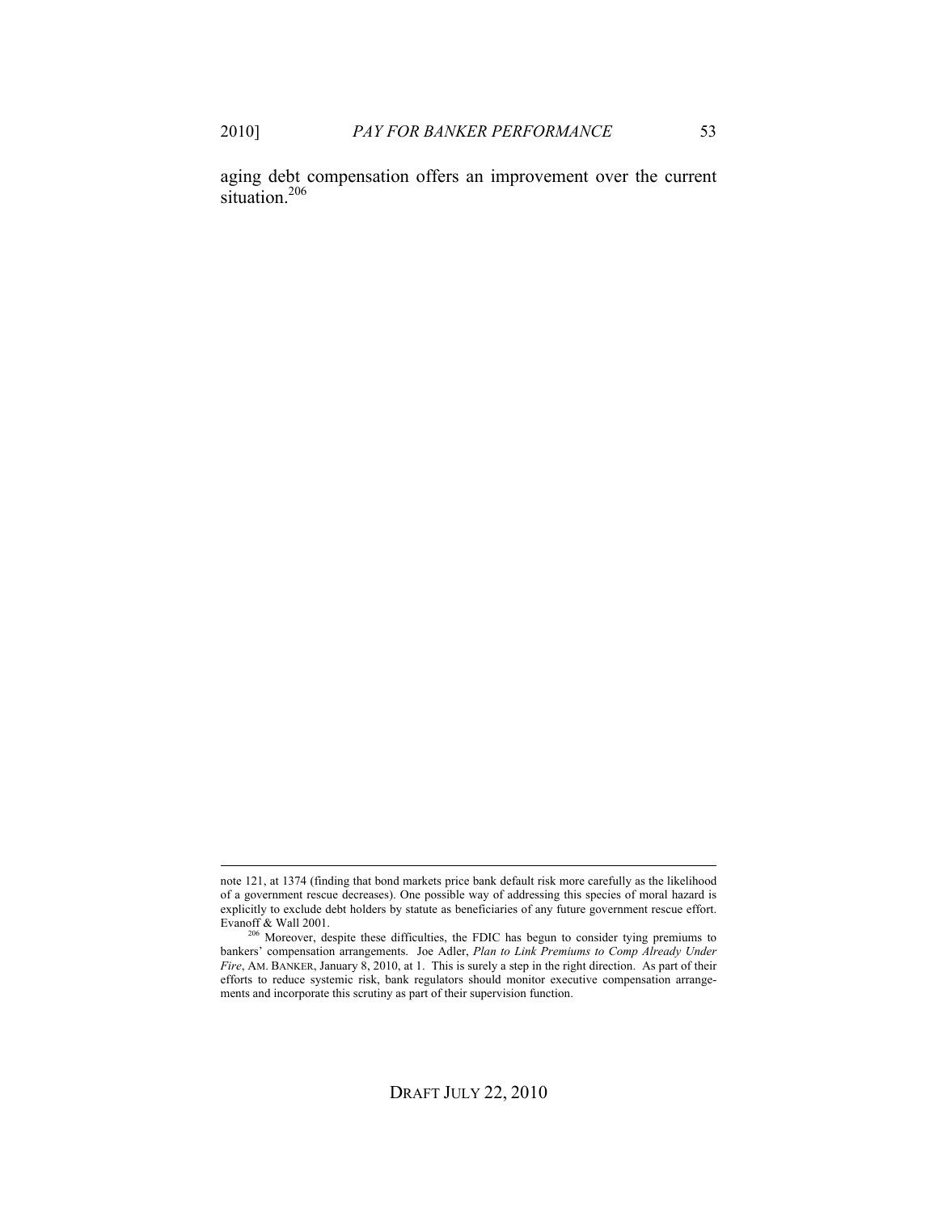aging debt compensation offers an improvement over the current situation.[206]

---

note 121, at 1374 (finding that bond markets price bank default risk more carefully as the likelihood of a government rescue decreases). One possible way of addressing this species of moral hazard is explicitly to exclude debt holders by statute as beneficiaries of any future government rescue effort. Evanoff & Wall 2001.

[206] Moreover, despite these difficulties, the FDIC has begun to consider tying premiums to bankers' compensation arrangements. Joe Adler, *Plan to Link Premiums to Comp Already Under Fire*, AM. BANKER, January 8, 2010, at 1. This is surely a step in the right direction. As part of their efforts to reduce systemic risk, bank regulators should monitor executive compensation arrangements and incorporate this scrutiny as part of their supervision function.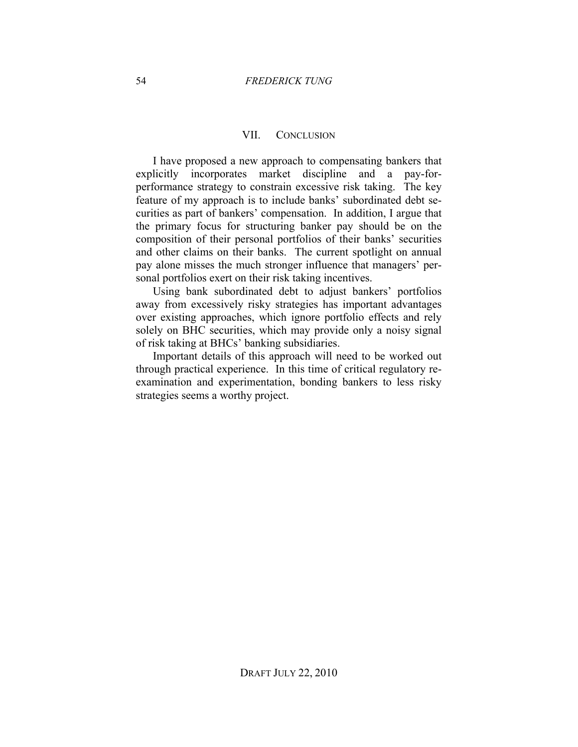## VII. CONCLUSION

I have proposed a new approach to compensating bankers that explicitly incorporates market discipline and a pay-for-performance strategy to constrain excessive risk taking. The key feature of my approach is to include banks' subordinated debt securities as part of bankers' compensation. In addition, I argue that the primary focus for structuring banker pay should be on the composition of their personal portfolios of their banks' securities and other claims on their banks. The current spotlight on annual pay alone misses the much stronger influence that managers' personal portfolios exert on their risk taking incentives.

Using bank subordinated debt to adjust bankers' portfolios away from excessively risky strategies has important advantages over existing approaches, which ignore portfolio effects and rely solely on BHC securities, which may provide only a noisy signal of risk taking at BHCs' banking subsidiaries.

Important details of this approach will need to be worked out through practical experience. In this time of critical regulatory re-examination and experimentation, bonding bankers to less risky strategies seems a worthy project.